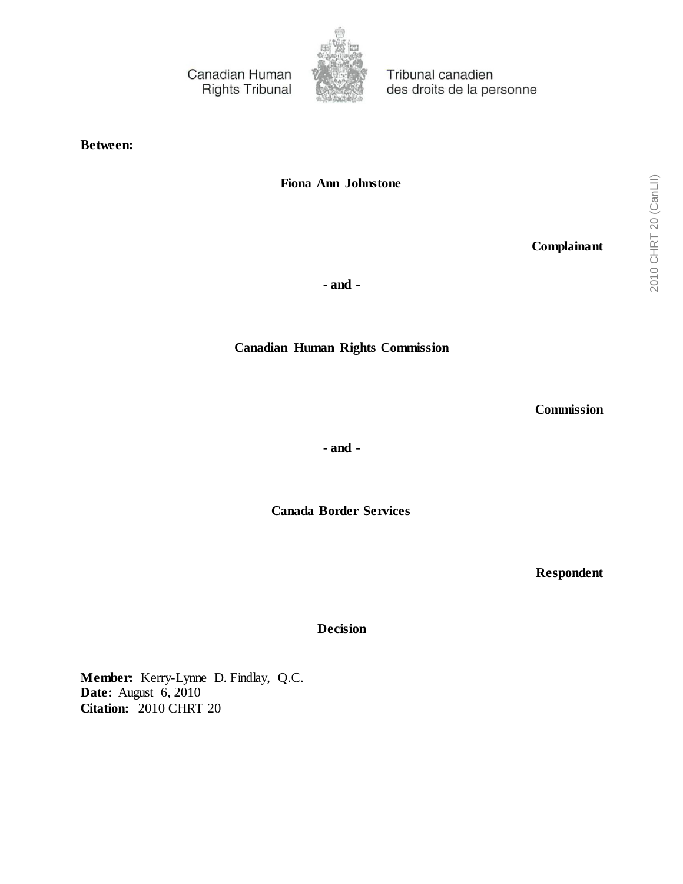Canadian Human Rights Tribunal

Tribunal canadien des droits de la personne

**Between:**

**Fiona Ann Johnstone**

**Complainant**

**- and -**

**Canadian Human Rights Commission**

**Commission**

**- and -**

**Canada Border Services**

**Respondent**

**Decision**

**Member:** Kerry-Lynne D. Findlay, Q.C.
**Date:** August 6, 2010
**Citation:** 2010 CHRT 20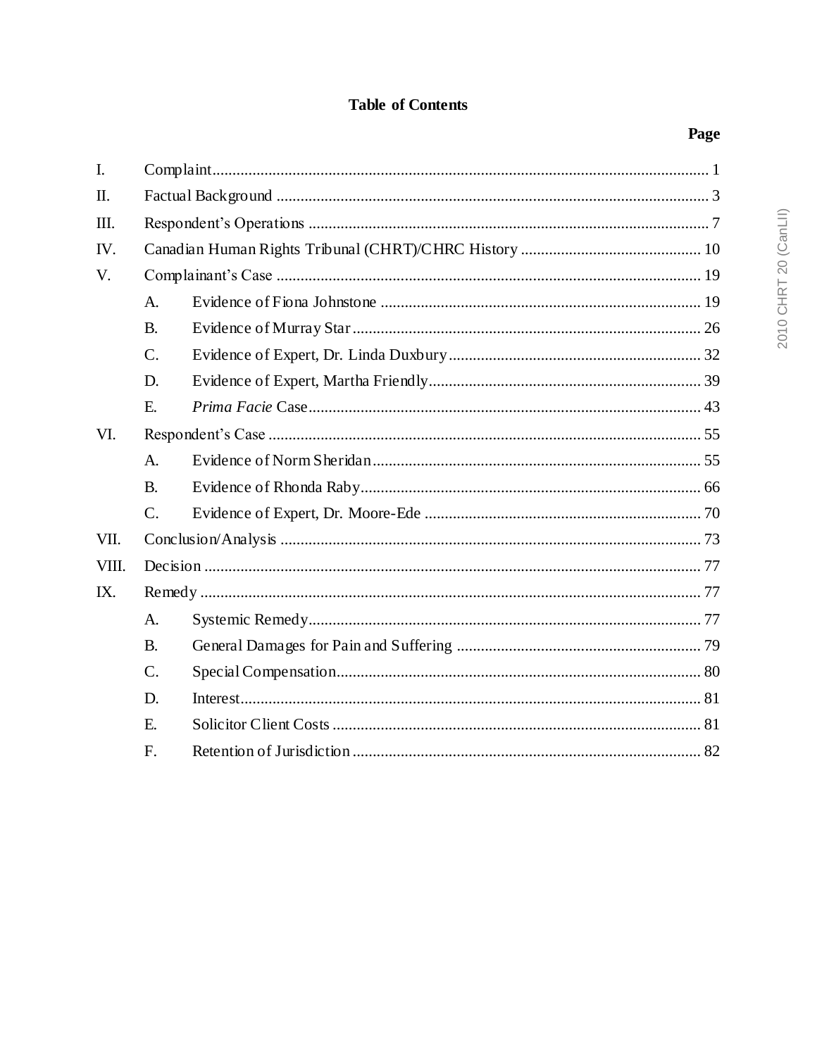# Table of Contents

| | | | Page |
|---|---|---|---|
| I. | Complaint | | 1 |
| II. | Factual Background | | 3 |
| III. | Respondent's Operations | | 7 |
| IV. | Canadian Human Rights Tribunal (CHRT)/CHRC History | | 10 |
| V. | Complainant's Case | | 19 |
| | A. | Evidence of Fiona Johnstone | 19 |
| | B. | Evidence of Murray Star | 26 |
| | C. | Evidence of Expert, Dr. Linda Duxbury | 32 |
| | D. | Evidence of Expert, Martha Friendly | 39 |
| | E. | *Prima Facie* Case | 43 |
| VI. | Respondent's Case | | 55 |
| | A. | Evidence of Norm Sheridan | 55 |
| | B. | Evidence of Rhonda Raby | 66 |
| | C. | Evidence of Expert, Dr. Moore-Ede | 70 |
| VII. | Conclusion/Analysis | | 73 |
| VIII. | Decision | | 77 |
| IX. | Remedy | | 77 |
| | A. | Systemic Remedy | 77 |
| | B. | General Damages for Pain and Suffering | 79 |
| | C. | Special Compensation | 80 |
| | D. | Interest | 81 |
| | E. | Solicitor Client Costs | 81 |
| | F. | Retention of Jurisdiction | 82 |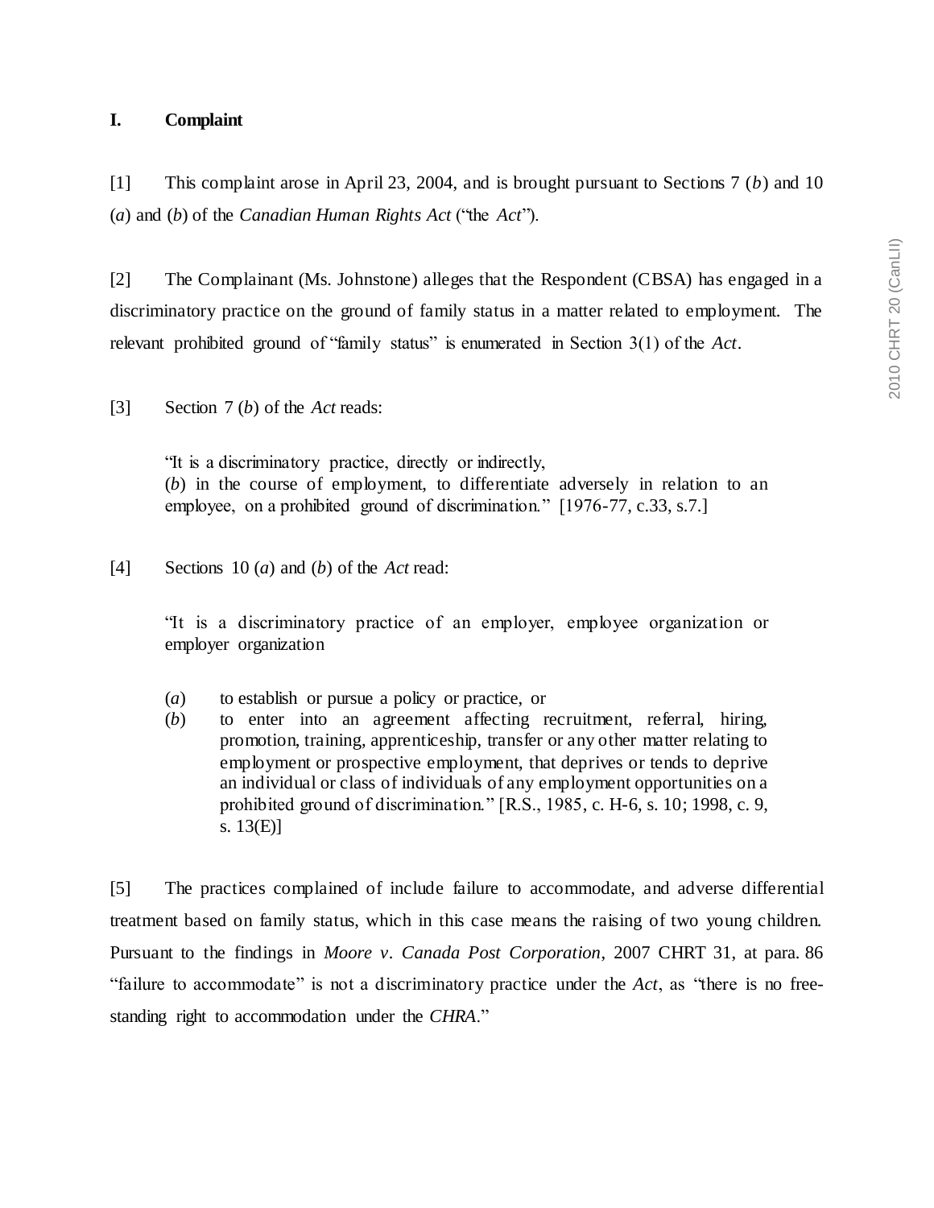## I. Complaint

[1] This complaint arose in April 23, 2004, and is brought pursuant to Sections 7 (*b*) and 10 (*a*) and (*b*) of the *Canadian Human Rights Act* ("the *Act*").

[2] The Complainant (Ms. Johnstone) alleges that the Respondent (CBSA) has engaged in a discriminatory practice on the ground of family status in a matter related to employment. The relevant prohibited ground of "family status" is enumerated in Section 3(1) of the *Act*.

[3] Section 7 (*b*) of the *Act* reads:

> "It is a discriminatory practice, directly or indirectly,
> (*b*) in the course of employment, to differentiate adversely in relation to an employee, on a prohibited ground of discrimination." [1976-77, c.33, s.7.]

[4] Sections 10 (*a*) and (*b*) of the *Act* read:

> "It is a discriminatory practice of an employer, employee organization or employer organization
>
> (*a*) to establish or pursue a policy or practice, or
> (*b*) to enter into an agreement affecting recruitment, referral, hiring, promotion, training, apprenticeship, transfer or any other matter relating to employment or prospective employment, that deprives or tends to deprive an individual or class of individuals of any employment opportunities on a prohibited ground of discrimination." [R.S., 1985, c. H-6, s. 10; 1998, c. 9, s. 13(E)]

[5] The practices complained of include failure to accommodate, and adverse differential treatment based on family status, which in this case means the raising of two young children. Pursuant to the findings in *Moore v. Canada Post Corporation*, 2007 CHRT 31, at para. 86 "failure to accommodate" is not a discriminatory practice under the *Act*, as "there is no free-standing right to accommodation under the *CHRA*."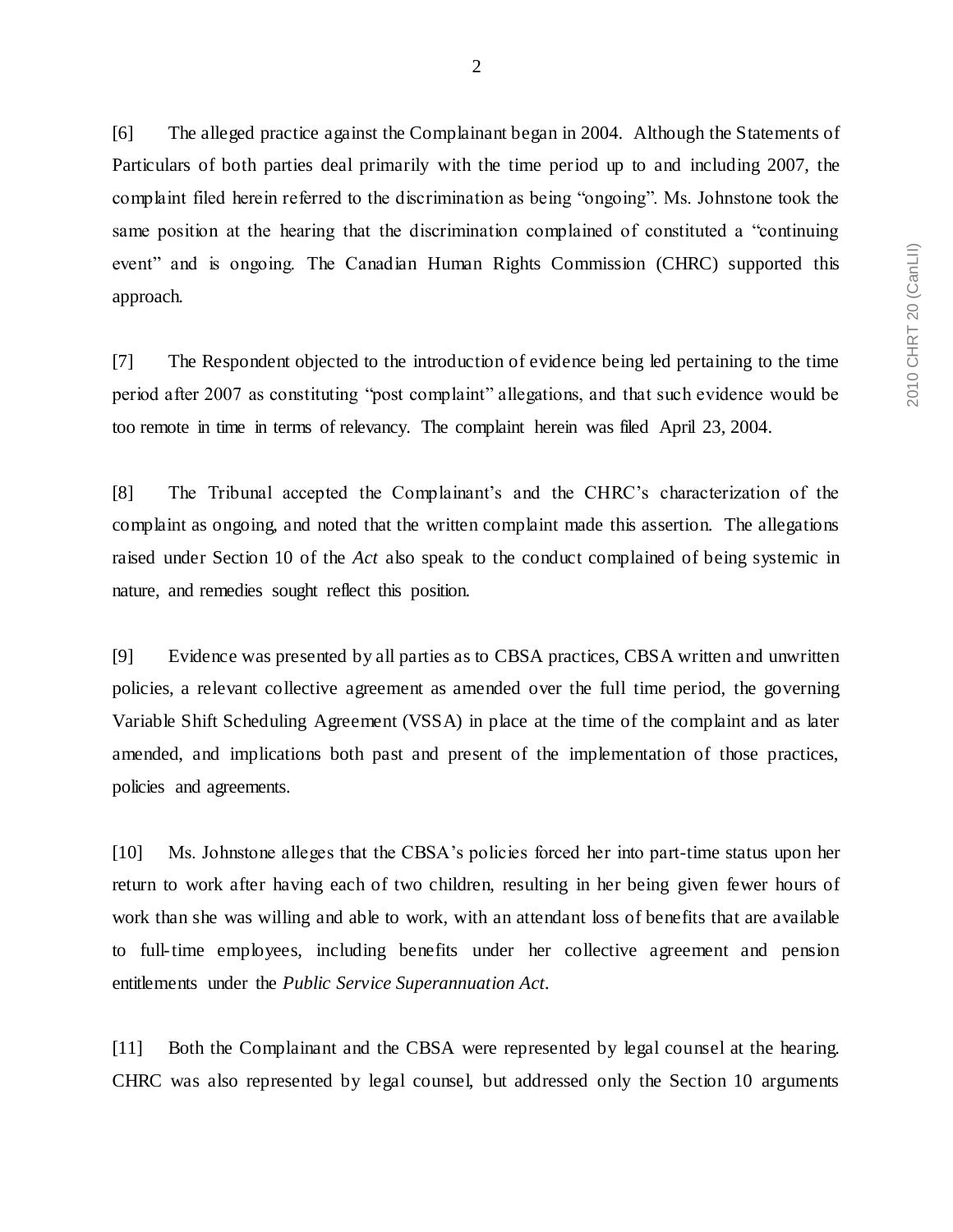[6] The alleged practice against the Complainant began in 2004. Although the Statements of Particulars of both parties deal primarily with the time period up to and including 2007, the complaint filed herein referred to the discrimination as being "ongoing". Ms. Johnstone took the same position at the hearing that the discrimination complained of constituted a "continuing event" and is ongoing. The Canadian Human Rights Commission (CHRC) supported this approach.

[7] The Respondent objected to the introduction of evidence being led pertaining to the time period after 2007 as constituting "post complaint" allegations, and that such evidence would be too remote in time in terms of relevancy. The complaint herein was filed April 23, 2004.

[8] The Tribunal accepted the Complainant's and the CHRC's characterization of the complaint as ongoing, and noted that the written complaint made this assertion. The allegations raised under Section 10 of the *Act* also speak to the conduct complained of being systemic in nature, and remedies sought reflect this position.

[9] Evidence was presented by all parties as to CBSA practices, CBSA written and unwritten policies, a relevant collective agreement as amended over the full time period, the governing Variable Shift Scheduling Agreement (VSSA) in place at the time of the complaint and as later amended, and implications both past and present of the implementation of those practices, policies and agreements.

[10] Ms. Johnstone alleges that the CBSA's policies forced her into part-time status upon her return to work after having each of two children, resulting in her being given fewer hours of work than she was willing and able to work, with an attendant loss of benefits that are available to full-time employees, including benefits under her collective agreement and pension entitlements under the *Public Service Superannuation Act*.

[11] Both the Complainant and the CBSA were represented by legal counsel at the hearing. CHRC was also represented by legal counsel, but addressed only the Section 10 arguments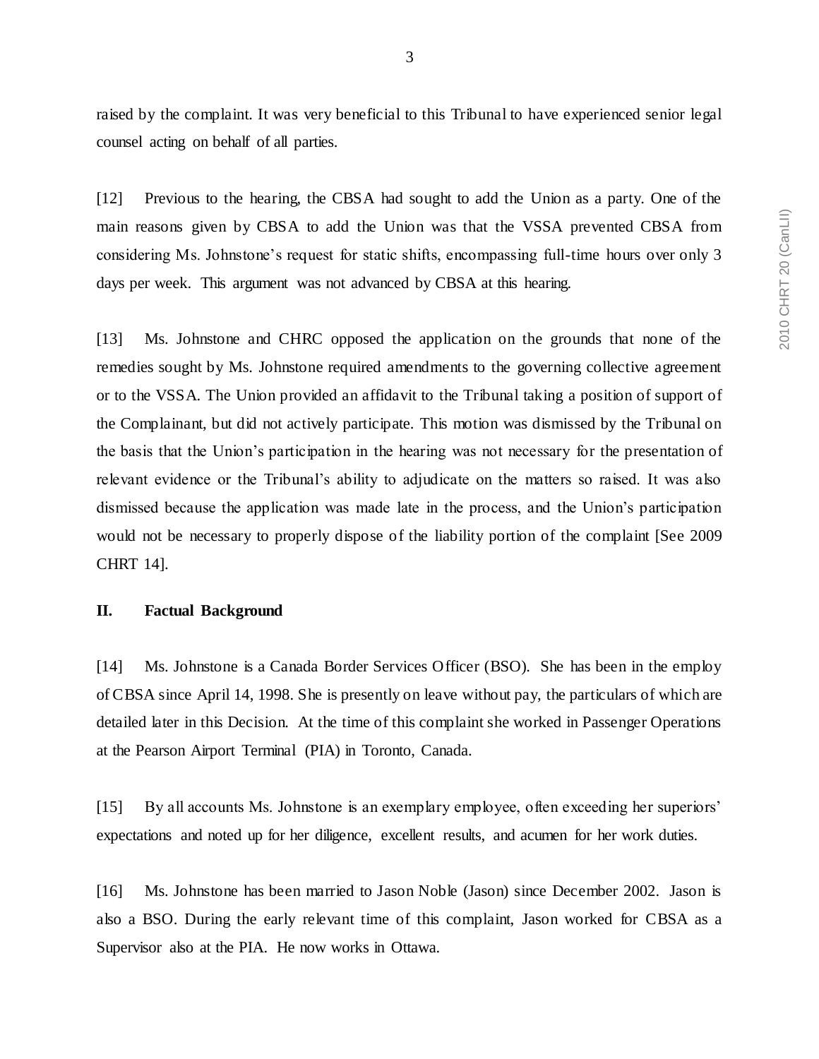raised by the complaint. It was very beneficial to this Tribunal to have experienced senior legal counsel acting on behalf of all parties.

[12] Previous to the hearing, the CBSA had sought to add the Union as a party. One of the main reasons given by CBSA to add the Union was that the VSSA prevented CBSA from considering Ms. Johnstone's request for static shifts, encompassing full-time hours over only 3 days per week. This argument was not advanced by CBSA at this hearing.

[13] Ms. Johnstone and CHRC opposed the application on the grounds that none of the remedies sought by Ms. Johnstone required amendments to the governing collective agreement or to the VSSA. The Union provided an affidavit to the Tribunal taking a position of support of the Complainant, but did not actively participate. This motion was dismissed by the Tribunal on the basis that the Union's participation in the hearing was not necessary for the presentation of relevant evidence or the Tribunal's ability to adjudicate on the matters so raised. It was also dismissed because the application was made late in the process, and the Union's participation would not be necessary to properly dispose of the liability portion of the complaint [See 2009 CHRT 14].

## II. Factual Background

[14] Ms. Johnstone is a Canada Border Services Officer (BSO). She has been in the employ of CBSA since April 14, 1998. She is presently on leave without pay, the particulars of which are detailed later in this Decision. At the time of this complaint she worked in Passenger Operations at the Pearson Airport Terminal (PIA) in Toronto, Canada.

[15] By all accounts Ms. Johnstone is an exemplary employee, often exceeding her superiors' expectations and noted up for her diligence, excellent results, and acumen for her work duties.

[16] Ms. Johnstone has been married to Jason Noble (Jason) since December 2002. Jason is also a BSO. During the early relevant time of this complaint, Jason worked for CBSA as a Supervisor also at the PIA. He now works in Ottawa.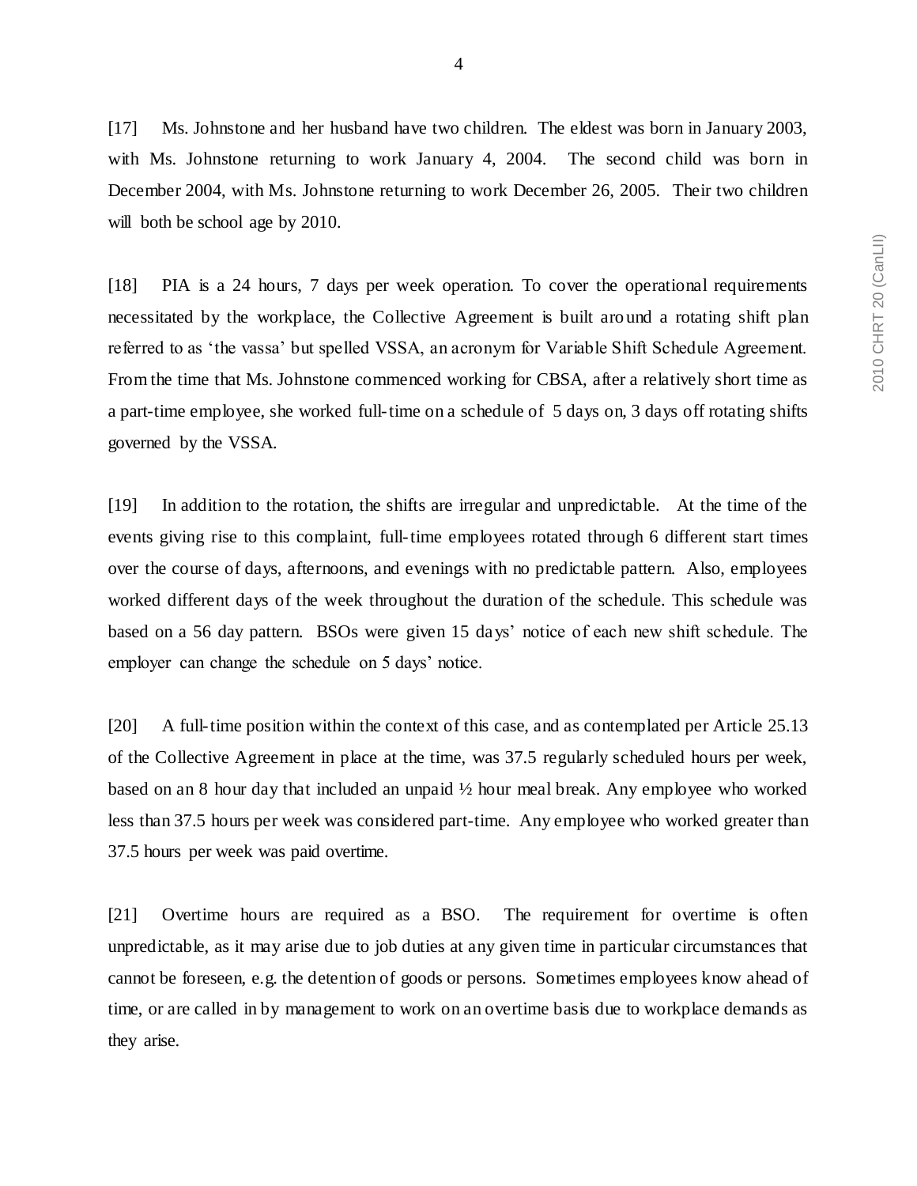[17] Ms. Johnstone and her husband have two children. The eldest was born in January 2003, with Ms. Johnstone returning to work January 4, 2004. The second child was born in December 2004, with Ms. Johnstone returning to work December 26, 2005. Their two children will both be school age by 2010.

[18] PIA is a 24 hours, 7 days per week operation. To cover the operational requirements necessitated by the workplace, the Collective Agreement is built around a rotating shift plan referred to as 'the vassa' but spelled VSSA, an acronym for Variable Shift Schedule Agreement. From the time that Ms. Johnstone commenced working for CBSA, after a relatively short time as a part-time employee, she worked full-time on a schedule of 5 days on, 3 days off rotating shifts governed by the VSSA.

[19] In addition to the rotation, the shifts are irregular and unpredictable. At the time of the events giving rise to this complaint, full-time employees rotated through 6 different start times over the course of days, afternoons, and evenings with no predictable pattern. Also, employees worked different days of the week throughout the duration of the schedule. This schedule was based on a 56 day pattern. BSOs were given 15 days' notice of each new shift schedule. The employer can change the schedule on 5 days' notice.

[20] A full-time position within the context of this case, and as contemplated per Article 25.13 of the Collective Agreement in place at the time, was 37.5 regularly scheduled hours per week, based on an 8 hour day that included an unpaid ½ hour meal break. Any employee who worked less than 37.5 hours per week was considered part-time. Any employee who worked greater than 37.5 hours per week was paid overtime.

[21] Overtime hours are required as a BSO. The requirement for overtime is often unpredictable, as it may arise due to job duties at any given time in particular circumstances that cannot be foreseen, e.g. the detention of goods or persons. Sometimes employees know ahead of time, or are called in by management to work on an overtime basis due to workplace demands as they arise.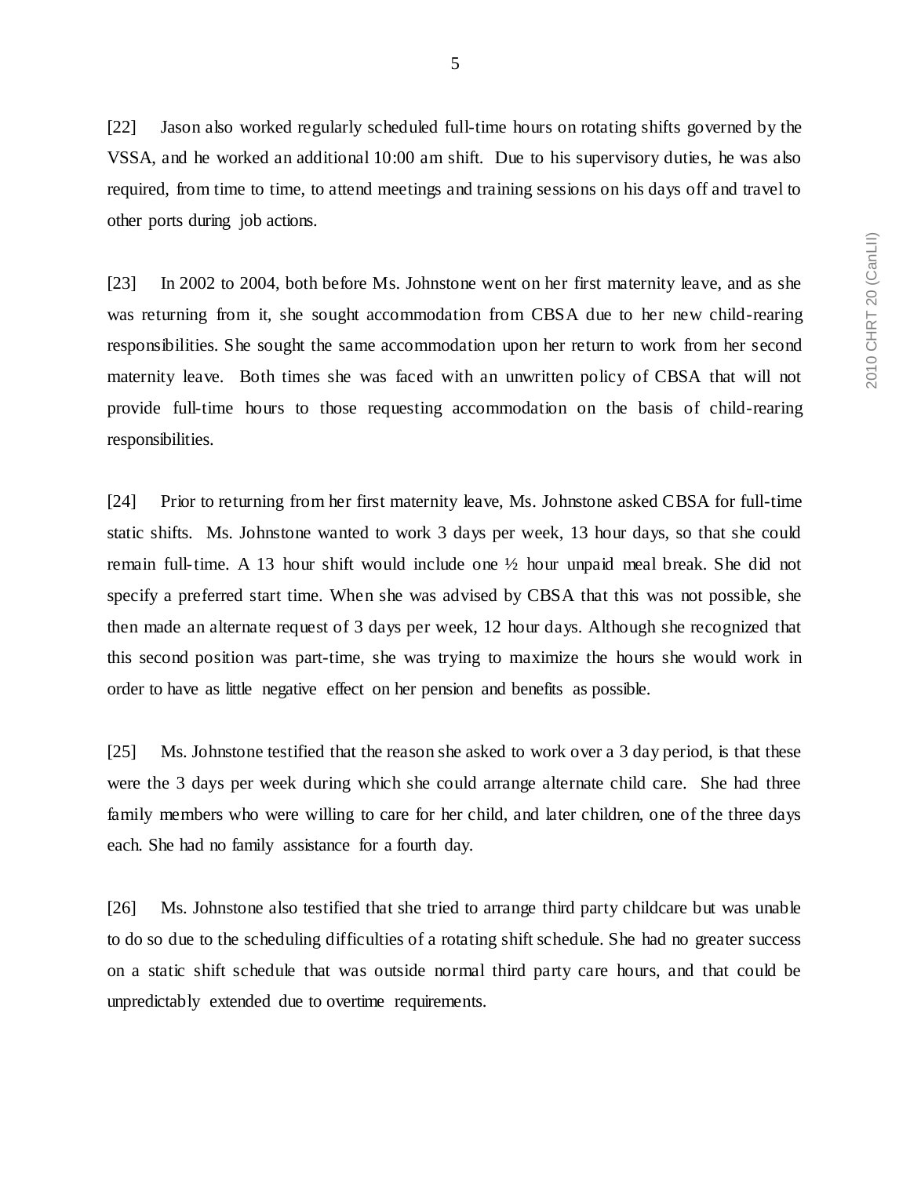[22] Jason also worked regularly scheduled full-time hours on rotating shifts governed by the VSSA, and he worked an additional 10:00 am shift. Due to his supervisory duties, he was also required, from time to time, to attend meetings and training sessions on his days off and travel to other ports during job actions.

[23] In 2002 to 2004, both before Ms. Johnstone went on her first maternity leave, and as she was returning from it, she sought accommodation from CBSA due to her new child-rearing responsibilities. She sought the same accommodation upon her return to work from her second maternity leave. Both times she was faced with an unwritten policy of CBSA that will not provide full-time hours to those requesting accommodation on the basis of child-rearing responsibilities.

[24] Prior to returning from her first maternity leave, Ms. Johnstone asked CBSA for full-time static shifts. Ms. Johnstone wanted to work 3 days per week, 13 hour days, so that she could remain full-time. A 13 hour shift would include one ½ hour unpaid meal break. She did not specify a preferred start time. When she was advised by CBSA that this was not possible, she then made an alternate request of 3 days per week, 12 hour days. Although she recognized that this second position was part-time, she was trying to maximize the hours she would work in order to have as little negative effect on her pension and benefits as possible.

[25] Ms. Johnstone testified that the reason she asked to work over a 3 day period, is that these were the 3 days per week during which she could arrange alternate child care. She had three family members who were willing to care for her child, and later children, one of the three days each. She had no family assistance for a fourth day.

[26] Ms. Johnstone also testified that she tried to arrange third party childcare but was unable to do so due to the scheduling difficulties of a rotating shift schedule. She had no greater success on a static shift schedule that was outside normal third party care hours, and that could be unpredictably extended due to overtime requirements.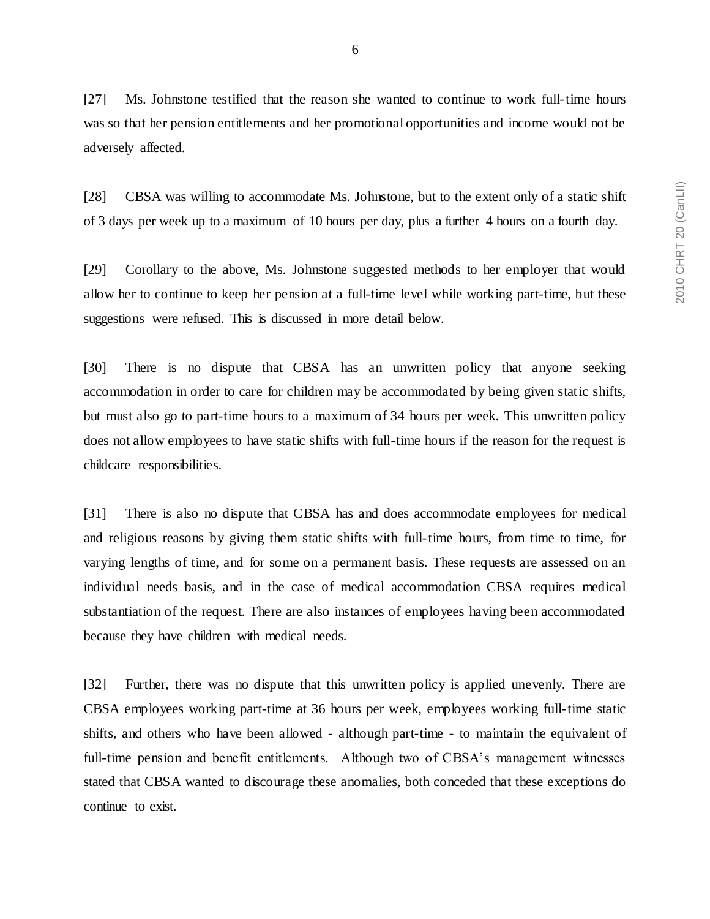[27] Ms. Johnstone testified that the reason she wanted to continue to work full-time hours was so that her pension entitlements and her promotional opportunities and income would not be adversely affected.

[28] CBSA was willing to accommodate Ms. Johnstone, but to the extent only of a static shift of 3 days per week up to a maximum of 10 hours per day, plus a further 4 hours on a fourth day.

[29] Corollary to the above, Ms. Johnstone suggested methods to her employer that would allow her to continue to keep her pension at a full-time level while working part-time, but these suggestions were refused. This is discussed in more detail below.

[30] There is no dispute that CBSA has an unwritten policy that anyone seeking accommodation in order to care for children may be accommodated by being given static shifts, but must also go to part-time hours to a maximum of 34 hours per week. This unwritten policy does not allow employees to have static shifts with full-time hours if the reason for the request is childcare responsibilities.

[31] There is also no dispute that CBSA has and does accommodate employees for medical and religious reasons by giving them static shifts with full-time hours, from time to time, for varying lengths of time, and for some on a permanent basis. These requests are assessed on an individual needs basis, and in the case of medical accommodation CBSA requires medical substantiation of the request. There are also instances of employees having been accommodated because they have children with medical needs.

[32] Further, there was no dispute that this unwritten policy is applied unevenly. There are CBSA employees working part-time at 36 hours per week, employees working full-time static shifts, and others who have been allowed - although part-time - to maintain the equivalent of full-time pension and benefit entitlements. Although two of CBSA's management witnesses stated that CBSA wanted to discourage these anomalies, both conceded that these exceptions do continue to exist.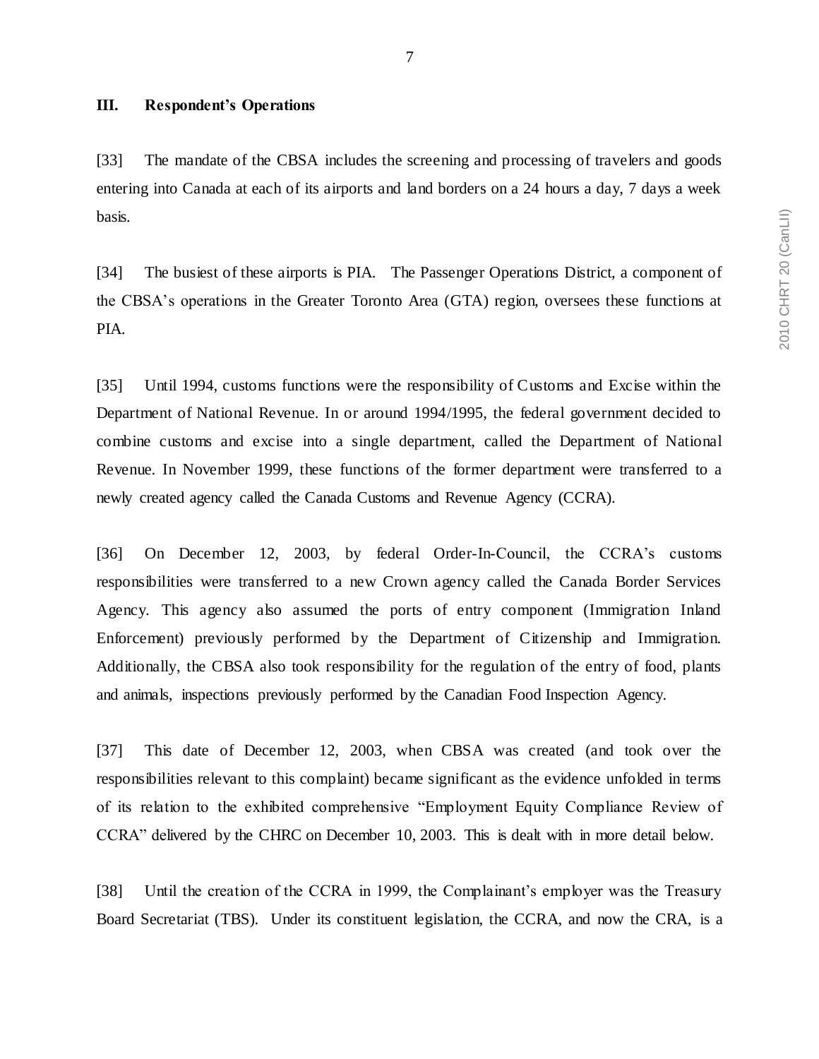## III. Respondent's Operations

[33] The mandate of the CBSA includes the screening and processing of travelers and goods entering into Canada at each of its airports and land borders on a 24 hours a day, 7 days a week basis.

[34] The busiest of these airports is PIA. The Passenger Operations District, a component of the CBSA's operations in the Greater Toronto Area (GTA) region, oversees these functions at PIA.

[35] Until 1994, customs functions were the responsibility of Customs and Excise within the Department of National Revenue. In or around 1994/1995, the federal government decided to combine customs and excise into a single department, called the Department of National Revenue. In November 1999, these functions of the former department were transferred to a newly created agency called the Canada Customs and Revenue Agency (CCRA).

[36] On December 12, 2003, by federal Order-In-Council, the CCRA's customs responsibilities were transferred to a new Crown agency called the Canada Border Services Agency. This agency also assumed the ports of entry component (Immigration Inland Enforcement) previously performed by the Department of Citizenship and Immigration. Additionally, the CBSA also took responsibility for the regulation of the entry of food, plants and animals, inspections previously performed by the Canadian Food Inspection Agency.

[37] This date of December 12, 2003, when CBSA was created (and took over the responsibilities relevant to this complaint) became significant as the evidence unfolded in terms of its relation to the exhibited comprehensive "Employment Equity Compliance Review of CCRA" delivered by the CHRC on December 10, 2003. This is dealt with in more detail below.

[38] Until the creation of the CCRA in 1999, the Complainant's employer was the Treasury Board Secretariat (TBS). Under its constituent legislation, the CCRA, and now the CRA, is a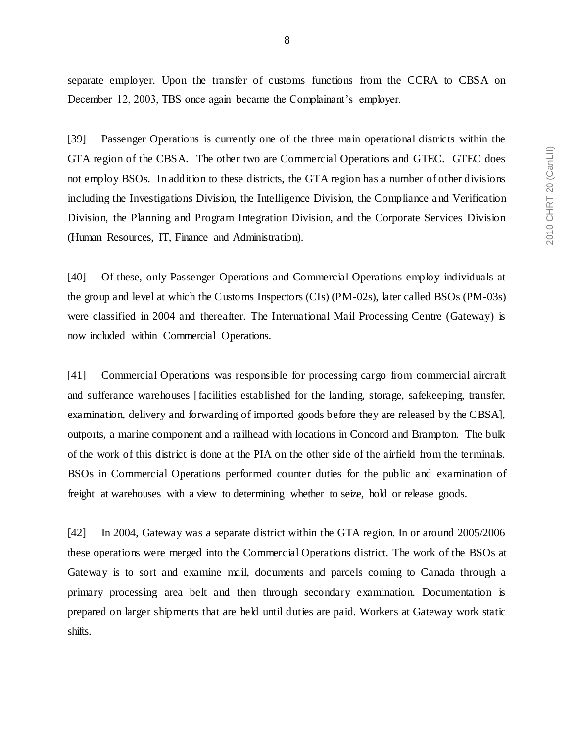separate employer. Upon the transfer of customs functions from the CCRA to CBSA on December 12, 2003, TBS once again became the Complainant's employer.

[39] Passenger Operations is currently one of the three main operational districts within the GTA region of the CBSA. The other two are Commercial Operations and GTEC. GTEC does not employ BSOs. In addition to these districts, the GTA region has a number of other divisions including the Investigations Division, the Intelligence Division, the Compliance and Verification Division, the Planning and Program Integration Division, and the Corporate Services Division (Human Resources, IT, Finance and Administration).

[40] Of these, only Passenger Operations and Commercial Operations employ individuals at the group and level at which the Customs Inspectors (CIs) (PM-02s), later called BSOs (PM-03s) were classified in 2004 and thereafter. The International Mail Processing Centre (Gateway) is now included within Commercial Operations.

[41] Commercial Operations was responsible for processing cargo from commercial aircraft and sufferance warehouses [facilities established for the landing, storage, safekeeping, transfer, examination, delivery and forwarding of imported goods before they are released by the CBSA], outports, a marine component and a railhead with locations in Concord and Brampton. The bulk of the work of this district is done at the PIA on the other side of the airfield from the terminals. BSOs in Commercial Operations performed counter duties for the public and examination of freight at warehouses with a view to determining whether to seize, hold or release goods.

[42] In 2004, Gateway was a separate district within the GTA region. In or around 2005/2006 these operations were merged into the Commercial Operations district. The work of the BSOs at Gateway is to sort and examine mail, documents and parcels coming to Canada through a primary processing area belt and then through secondary examination. Documentation is prepared on larger shipments that are held until duties are paid. Workers at Gateway work static shifts.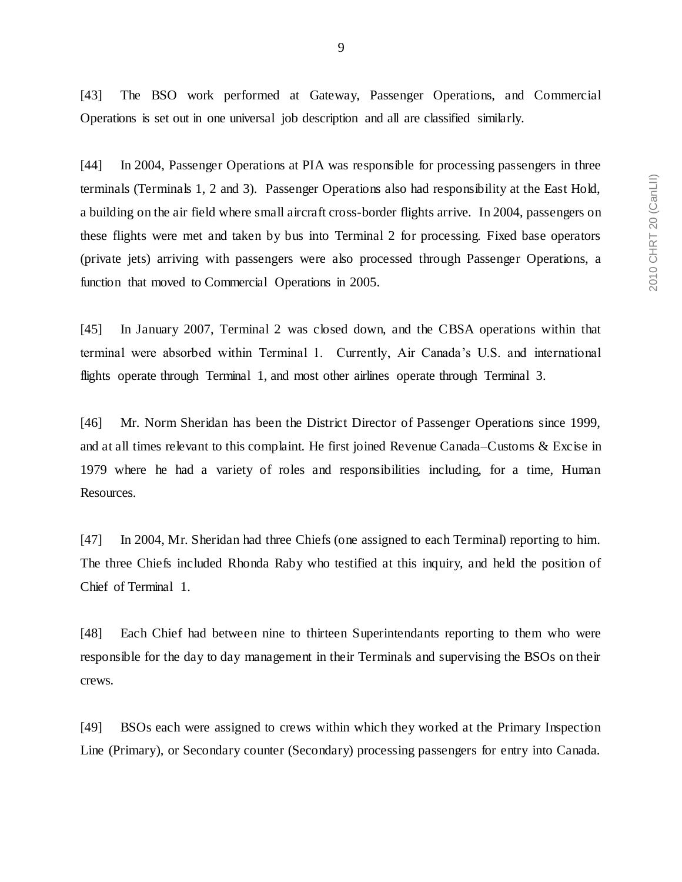[43] The BSO work performed at Gateway, Passenger Operations, and Commercial Operations is set out in one universal job description and all are classified similarly.

[44] In 2004, Passenger Operations at PIA was responsible for processing passengers in three terminals (Terminals 1, 2 and 3). Passenger Operations also had responsibility at the East Hold, a building on the air field where small aircraft cross-border flights arrive. In 2004, passengers on these flights were met and taken by bus into Terminal 2 for processing. Fixed base operators (private jets) arriving with passengers were also processed through Passenger Operations, a function that moved to Commercial Operations in 2005.

[45] In January 2007, Terminal 2 was closed down, and the CBSA operations within that terminal were absorbed within Terminal 1. Currently, Air Canada's U.S. and international flights operate through Terminal 1, and most other airlines operate through Terminal 3.

[46] Mr. Norm Sheridan has been the District Director of Passenger Operations since 1999, and at all times relevant to this complaint. He first joined Revenue Canada–Customs & Excise in 1979 where he had a variety of roles and responsibilities including, for a time, Human Resources.

[47] In 2004, Mr. Sheridan had three Chiefs (one assigned to each Terminal) reporting to him. The three Chiefs included Rhonda Raby who testified at this inquiry, and held the position of Chief of Terminal 1.

[48] Each Chief had between nine to thirteen Superintendants reporting to them who were responsible for the day to day management in their Terminals and supervising the BSOs on their crews.

[49] BSOs each were assigned to crews within which they worked at the Primary Inspection Line (Primary), or Secondary counter (Secondary) processing passengers for entry into Canada.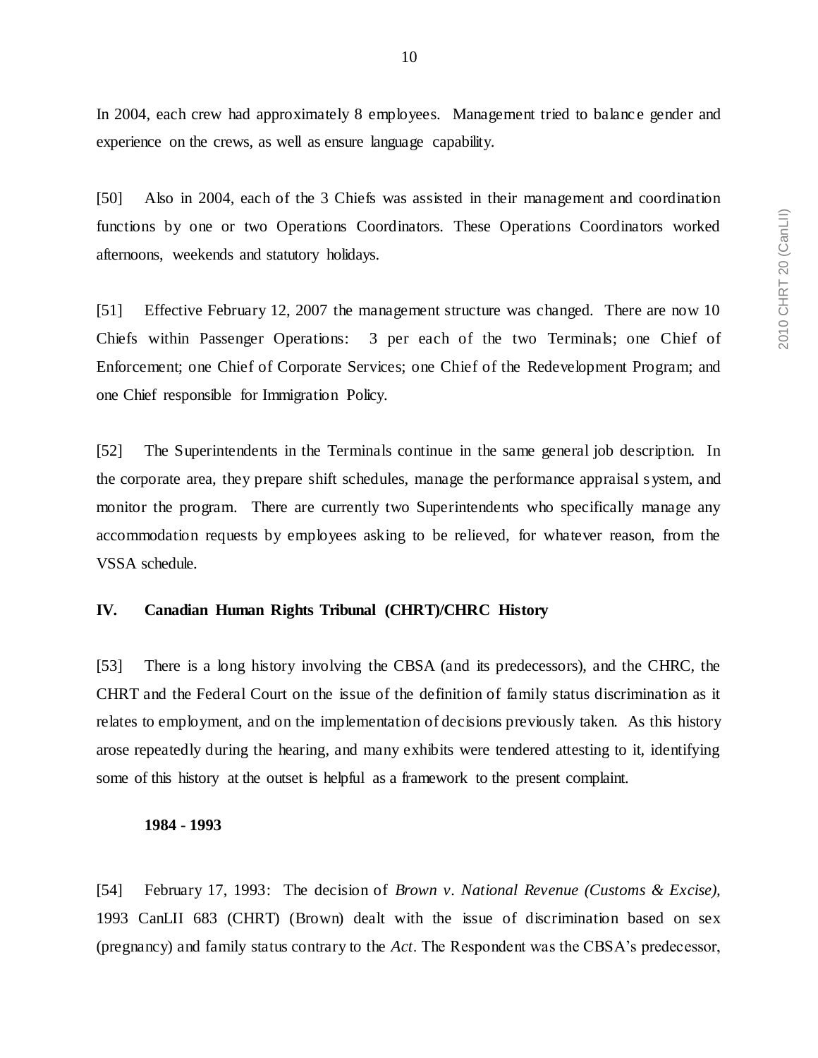In 2004, each crew had approximately 8 employees. Management tried to balance gender and experience on the crews, as well as ensure language capability.

[50] Also in 2004, each of the 3 Chiefs was assisted in their management and coordination functions by one or two Operations Coordinators. These Operations Coordinators worked afternoons, weekends and statutory holidays.

[51] Effective February 12, 2007 the management structure was changed. There are now 10 Chiefs within Passenger Operations: 3 per each of the two Terminals; one Chief of Enforcement; one Chief of Corporate Services; one Chief of the Redevelopment Program; and one Chief responsible for Immigration Policy.

[52] The Superintendents in the Terminals continue in the same general job description. In the corporate area, they prepare shift schedules, manage the performance appraisal system, and monitor the program. There are currently two Superintendents who specifically manage any accommodation requests by employees asking to be relieved, for whatever reason, from the VSSA schedule.

## IV. Canadian Human Rights Tribunal (CHRT)/CHRC History

[53] There is a long history involving the CBSA (and its predecessors), and the CHRC, the CHRT and the Federal Court on the issue of the definition of family status discrimination as it relates to employment, and on the implementation of decisions previously taken. As this history arose repeatedly during the hearing, and many exhibits were tendered attesting to it, identifying some of this history at the outset is helpful as a framework to the present complaint.

### 1984 - 1993

[54] February 17, 1993: The decision of *Brown v. National Revenue (Customs & Excise)*, 1993 CanLII 683 (CHRT) (Brown) dealt with the issue of discrimination based on sex (pregnancy) and family status contrary to the *Act*. The Respondent was the CBSA's predecessor,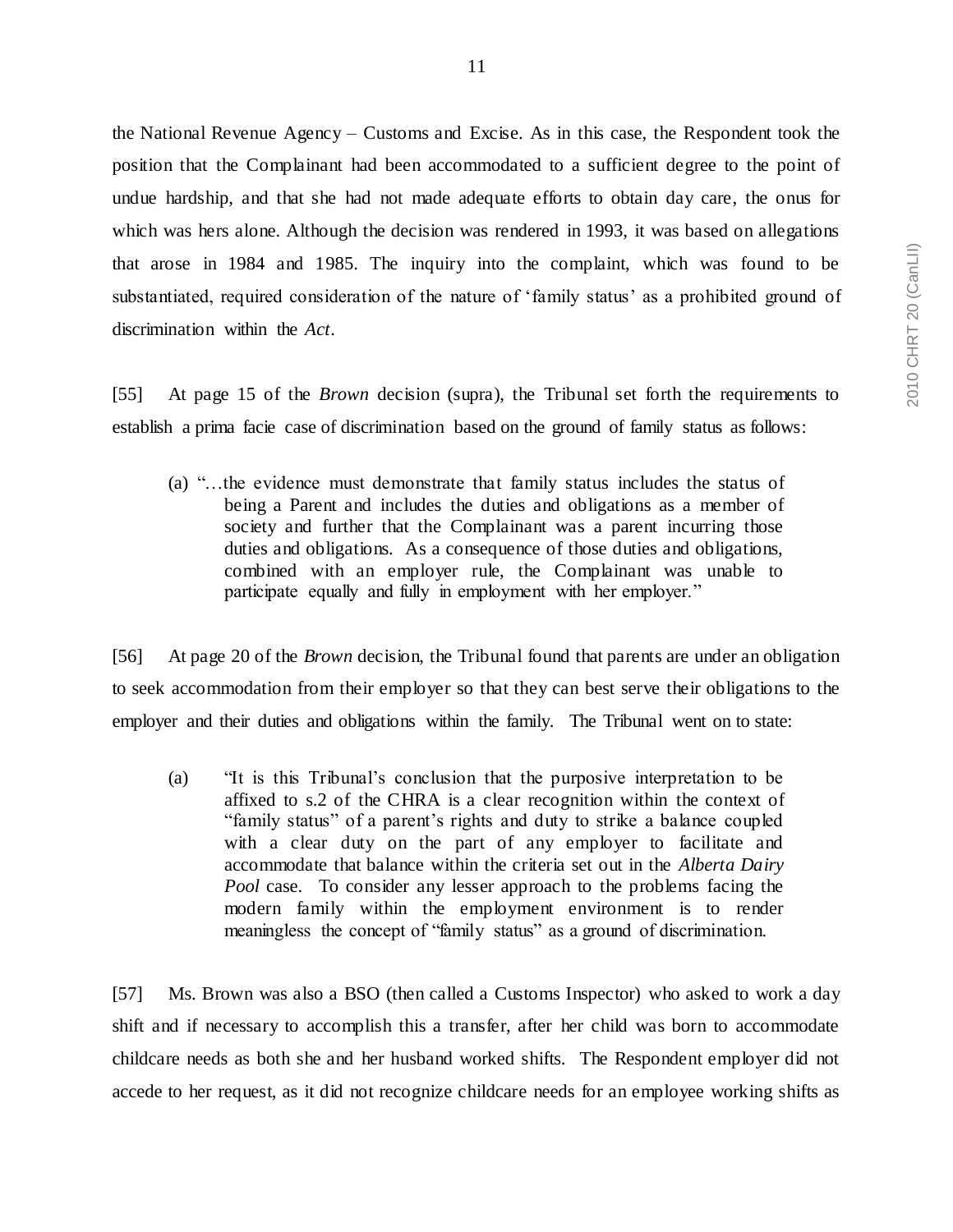the National Revenue Agency – Customs and Excise. As in this case, the Respondent took the position that the Complainant had been accommodated to a sufficient degree to the point of undue hardship, and that she had not made adequate efforts to obtain day care, the onus for which was hers alone. Although the decision was rendered in 1993, it was based on allegations that arose in 1984 and 1985. The inquiry into the complaint, which was found to be substantiated, required consideration of the nature of 'family status' as a prohibited ground of discrimination within the *Act*.

[55] At page 15 of the *Brown* decision (supra), the Tribunal set forth the requirements to establish a prima facie case of discrimination based on the ground of family status as follows:

> (a) "…the evidence must demonstrate that family status includes the status of being a Parent and includes the duties and obligations as a member of society and further that the Complainant was a parent incurring those duties and obligations. As a consequence of those duties and obligations, combined with an employer rule, the Complainant was unable to participate equally and fully in employment with her employer."

[56] At page 20 of the *Brown* decision, the Tribunal found that parents are under an obligation to seek accommodation from their employer so that they can best serve their obligations to the employer and their duties and obligations within the family. The Tribunal went on to state:

> (a) "It is this Tribunal's conclusion that the purposive interpretation to be affixed to s.2 of the CHRA is a clear recognition within the context of "family status" of a parent's rights and duty to strike a balance coupled with a clear duty on the part of any employer to facilitate and accommodate that balance within the criteria set out in the *Alberta Dairy Pool* case. To consider any lesser approach to the problems facing the modern family within the employment environment is to render meaningless the concept of "family status" as a ground of discrimination.

[57] Ms. Brown was also a BSO (then called a Customs Inspector) who asked to work a day shift and if necessary to accomplish this a transfer, after her child was born to accommodate childcare needs as both she and her husband worked shifts. The Respondent employer did not accede to her request, as it did not recognize childcare needs for an employee working shifts as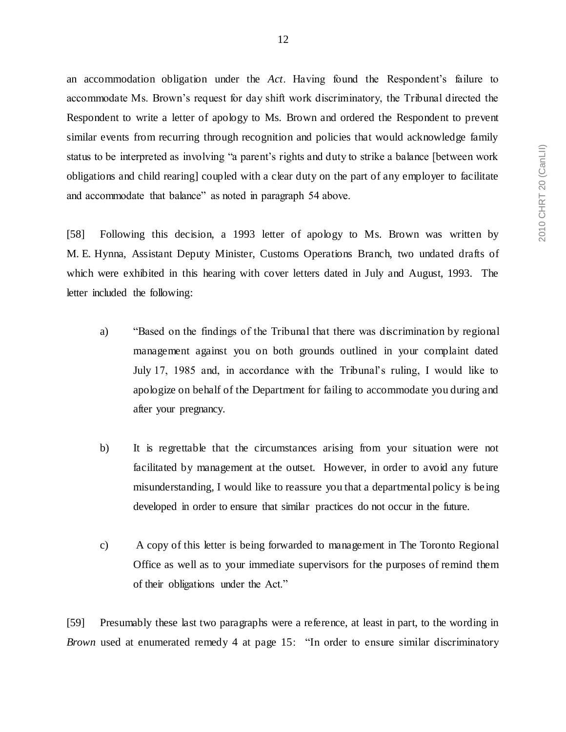an accommodation obligation under the *Act*. Having found the Respondent's failure to accommodate Ms. Brown's request for day shift work discriminatory, the Tribunal directed the Respondent to write a letter of apology to Ms. Brown and ordered the Respondent to prevent similar events from recurring through recognition and policies that would acknowledge family status to be interpreted as involving "a parent's rights and duty to strike a balance [between work obligations and child rearing] coupled with a clear duty on the part of any employer to facilitate and accommodate that balance" as noted in paragraph 54 above.

[58] Following this decision, a 1993 letter of apology to Ms. Brown was written by M. E. Hynna, Assistant Deputy Minister, Customs Operations Branch, two undated drafts of which were exhibited in this hearing with cover letters dated in July and August, 1993. The letter included the following:

a) "Based on the findings of the Tribunal that there was discrimination by regional management against you on both grounds outlined in your complaint dated July 17, 1985 and, in accordance with the Tribunal's ruling, I would like to apologize on behalf of the Department for failing to accommodate you during and after your pregnancy.

b) It is regrettable that the circumstances arising from your situation were not facilitated by management at the outset. However, in order to avoid any future misunderstanding, I would like to reassure you that a departmental policy is being developed in order to ensure that similar practices do not occur in the future.

c) A copy of this letter is being forwarded to management in The Toronto Regional Office as well as to your immediate supervisors for the purposes of remind them of their obligations under the Act."

[59] Presumably these last two paragraphs were a reference, at least in part, to the wording in *Brown* used at enumerated remedy 4 at page 15: "In order to ensure similar discriminatory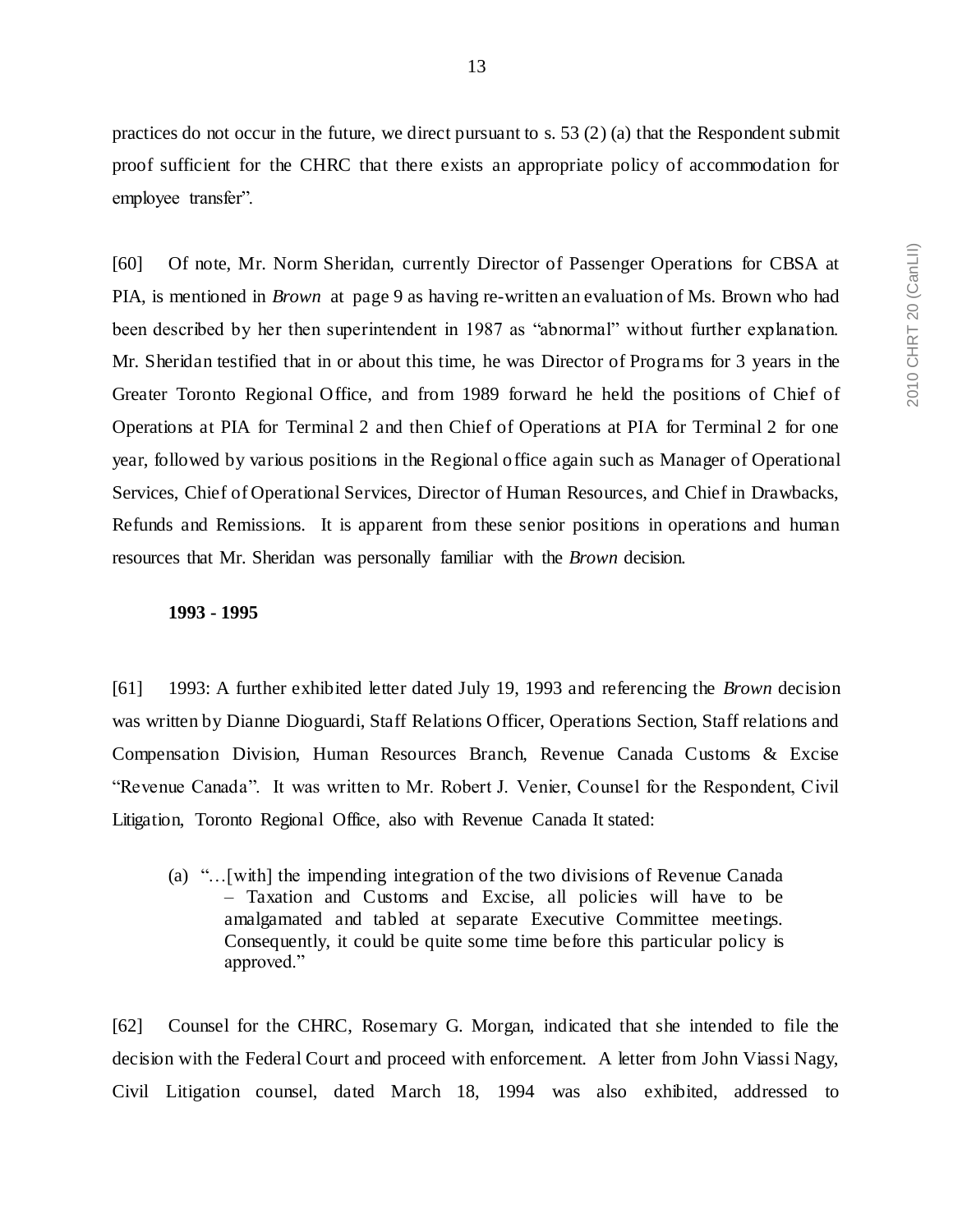practices do not occur in the future, we direct pursuant to s. 53 (2) (a) that the Respondent submit proof sufficient for the CHRC that there exists an appropriate policy of accommodation for employee transfer".

[60] Of note, Mr. Norm Sheridan, currently Director of Passenger Operations for CBSA at PIA, is mentioned in *Brown* at page 9 as having re-written an evaluation of Ms. Brown who had been described by her then superintendent in 1987 as "abnormal" without further explanation. Mr. Sheridan testified that in or about this time, he was Director of Programs for 3 years in the Greater Toronto Regional Office, and from 1989 forward he held the positions of Chief of Operations at PIA for Terminal 2 and then Chief of Operations at PIA for Terminal 2 for one year, followed by various positions in the Regional office again such as Manager of Operational Services, Chief of Operational Services, Director of Human Resources, and Chief in Drawbacks, Refunds and Remissions. It is apparent from these senior positions in operations and human resources that Mr. Sheridan was personally familiar with the *Brown* decision.

**1993 - 1995**

[61] 1993: A further exhibited letter dated July 19, 1993 and referencing the *Brown* decision was written by Dianne Dioguardi, Staff Relations Officer, Operations Section, Staff relations and Compensation Division, Human Resources Branch, Revenue Canada Customs & Excise "Revenue Canada". It was written to Mr. Robert J. Venier, Counsel for the Respondent, Civil Litigation, Toronto Regional Office, also with Revenue Canada It stated:

> (a) "…[with] the impending integration of the two divisions of Revenue Canada – Taxation and Customs and Excise, all policies will have to be amalgamated and tabled at separate Executive Committee meetings. Consequently, it could be quite some time before this particular policy is approved."

[62] Counsel for the CHRC, Rosemary G. Morgan, indicated that she intended to file the decision with the Federal Court and proceed with enforcement. A letter from John Viassi Nagy, Civil Litigation counsel, dated March 18, 1994 was also exhibited, addressed to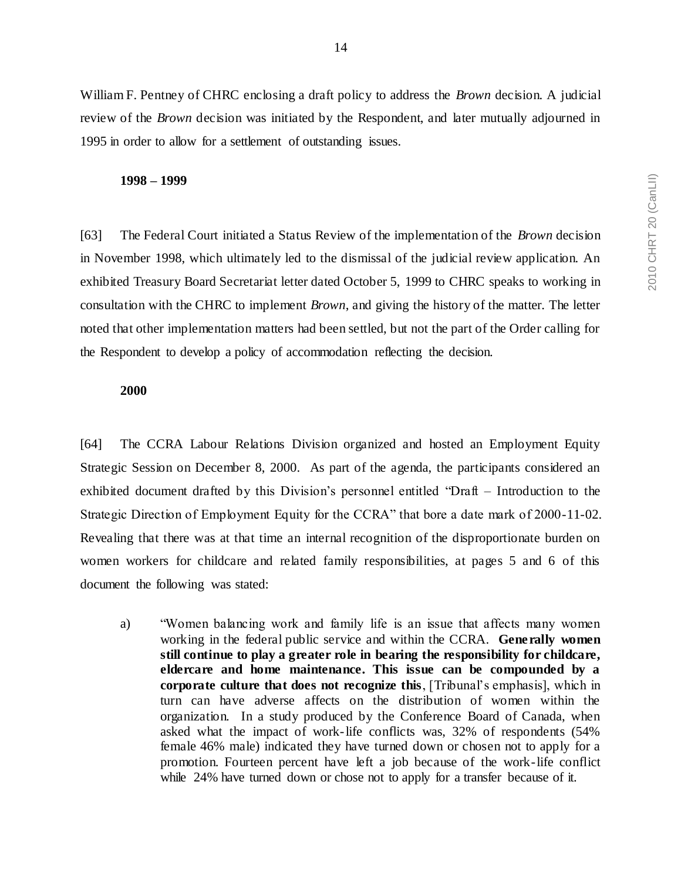William F. Pentney of CHRC enclosing a draft policy to address the *Brown* decision. A judicial review of the *Brown* decision was initiated by the Respondent, and later mutually adjourned in 1995 in order to allow for a settlement of outstanding issues.

**1998 – 1999**

[63] The Federal Court initiated a Status Review of the implementation of the *Brown* decision in November 1998, which ultimately led to the dismissal of the judicial review application. An exhibited Treasury Board Secretariat letter dated October 5, 1999 to CHRC speaks to working in consultation with the CHRC to implement *Brown*, and giving the history of the matter. The letter noted that other implementation matters had been settled, but not the part of the Order calling for the Respondent to develop a policy of accommodation reflecting the decision.

**2000**

[64] The CCRA Labour Relations Division organized and hosted an Employment Equity Strategic Session on December 8, 2000. As part of the agenda, the participants considered an exhibited document drafted by this Division's personnel entitled "Draft – Introduction to the Strategic Direction of Employment Equity for the CCRA" that bore a date mark of 2000-11-02. Revealing that there was at that time an internal recognition of the disproportionate burden on women workers for childcare and related family responsibilities, at pages 5 and 6 of this document the following was stated:

> a) "Women balancing work and family life is an issue that affects many women working in the federal public service and within the CCRA. **Generally women still continue to play a greater role in bearing the responsibility for childcare, eldercare and home maintenance. This issue can be compounded by a corporate culture that does not recognize this**, [Tribunal's emphasis], which in turn can have adverse affects on the distribution of women within the organization. In a study produced by the Conference Board of Canada, when asked what the impact of work-life conflicts was, 32% of respondents (54% female 46% male) indicated they have turned down or chosen not to apply for a promotion. Fourteen percent have left a job because of the work-life conflict while 24% have turned down or chose not to apply for a transfer because of it.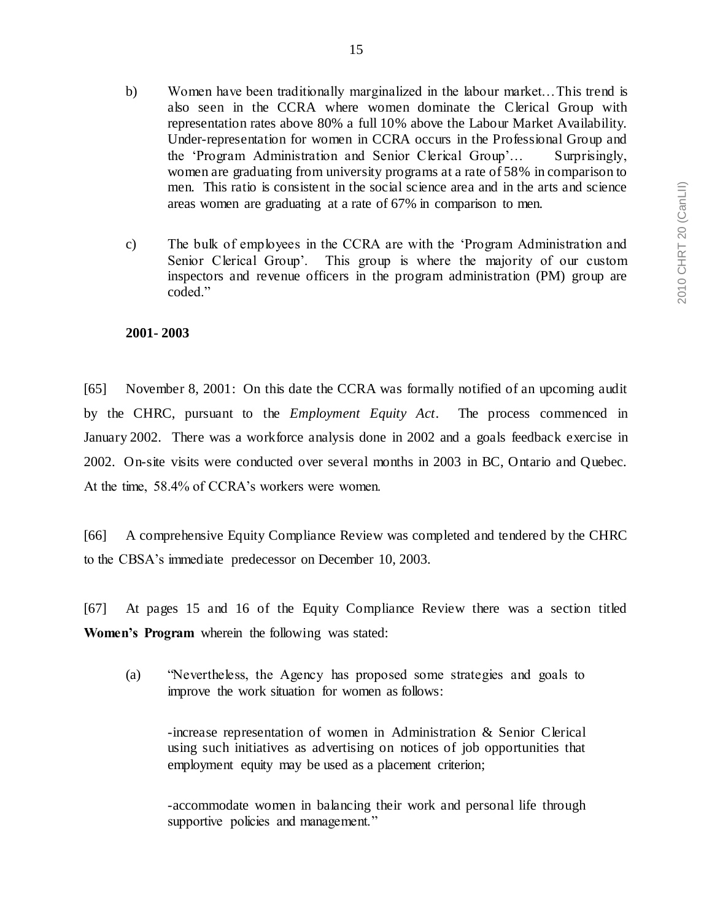b) Women have been traditionally marginalized in the labour market…This trend is also seen in the CCRA where women dominate the Clerical Group with representation rates above 80% a full 10% above the Labour Market Availability. Under-representation for women in CCRA occurs in the Professional Group and the 'Program Administration and Senior Clerical Group'… Surprisingly, women are graduating from university programs at a rate of 58% in comparison to men. This ratio is consistent in the social science area and in the arts and science areas women are graduating at a rate of 67% in comparison to men.

c) The bulk of employees in the CCRA are with the 'Program Administration and Senior Clerical Group'. This group is where the majority of our custom inspectors and revenue officers in the program administration (PM) group are coded."

**2001- 2003**

[65] November 8, 2001: On this date the CCRA was formally notified of an upcoming audit by the CHRC, pursuant to the *Employment Equity Act*. The process commenced in January 2002. There was a workforce analysis done in 2002 and a goals feedback exercise in 2002. On-site visits were conducted over several months in 2003 in BC, Ontario and Quebec. At the time, 58.4% of CCRA's workers were women.

[66] A comprehensive Equity Compliance Review was completed and tendered by the CHRC to the CBSA's immediate predecessor on December 10, 2003.

[67] At pages 15 and 16 of the Equity Compliance Review there was a section titled **Women's Program** wherein the following was stated:

(a) "Nevertheless, the Agency has proposed some strategies and goals to improve the work situation for women as follows:

-increase representation of women in Administration & Senior Clerical using such initiatives as advertising on notices of job opportunities that employment equity may be used as a placement criterion;

-accommodate women in balancing their work and personal life through supportive policies and management."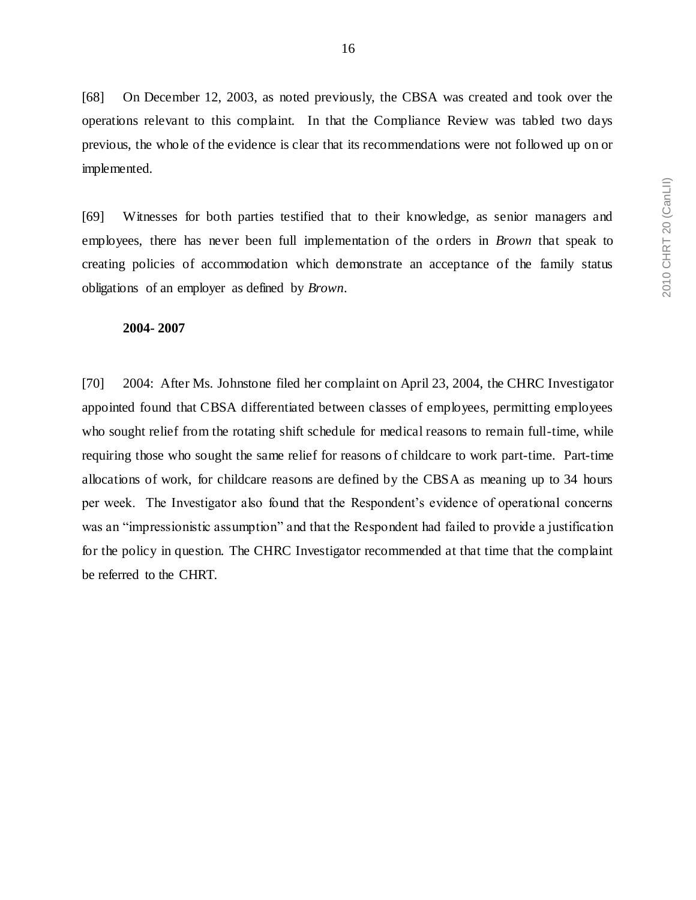[68] On December 12, 2003, as noted previously, the CBSA was created and took over the operations relevant to this complaint. In that the Compliance Review was tabled two days previous, the whole of the evidence is clear that its recommendations were not followed up on or implemented.

[69] Witnesses for both parties testified that to their knowledge, as senior managers and employees, there has never been full implementation of the orders in *Brown* that speak to creating policies of accommodation which demonstrate an acceptance of the family status obligations of an employer as defined by *Brown*.

**2004- 2007**

[70] 2004: After Ms. Johnstone filed her complaint on April 23, 2004, the CHRC Investigator appointed found that CBSA differentiated between classes of employees, permitting employees who sought relief from the rotating shift schedule for medical reasons to remain full-time, while requiring those who sought the same relief for reasons of childcare to work part-time. Part-time allocations of work, for childcare reasons are defined by the CBSA as meaning up to 34 hours per week. The Investigator also found that the Respondent's evidence of operational concerns was an "impressionistic assumption" and that the Respondent had failed to provide a justification for the policy in question. The CHRC Investigator recommended at that time that the complaint be referred to the CHRT.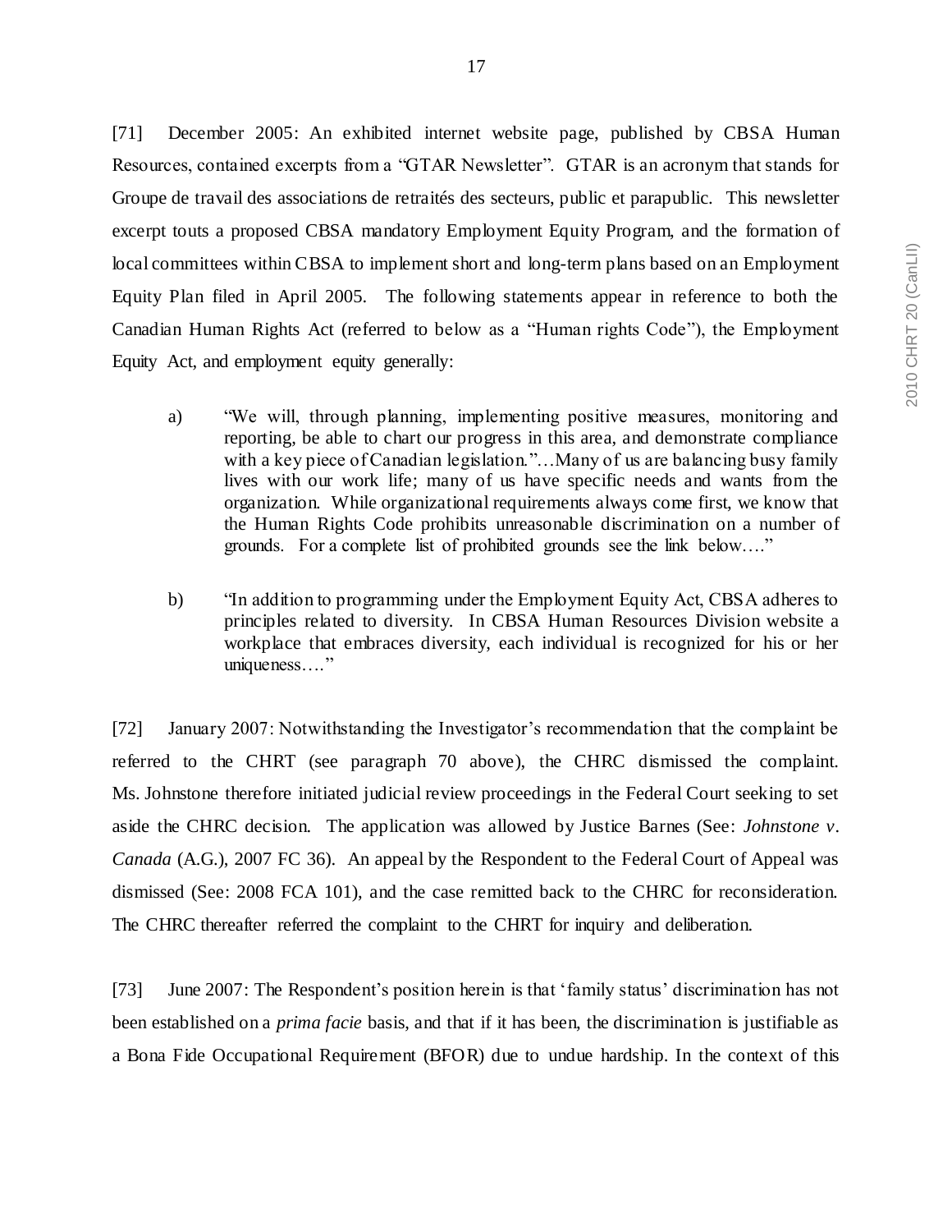[71] December 2005: An exhibited internet website page, published by CBSA Human Resources, contained excerpts from a "GTAR Newsletter". GTAR is an acronym that stands for Groupe de travail des associations de retraités des secteurs, public et parapublic. This newsletter excerpt touts a proposed CBSA mandatory Employment Equity Program, and the formation of local committees within CBSA to implement short and long-term plans based on an Employment Equity Plan filed in April 2005. The following statements appear in reference to both the Canadian Human Rights Act (referred to below as a "Human rights Code"), the Employment Equity Act, and employment equity generally:

> a) "We will, through planning, implementing positive measures, monitoring and reporting, be able to chart our progress in this area, and demonstrate compliance with a key piece of Canadian legislation."…Many of us are balancing busy family lives with our work life; many of us have specific needs and wants from the organization. While organizational requirements always come first, we know that the Human Rights Code prohibits unreasonable discrimination on a number of grounds. For a complete list of prohibited grounds see the link below…."
>
> b) "In addition to programming under the Employment Equity Act, CBSA adheres to principles related to diversity. In CBSA Human Resources Division website a workplace that embraces diversity, each individual is recognized for his or her uniqueness…."

[72] January 2007: Notwithstanding the Investigator's recommendation that the complaint be referred to the CHRT (see paragraph 70 above), the CHRC dismissed the complaint. Ms. Johnstone therefore initiated judicial review proceedings in the Federal Court seeking to set aside the CHRC decision. The application was allowed by Justice Barnes (See: *Johnstone v. Canada* (A.G.), 2007 FC 36). An appeal by the Respondent to the Federal Court of Appeal was dismissed (See: 2008 FCA 101), and the case remitted back to the CHRC for reconsideration. The CHRC thereafter referred the complaint to the CHRT for inquiry and deliberation.

[73] June 2007: The Respondent's position herein is that 'family status' discrimination has not been established on a *prima facie* basis, and that if it has been, the discrimination is justifiable as a Bona Fide Occupational Requirement (BFOR) due to undue hardship. In the context of this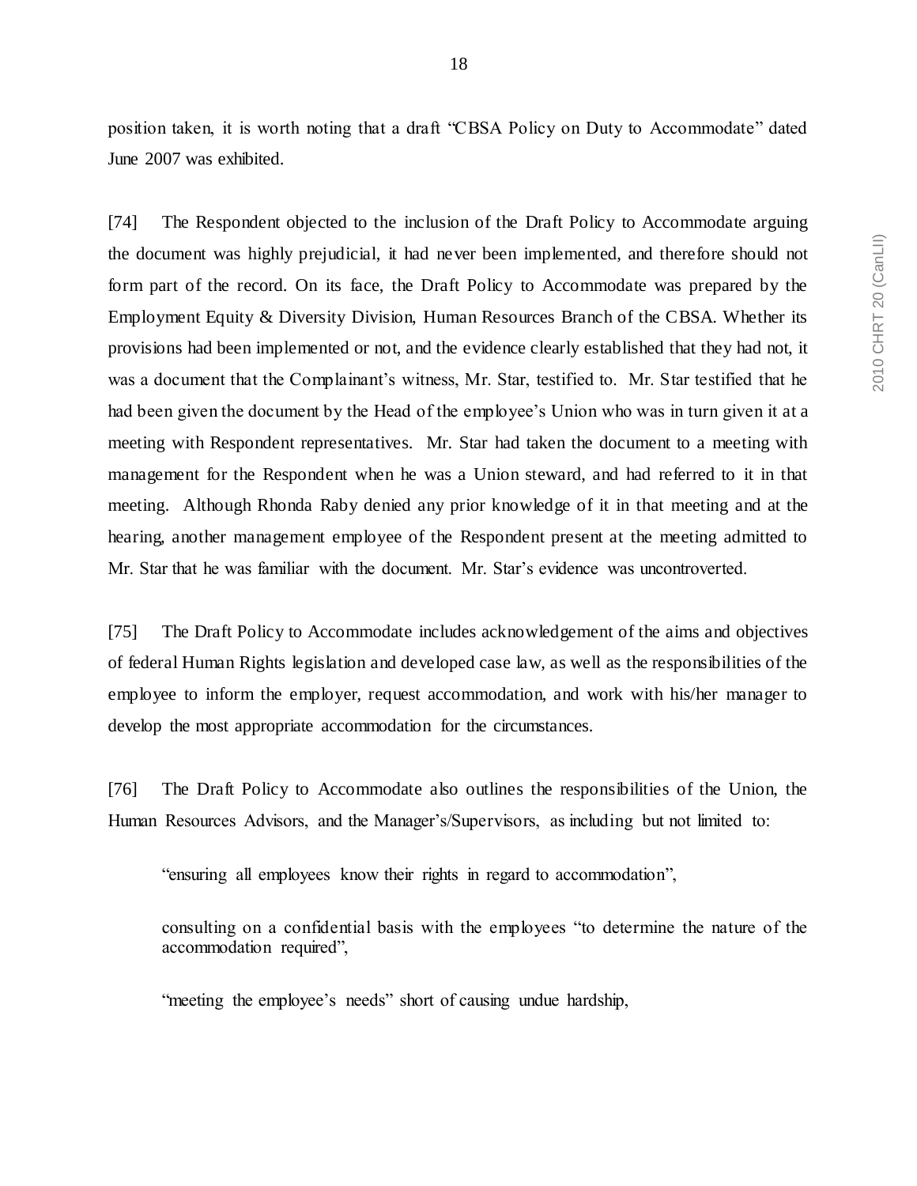position taken, it is worth noting that a draft "CBSA Policy on Duty to Accommodate" dated June 2007 was exhibited.

[74] The Respondent objected to the inclusion of the Draft Policy to Accommodate arguing the document was highly prejudicial, it had never been implemented, and therefore should not form part of the record. On its face, the Draft Policy to Accommodate was prepared by the Employment Equity & Diversity Division, Human Resources Branch of the CBSA. Whether its provisions had been implemented or not, and the evidence clearly established that they had not, it was a document that the Complainant's witness, Mr. Star, testified to. Mr. Star testified that he had been given the document by the Head of the employee's Union who was in turn given it at a meeting with Respondent representatives. Mr. Star had taken the document to a meeting with management for the Respondent when he was a Union steward, and had referred to it in that meeting. Although Rhonda Raby denied any prior knowledge of it in that meeting and at the hearing, another management employee of the Respondent present at the meeting admitted to Mr. Star that he was familiar with the document. Mr. Star's evidence was uncontroverted.

[75] The Draft Policy to Accommodate includes acknowledgement of the aims and objectives of federal Human Rights legislation and developed case law, as well as the responsibilities of the employee to inform the employer, request accommodation, and work with his/her manager to develop the most appropriate accommodation for the circumstances.

[76] The Draft Policy to Accommodate also outlines the responsibilities of the Union, the Human Resources Advisors, and the Manager's/Supervisors, as including but not limited to:

> "ensuring all employees know their rights in regard to accommodation",
>
> consulting on a confidential basis with the employees "to determine the nature of the accommodation required",
>
> "meeting the employee's needs" short of causing undue hardship,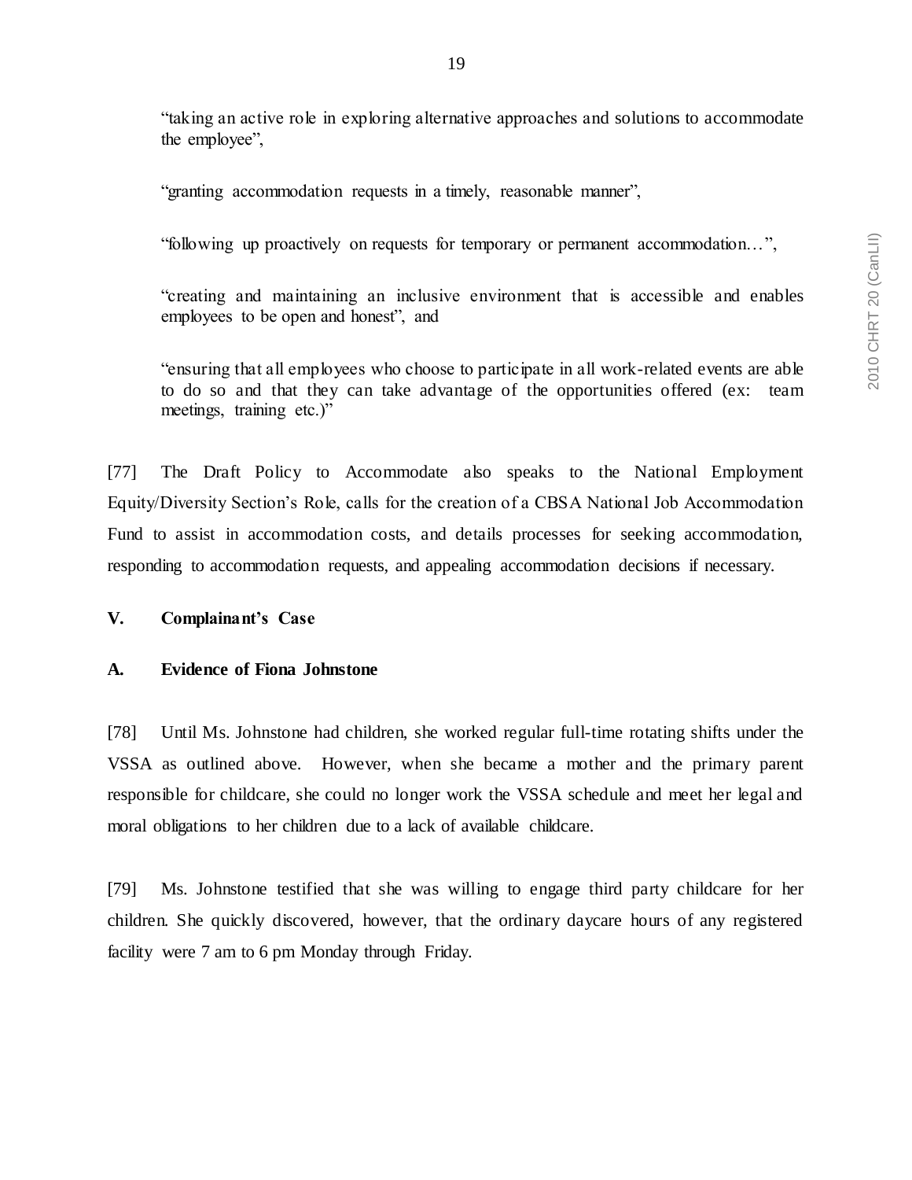"taking an active role in exploring alternative approaches and solutions to accommodate the employee",

"granting accommodation requests in a timely, reasonable manner",

"following up proactively on requests for temporary or permanent accommodation…",

"creating and maintaining an inclusive environment that is accessible and enables employees to be open and honest", and

"ensuring that all employees who choose to participate in all work-related events are able to do so and that they can take advantage of the opportunities offered (ex: team meetings, training etc.)"

[77] The Draft Policy to Accommodate also speaks to the National Employment Equity/Diversity Section's Role, calls for the creation of a CBSA National Job Accommodation Fund to assist in accommodation costs, and details processes for seeking accommodation, responding to accommodation requests, and appealing accommodation decisions if necessary.

## V. Complainant's Case

### A. Evidence of Fiona Johnstone

[78] Until Ms. Johnstone had children, she worked regular full-time rotating shifts under the VSSA as outlined above. However, when she became a mother and the primary parent responsible for childcare, she could no longer work the VSSA schedule and meet her legal and moral obligations to her children due to a lack of available childcare.

[79] Ms. Johnstone testified that she was willing to engage third party childcare for her children. She quickly discovered, however, that the ordinary daycare hours of any registered facility were 7 am to 6 pm Monday through Friday.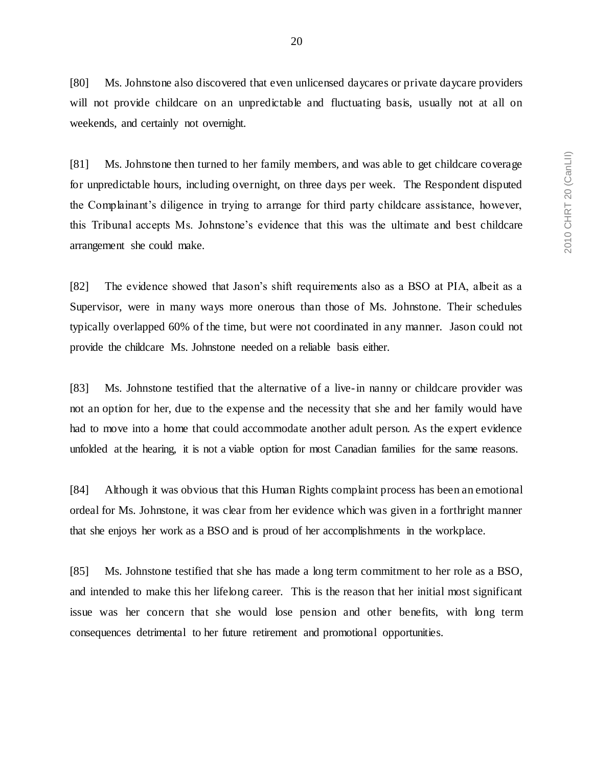[80] Ms. Johnstone also discovered that even unlicensed daycares or private daycare providers will not provide childcare on an unpredictable and fluctuating basis, usually not at all on weekends, and certainly not overnight.

[81] Ms. Johnstone then turned to her family members, and was able to get childcare coverage for unpredictable hours, including overnight, on three days per week. The Respondent disputed the Complainant's diligence in trying to arrange for third party childcare assistance, however, this Tribunal accepts Ms. Johnstone's evidence that this was the ultimate and best childcare arrangement she could make.

[82] The evidence showed that Jason's shift requirements also as a BSO at PIA, albeit as a Supervisor, were in many ways more onerous than those of Ms. Johnstone. Their schedules typically overlapped 60% of the time, but were not coordinated in any manner. Jason could not provide the childcare Ms. Johnstone needed on a reliable basis either.

[83] Ms. Johnstone testified that the alternative of a live-in nanny or childcare provider was not an option for her, due to the expense and the necessity that she and her family would have had to move into a home that could accommodate another adult person. As the expert evidence unfolded at the hearing, it is not a viable option for most Canadian families for the same reasons.

[84] Although it was obvious that this Human Rights complaint process has been an emotional ordeal for Ms. Johnstone, it was clear from her evidence which was given in a forthright manner that she enjoys her work as a BSO and is proud of her accomplishments in the workplace.

[85] Ms. Johnstone testified that she has made a long term commitment to her role as a BSO, and intended to make this her lifelong career. This is the reason that her initial most significant issue was her concern that she would lose pension and other benefits, with long term consequences detrimental to her future retirement and promotional opportunities.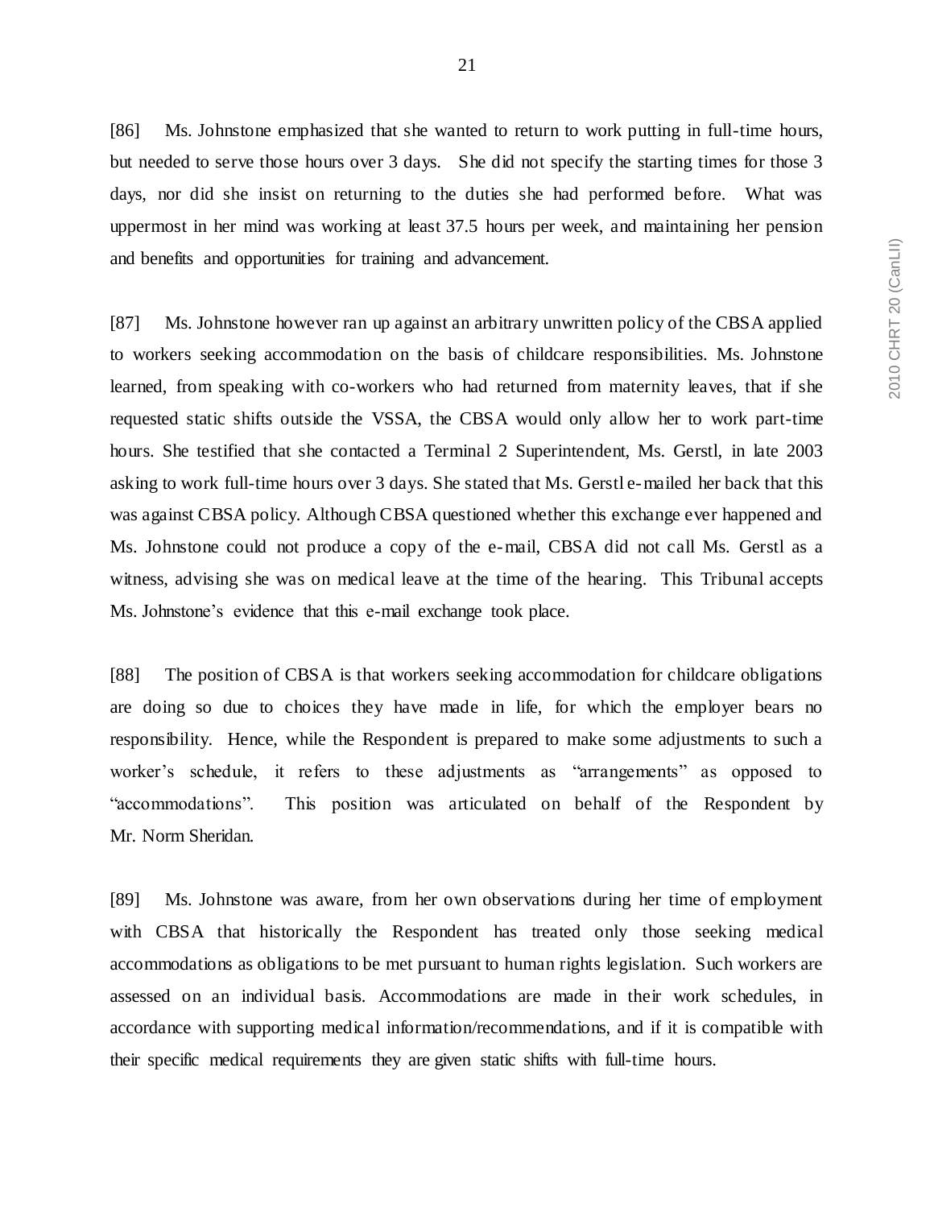[86] Ms. Johnstone emphasized that she wanted to return to work putting in full-time hours, but needed to serve those hours over 3 days. She did not specify the starting times for those 3 days, nor did she insist on returning to the duties she had performed before. What was uppermost in her mind was working at least 37.5 hours per week, and maintaining her pension and benefits and opportunities for training and advancement.

[87] Ms. Johnstone however ran up against an arbitrary unwritten policy of the CBSA applied to workers seeking accommodation on the basis of childcare responsibilities. Ms. Johnstone learned, from speaking with co-workers who had returned from maternity leaves, that if she requested static shifts outside the VSSA, the CBSA would only allow her to work part-time hours. She testified that she contacted a Terminal 2 Superintendent, Ms. Gerstl, in late 2003 asking to work full-time hours over 3 days. She stated that Ms. Gerstl e-mailed her back that this was against CBSA policy. Although CBSA questioned whether this exchange ever happened and Ms. Johnstone could not produce a copy of the e-mail, CBSA did not call Ms. Gerstl as a witness, advising she was on medical leave at the time of the hearing. This Tribunal accepts Ms. Johnstone's evidence that this e-mail exchange took place.

[88] The position of CBSA is that workers seeking accommodation for childcare obligations are doing so due to choices they have made in life, for which the employer bears no responsibility. Hence, while the Respondent is prepared to make some adjustments to such a worker's schedule, it refers to these adjustments as "arrangements" as opposed to "accommodations". This position was articulated on behalf of the Respondent by Mr. Norm Sheridan.

[89] Ms. Johnstone was aware, from her own observations during her time of employment with CBSA that historically the Respondent has treated only those seeking medical accommodations as obligations to be met pursuant to human rights legislation. Such workers are assessed on an individual basis. Accommodations are made in their work schedules, in accordance with supporting medical information/recommendations, and if it is compatible with their specific medical requirements they are given static shifts with full-time hours.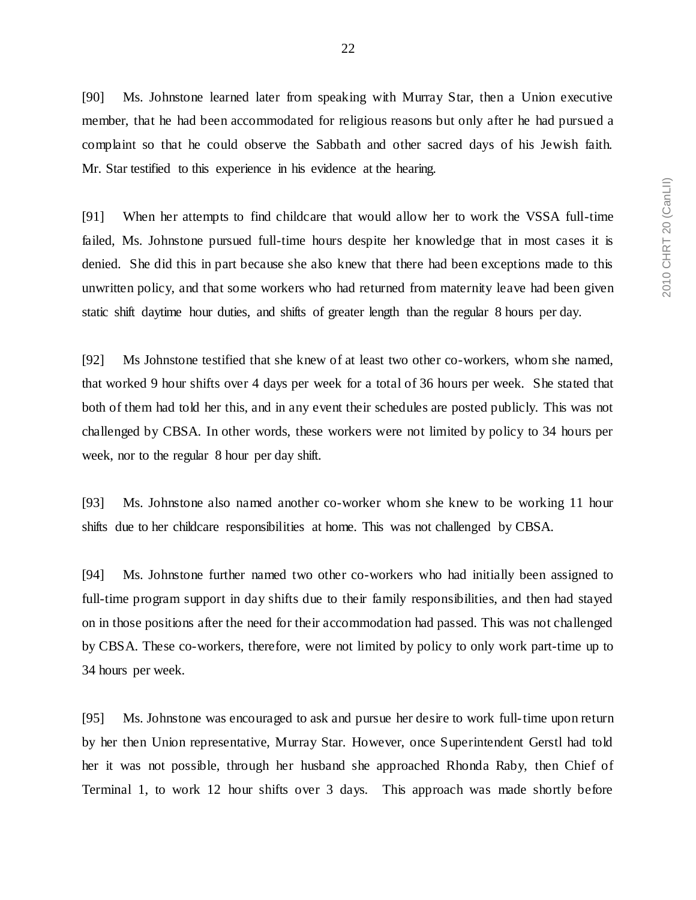[90] Ms. Johnstone learned later from speaking with Murray Star, then a Union executive member, that he had been accommodated for religious reasons but only after he had pursued a complaint so that he could observe the Sabbath and other sacred days of his Jewish faith. Mr. Star testified to this experience in his evidence at the hearing.

[91] When her attempts to find childcare that would allow her to work the VSSA full-time failed, Ms. Johnstone pursued full-time hours despite her knowledge that in most cases it is denied. She did this in part because she also knew that there had been exceptions made to this unwritten policy, and that some workers who had returned from maternity leave had been given static shift daytime hour duties, and shifts of greater length than the regular 8 hours per day.

[92] Ms Johnstone testified that she knew of at least two other co-workers, whom she named, that worked 9 hour shifts over 4 days per week for a total of 36 hours per week. She stated that both of them had told her this, and in any event their schedules are posted publicly. This was not challenged by CBSA. In other words, these workers were not limited by policy to 34 hours per week, nor to the regular 8 hour per day shift.

[93] Ms. Johnstone also named another co-worker whom she knew to be working 11 hour shifts due to her childcare responsibilities at home. This was not challenged by CBSA.

[94] Ms. Johnstone further named two other co-workers who had initially been assigned to full-time program support in day shifts due to their family responsibilities, and then had stayed on in those positions after the need for their accommodation had passed. This was not challenged by CBSA. These co-workers, therefore, were not limited by policy to only work part-time up to 34 hours per week.

[95] Ms. Johnstone was encouraged to ask and pursue her desire to work full-time upon return by her then Union representative, Murray Star. However, once Superintendent Gerstl had told her it was not possible, through her husband she approached Rhonda Raby, then Chief of Terminal 1, to work 12 hour shifts over 3 days. This approach was made shortly before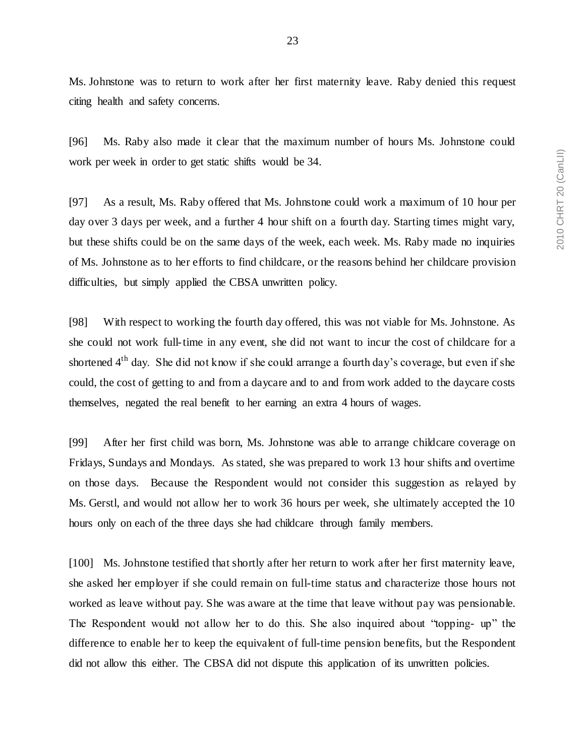Ms. Johnstone was to return to work after her first maternity leave. Raby denied this request citing health and safety concerns.

[96] Ms. Raby also made it clear that the maximum number of hours Ms. Johnstone could work per week in order to get static shifts would be 34.

[97] As a result, Ms. Raby offered that Ms. Johnstone could work a maximum of 10 hour per day over 3 days per week, and a further 4 hour shift on a fourth day. Starting times might vary, but these shifts could be on the same days of the week, each week. Ms. Raby made no inquiries of Ms. Johnstone as to her efforts to find childcare, or the reasons behind her childcare provision difficulties, but simply applied the CBSA unwritten policy.

[98] With respect to working the fourth day offered, this was not viable for Ms. Johnstone. As she could not work full-time in any event, she did not want to incur the cost of childcare for a shortened 4th day. She did not know if she could arrange a fourth day's coverage, but even if she could, the cost of getting to and from a daycare and to and from work added to the daycare costs themselves, negated the real benefit to her earning an extra 4 hours of wages.

[99] After her first child was born, Ms. Johnstone was able to arrange childcare coverage on Fridays, Sundays and Mondays. As stated, she was prepared to work 13 hour shifts and overtime on those days. Because the Respondent would not consider this suggestion as relayed by Ms. Gerstl, and would not allow her to work 36 hours per week, she ultimately accepted the 10 hours only on each of the three days she had childcare through family members.

[100] Ms. Johnstone testified that shortly after her return to work after her first maternity leave, she asked her employer if she could remain on full-time status and characterize those hours not worked as leave without pay. She was aware at the time that leave without pay was pensionable. The Respondent would not allow her to do this. She also inquired about "topping- up" the difference to enable her to keep the equivalent of full-time pension benefits, but the Respondent did not allow this either. The CBSA did not dispute this application of its unwritten policies.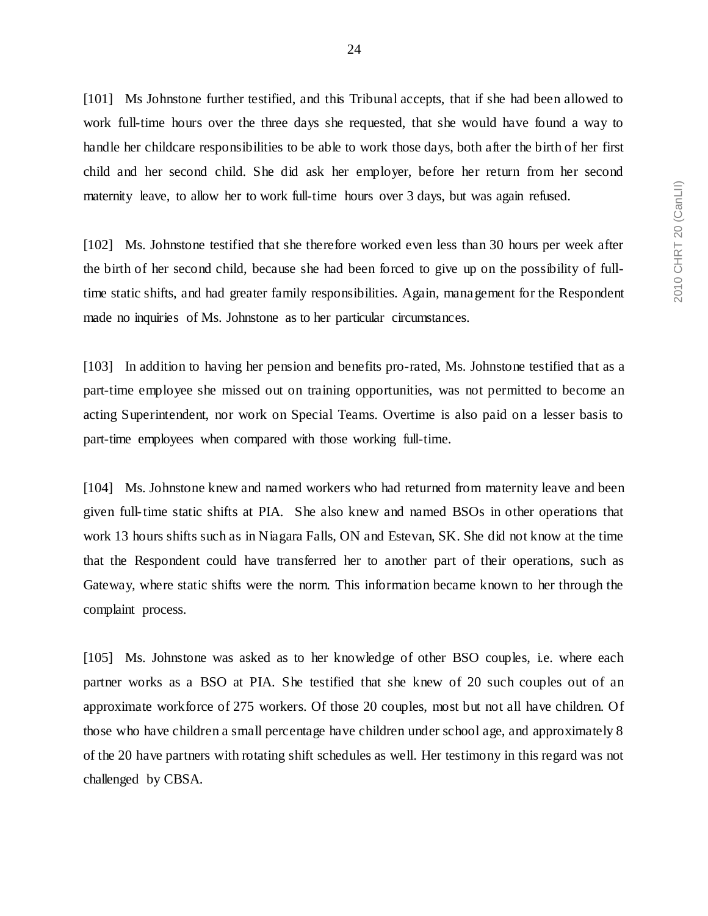[101] Ms Johnstone further testified, and this Tribunal accepts, that if she had been allowed to work full-time hours over the three days she requested, that she would have found a way to handle her childcare responsibilities to be able to work those days, both after the birth of her first child and her second child. She did ask her employer, before her return from her second maternity leave, to allow her to work full-time hours over 3 days, but was again refused.

[102] Ms. Johnstone testified that she therefore worked even less than 30 hours per week after the birth of her second child, because she had been forced to give up on the possibility of full-time static shifts, and had greater family responsibilities. Again, management for the Respondent made no inquiries of Ms. Johnstone as to her particular circumstances.

[103] In addition to having her pension and benefits pro-rated, Ms. Johnstone testified that as a part-time employee she missed out on training opportunities, was not permitted to become an acting Superintendent, nor work on Special Teams. Overtime is also paid on a lesser basis to part-time employees when compared with those working full-time.

[104] Ms. Johnstone knew and named workers who had returned from maternity leave and been given full-time static shifts at PIA. She also knew and named BSOs in other operations that work 13 hours shifts such as in Niagara Falls, ON and Estevan, SK. She did not know at the time that the Respondent could have transferred her to another part of their operations, such as Gateway, where static shifts were the norm. This information became known to her through the complaint process.

[105] Ms. Johnstone was asked as to her knowledge of other BSO couples, i.e. where each partner works as a BSO at PIA. She testified that she knew of 20 such couples out of an approximate workforce of 275 workers. Of those 20 couples, most but not all have children. Of those who have children a small percentage have children under school age, and approximately 8 of the 20 have partners with rotating shift schedules as well. Her testimony in this regard was not challenged by CBSA.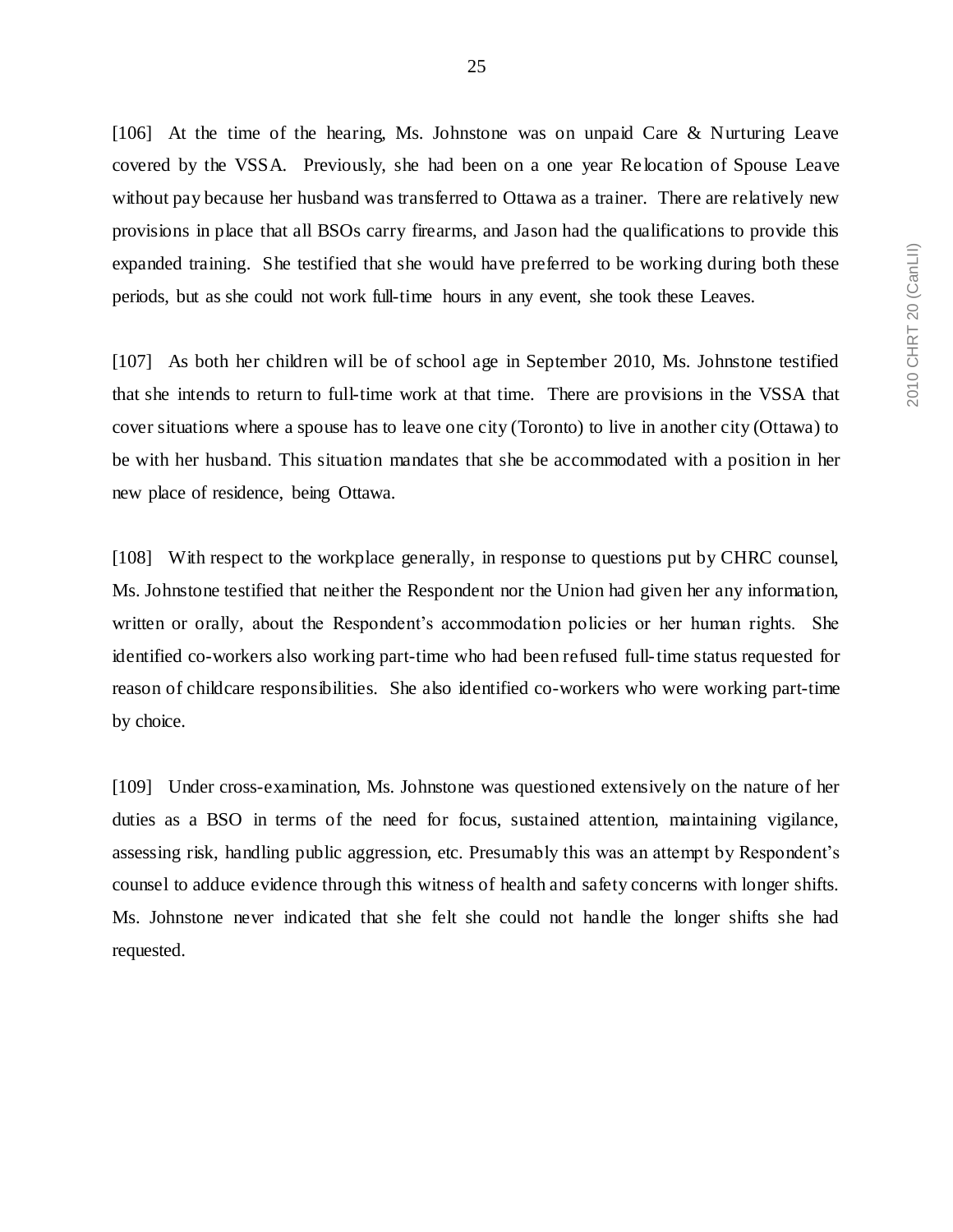[106] At the time of the hearing, Ms. Johnstone was on unpaid Care & Nurturing Leave covered by the VSSA. Previously, she had been on a one year Relocation of Spouse Leave without pay because her husband was transferred to Ottawa as a trainer. There are relatively new provisions in place that all BSOs carry firearms, and Jason had the qualifications to provide this expanded training. She testified that she would have preferred to be working during both these periods, but as she could not work full-time hours in any event, she took these Leaves.

[107] As both her children will be of school age in September 2010, Ms. Johnstone testified that she intends to return to full-time work at that time. There are provisions in the VSSA that cover situations where a spouse has to leave one city (Toronto) to live in another city (Ottawa) to be with her husband. This situation mandates that she be accommodated with a position in her new place of residence, being Ottawa.

[108] With respect to the workplace generally, in response to questions put by CHRC counsel, Ms. Johnstone testified that neither the Respondent nor the Union had given her any information, written or orally, about the Respondent's accommodation policies or her human rights. She identified co-workers also working part-time who had been refused full-time status requested for reason of childcare responsibilities. She also identified co-workers who were working part-time by choice.

[109] Under cross-examination, Ms. Johnstone was questioned extensively on the nature of her duties as a BSO in terms of the need for focus, sustained attention, maintaining vigilance, assessing risk, handling public aggression, etc. Presumably this was an attempt by Respondent's counsel to adduce evidence through this witness of health and safety concerns with longer shifts. Ms. Johnstone never indicated that she felt she could not handle the longer shifts she had requested.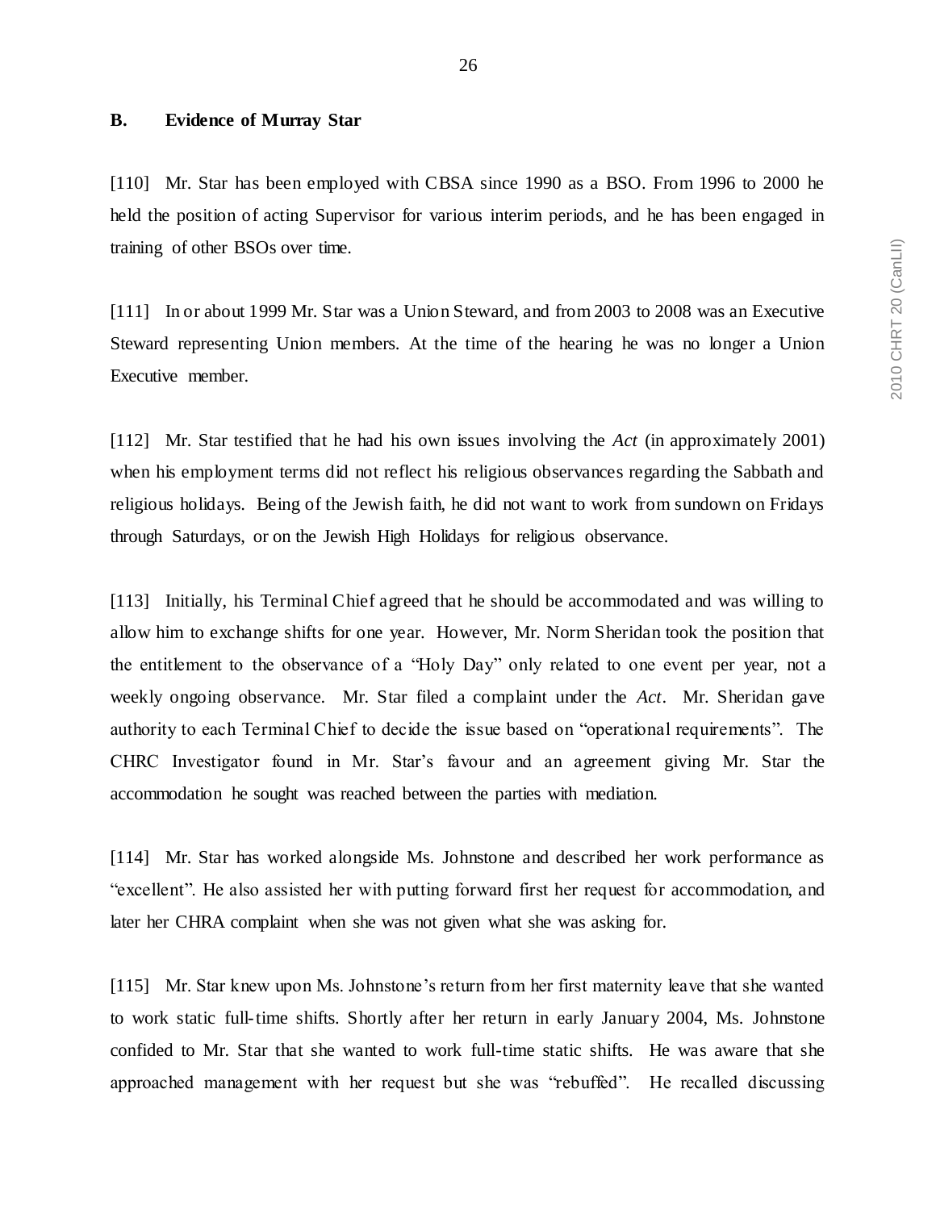### B. Evidence of Murray Star

[110] Mr. Star has been employed with CBSA since 1990 as a BSO. From 1996 to 2000 he held the position of acting Supervisor for various interim periods, and he has been engaged in training of other BSOs over time.

[111] In or about 1999 Mr. Star was a Union Steward, and from 2003 to 2008 was an Executive Steward representing Union members. At the time of the hearing he was no longer a Union Executive member.

[112] Mr. Star testified that he had his own issues involving the *Act* (in approximately 2001) when his employment terms did not reflect his religious observances regarding the Sabbath and religious holidays. Being of the Jewish faith, he did not want to work from sundown on Fridays through Saturdays, or on the Jewish High Holidays for religious observance.

[113] Initially, his Terminal Chief agreed that he should be accommodated and was willing to allow him to exchange shifts for one year. However, Mr. Norm Sheridan took the position that the entitlement to the observance of a "Holy Day" only related to one event per year, not a weekly ongoing observance. Mr. Star filed a complaint under the *Act*. Mr. Sheridan gave authority to each Terminal Chief to decide the issue based on "operational requirements". The CHRC Investigator found in Mr. Star's favour and an agreement giving Mr. Star the accommodation he sought was reached between the parties with mediation.

[114] Mr. Star has worked alongside Ms. Johnstone and described her work performance as "excellent". He also assisted her with putting forward first her request for accommodation, and later her CHRA complaint when she was not given what she was asking for.

[115] Mr. Star knew upon Ms. Johnstone's return from her first maternity leave that she wanted to work static full-time shifts. Shortly after her return in early January 2004, Ms. Johnstone confided to Mr. Star that she wanted to work full-time static shifts. He was aware that she approached management with her request but she was "rebuffed". He recalled discussing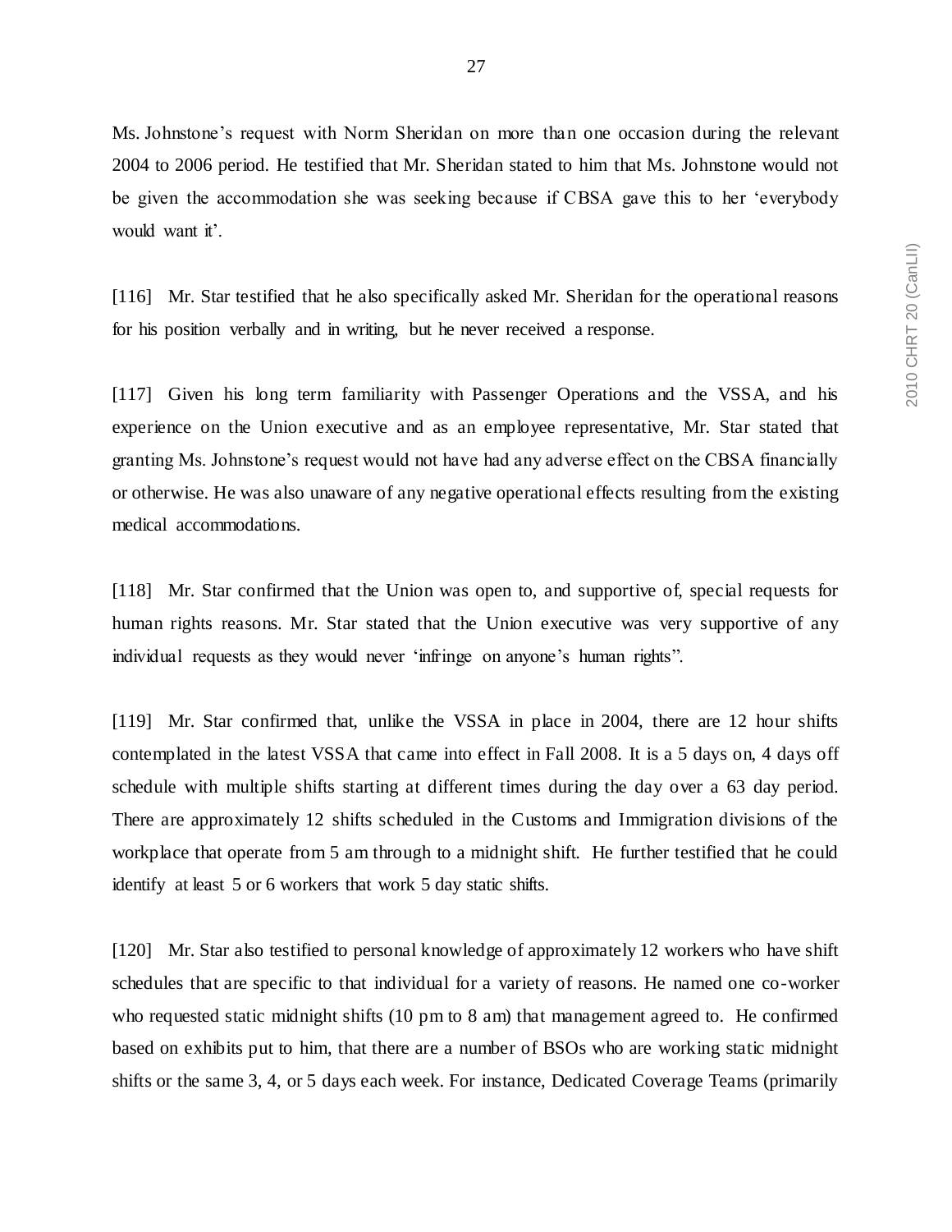Ms. Johnstone's request with Norm Sheridan on more than one occasion during the relevant 2004 to 2006 period. He testified that Mr. Sheridan stated to him that Ms. Johnstone would not be given the accommodation she was seeking because if CBSA gave this to her 'everybody would want it'.

[116] Mr. Star testified that he also specifically asked Mr. Sheridan for the operational reasons for his position verbally and in writing, but he never received a response.

[117] Given his long term familiarity with Passenger Operations and the VSSA, and his experience on the Union executive and as an employee representative, Mr. Star stated that granting Ms. Johnstone's request would not have had any adverse effect on the CBSA financially or otherwise. He was also unaware of any negative operational effects resulting from the existing medical accommodations.

[118] Mr. Star confirmed that the Union was open to, and supportive of, special requests for human rights reasons. Mr. Star stated that the Union executive was very supportive of any individual requests as they would never 'infringe on anyone's human rights".

[119] Mr. Star confirmed that, unlike the VSSA in place in 2004, there are 12 hour shifts contemplated in the latest VSSA that came into effect in Fall 2008. It is a 5 days on, 4 days off schedule with multiple shifts starting at different times during the day over a 63 day period. There are approximately 12 shifts scheduled in the Customs and Immigration divisions of the workplace that operate from 5 am through to a midnight shift. He further testified that he could identify at least 5 or 6 workers that work 5 day static shifts.

[120] Mr. Star also testified to personal knowledge of approximately 12 workers who have shift schedules that are specific to that individual for a variety of reasons. He named one co-worker who requested static midnight shifts (10 pm to 8 am) that management agreed to. He confirmed based on exhibits put to him, that there are a number of BSOs who are working static midnight shifts or the same 3, 4, or 5 days each week. For instance, Dedicated Coverage Teams (primarily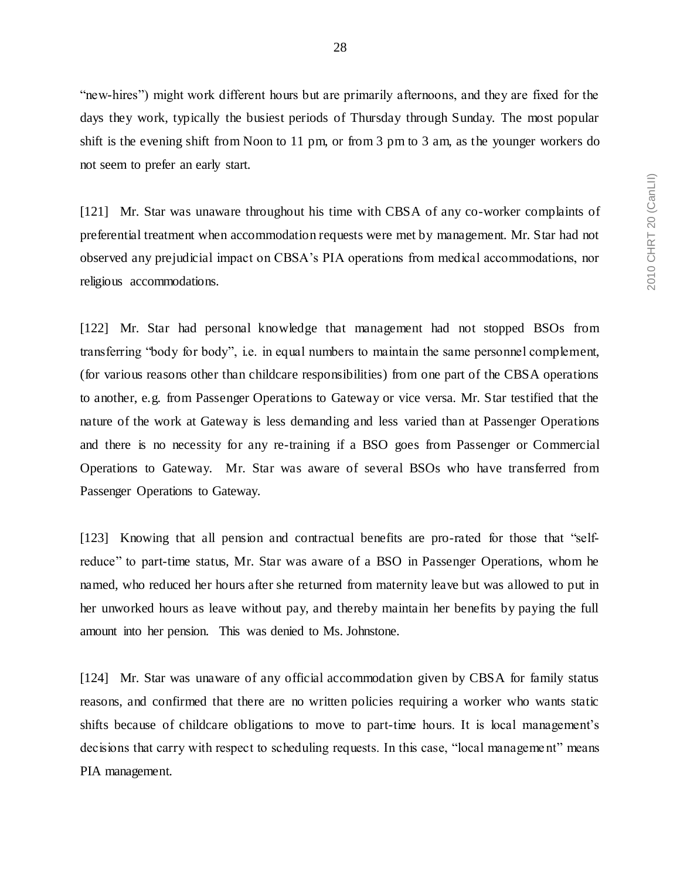"new-hires") might work different hours but are primarily afternoons, and they are fixed for the days they work, typically the busiest periods of Thursday through Sunday. The most popular shift is the evening shift from Noon to 11 pm, or from 3 pm to 3 am, as the younger workers do not seem to prefer an early start.

[121] Mr. Star was unaware throughout his time with CBSA of any co-worker complaints of preferential treatment when accommodation requests were met by management. Mr. Star had not observed any prejudicial impact on CBSA's PIA operations from medical accommodations, nor religious accommodations.

[122] Mr. Star had personal knowledge that management had not stopped BSOs from transferring "body for body", i.e. in equal numbers to maintain the same personnel complement, (for various reasons other than childcare responsibilities) from one part of the CBSA operations to another, e.g. from Passenger Operations to Gateway or vice versa. Mr. Star testified that the nature of the work at Gateway is less demanding and less varied than at Passenger Operations and there is no necessity for any re-training if a BSO goes from Passenger or Commercial Operations to Gateway. Mr. Star was aware of several BSOs who have transferred from Passenger Operations to Gateway.

[123] Knowing that all pension and contractual benefits are pro-rated for those that "self-reduce" to part-time status, Mr. Star was aware of a BSO in Passenger Operations, whom he named, who reduced her hours after she returned from maternity leave but was allowed to put in her unworked hours as leave without pay, and thereby maintain her benefits by paying the full amount into her pension. This was denied to Ms. Johnstone.

[124] Mr. Star was unaware of any official accommodation given by CBSA for family status reasons, and confirmed that there are no written policies requiring a worker who wants static shifts because of childcare obligations to move to part-time hours. It is local management's decisions that carry with respect to scheduling requests. In this case, "local management" means PIA management.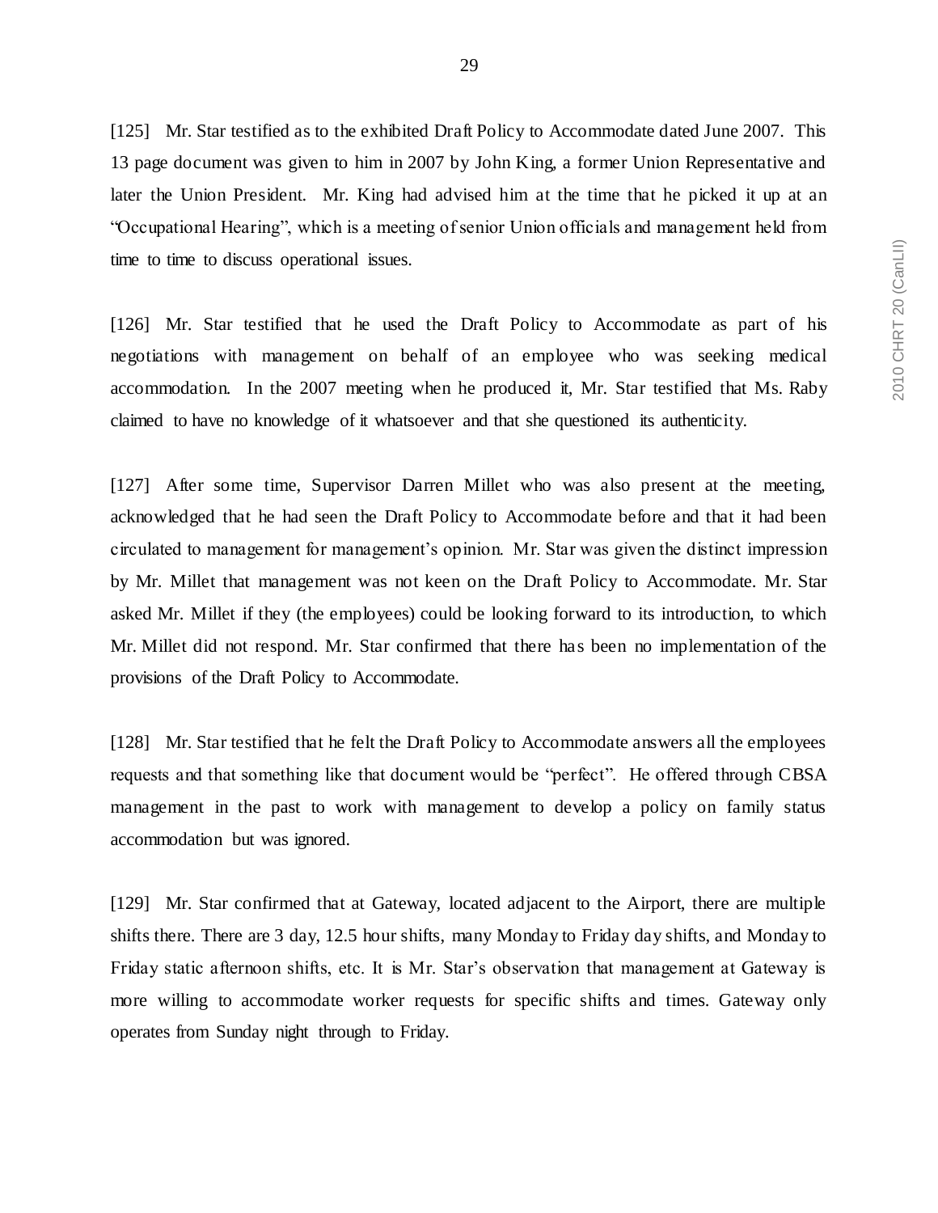[125] Mr. Star testified as to the exhibited Draft Policy to Accommodate dated June 2007. This 13 page document was given to him in 2007 by John King, a former Union Representative and later the Union President. Mr. King had advised him at the time that he picked it up at an "Occupational Hearing", which is a meeting of senior Union officials and management held from time to time to discuss operational issues.

[126] Mr. Star testified that he used the Draft Policy to Accommodate as part of his negotiations with management on behalf of an employee who was seeking medical accommodation. In the 2007 meeting when he produced it, Mr. Star testified that Ms. Raby claimed to have no knowledge of it whatsoever and that she questioned its authenticity.

[127] After some time, Supervisor Darren Millet who was also present at the meeting, acknowledged that he had seen the Draft Policy to Accommodate before and that it had been circulated to management for management's opinion. Mr. Star was given the distinct impression by Mr. Millet that management was not keen on the Draft Policy to Accommodate. Mr. Star asked Mr. Millet if they (the employees) could be looking forward to its introduction, to which Mr. Millet did not respond. Mr. Star confirmed that there has been no implementation of the provisions of the Draft Policy to Accommodate.

[128] Mr. Star testified that he felt the Draft Policy to Accommodate answers all the employees requests and that something like that document would be "perfect". He offered through CBSA management in the past to work with management to develop a policy on family status accommodation but was ignored.

[129] Mr. Star confirmed that at Gateway, located adjacent to the Airport, there are multiple shifts there. There are 3 day, 12.5 hour shifts, many Monday to Friday day shifts, and Monday to Friday static afternoon shifts, etc. It is Mr. Star's observation that management at Gateway is more willing to accommodate worker requests for specific shifts and times. Gateway only operates from Sunday night through to Friday.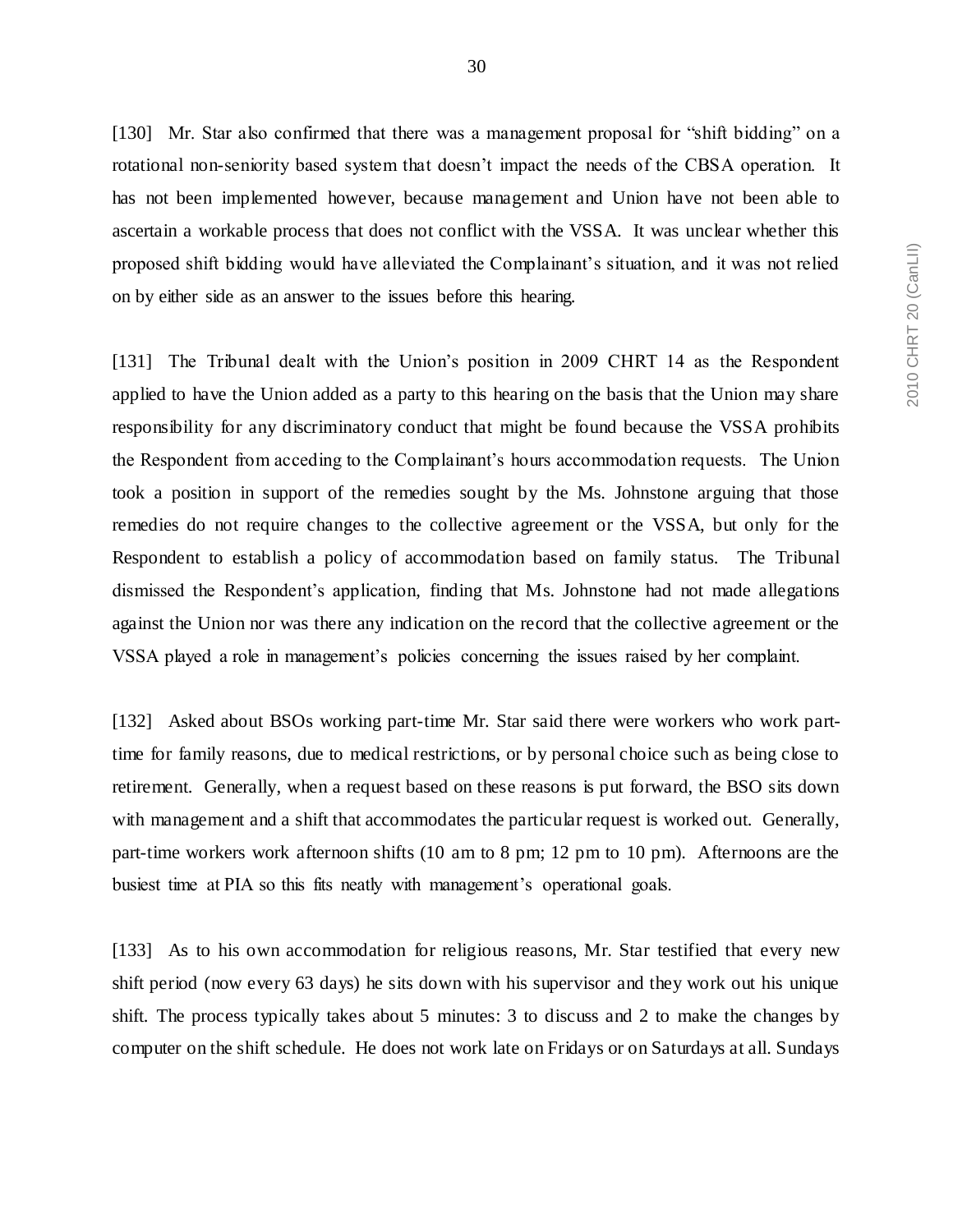[130] Mr. Star also confirmed that there was a management proposal for "shift bidding" on a rotational non-seniority based system that doesn't impact the needs of the CBSA operation. It has not been implemented however, because management and Union have not been able to ascertain a workable process that does not conflict with the VSSA. It was unclear whether this proposed shift bidding would have alleviated the Complainant's situation, and it was not relied on by either side as an answer to the issues before this hearing.

[131] The Tribunal dealt with the Union's position in 2009 CHRT 14 as the Respondent applied to have the Union added as a party to this hearing on the basis that the Union may share responsibility for any discriminatory conduct that might be found because the VSSA prohibits the Respondent from acceding to the Complainant's hours accommodation requests. The Union took a position in support of the remedies sought by the Ms. Johnstone arguing that those remedies do not require changes to the collective agreement or the VSSA, but only for the Respondent to establish a policy of accommodation based on family status. The Tribunal dismissed the Respondent's application, finding that Ms. Johnstone had not made allegations against the Union nor was there any indication on the record that the collective agreement or the VSSA played a role in management's policies concerning the issues raised by her complaint.

[132] Asked about BSOs working part-time Mr. Star said there were workers who work part-time for family reasons, due to medical restrictions, or by personal choice such as being close to retirement. Generally, when a request based on these reasons is put forward, the BSO sits down with management and a shift that accommodates the particular request is worked out. Generally, part-time workers work afternoon shifts (10 am to 8 pm; 12 pm to 10 pm). Afternoons are the busiest time at PIA so this fits neatly with management's operational goals.

[133] As to his own accommodation for religious reasons, Mr. Star testified that every new shift period (now every 63 days) he sits down with his supervisor and they work out his unique shift. The process typically takes about 5 minutes: 3 to discuss and 2 to make the changes by computer on the shift schedule. He does not work late on Fridays or on Saturdays at all. Sundays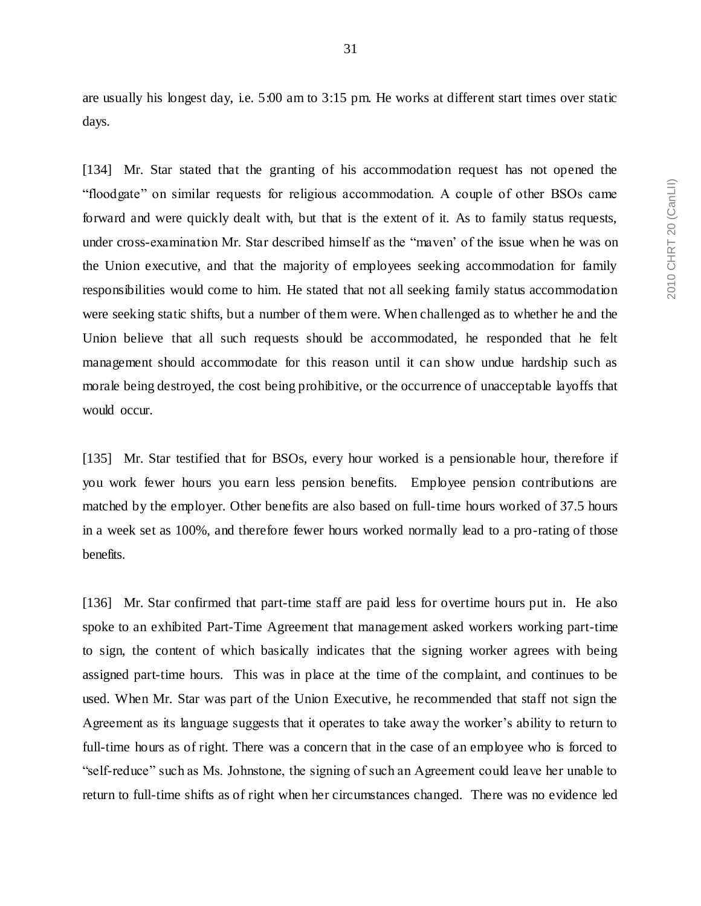are usually his longest day, i.e. 5:00 am to 3:15 pm. He works at different start times over static days.

[134] Mr. Star stated that the granting of his accommodation request has not opened the "floodgate" on similar requests for religious accommodation. A couple of other BSOs came forward and were quickly dealt with, but that is the extent of it. As to family status requests, under cross-examination Mr. Star described himself as the "maven' of the issue when he was on the Union executive, and that the majority of employees seeking accommodation for family responsibilities would come to him. He stated that not all seeking family status accommodation were seeking static shifts, but a number of them were. When challenged as to whether he and the Union believe that all such requests should be accommodated, he responded that he felt management should accommodate for this reason until it can show undue hardship such as morale being destroyed, the cost being prohibitive, or the occurrence of unacceptable layoffs that would occur.

[135] Mr. Star testified that for BSOs, every hour worked is a pensionable hour, therefore if you work fewer hours you earn less pension benefits. Employee pension contributions are matched by the employer. Other benefits are also based on full-time hours worked of 37.5 hours in a week set as 100%, and therefore fewer hours worked normally lead to a pro-rating of those benefits.

[136] Mr. Star confirmed that part-time staff are paid less for overtime hours put in. He also spoke to an exhibited Part-Time Agreement that management asked workers working part-time to sign, the content of which basically indicates that the signing worker agrees with being assigned part-time hours. This was in place at the time of the complaint, and continues to be used. When Mr. Star was part of the Union Executive, he recommended that staff not sign the Agreement as its language suggests that it operates to take away the worker's ability to return to full-time hours as of right. There was a concern that in the case of an employee who is forced to "self-reduce" such as Ms. Johnstone, the signing of such an Agreement could leave her unable to return to full-time shifts as of right when her circumstances changed. There was no evidence led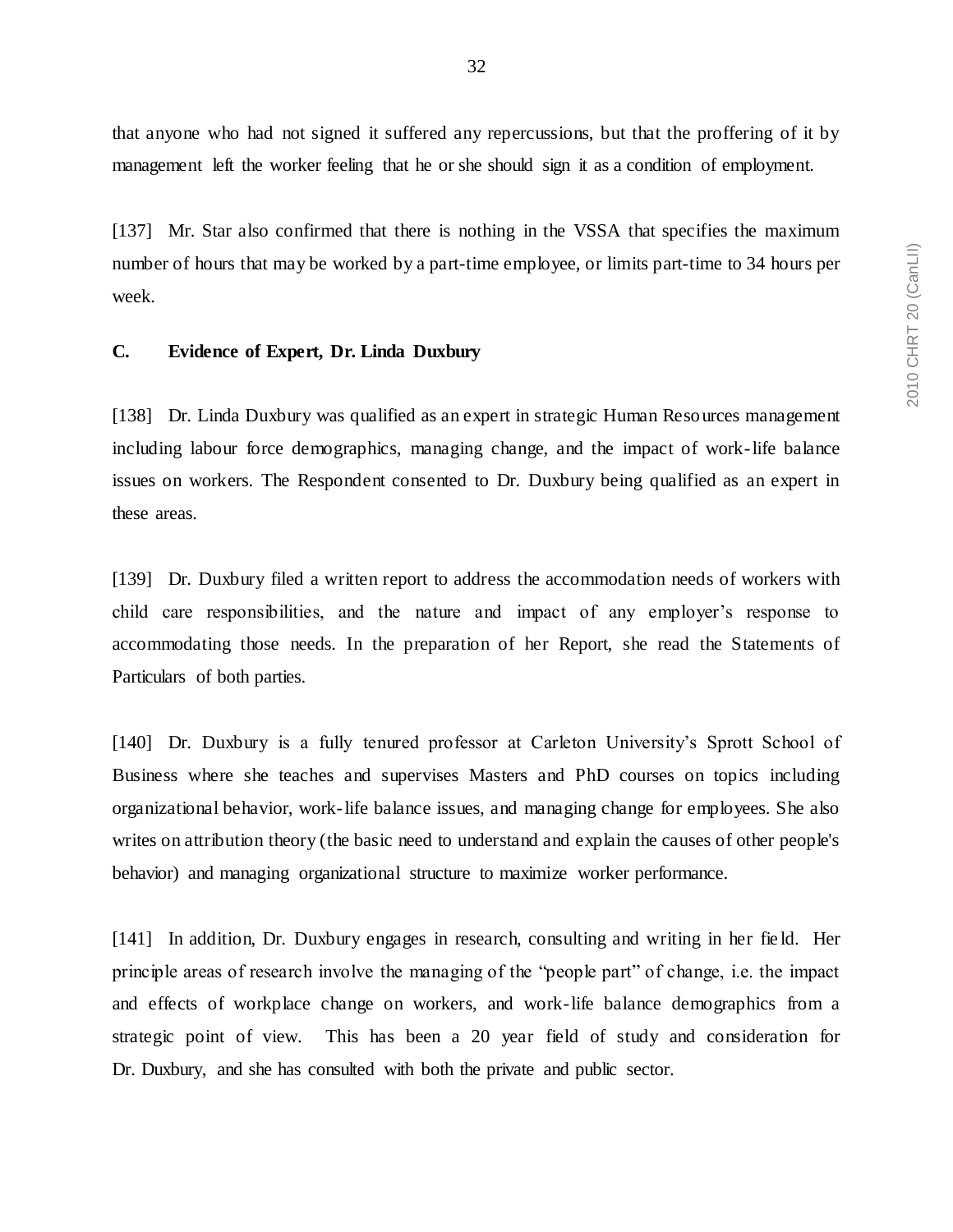that anyone who had not signed it suffered any repercussions, but that the proffering of it by management left the worker feeling that he or she should sign it as a condition of employment.

[137] Mr. Star also confirmed that there is nothing in the VSSA that specifies the maximum number of hours that may be worked by a part-time employee, or limits part-time to 34 hours per week.

### C. Evidence of Expert, Dr. Linda Duxbury

[138] Dr. Linda Duxbury was qualified as an expert in strategic Human Resources management including labour force demographics, managing change, and the impact of work-life balance issues on workers. The Respondent consented to Dr. Duxbury being qualified as an expert in these areas.

[139] Dr. Duxbury filed a written report to address the accommodation needs of workers with child care responsibilities, and the nature and impact of any employer's response to accommodating those needs. In the preparation of her Report, she read the Statements of Particulars of both parties.

[140] Dr. Duxbury is a fully tenured professor at Carleton University's Sprott School of Business where she teaches and supervises Masters and PhD courses on topics including organizational behavior, work-life balance issues, and managing change for employees. She also writes on attribution theory (the basic need to understand and explain the causes of other people's behavior) and managing organizational structure to maximize worker performance.

[141] In addition, Dr. Duxbury engages in research, consulting and writing in her field. Her principle areas of research involve the managing of the "people part" of change, i.e. the impact and effects of workplace change on workers, and work-life balance demographics from a strategic point of view. This has been a 20 year field of study and consideration for Dr. Duxbury, and she has consulted with both the private and public sector.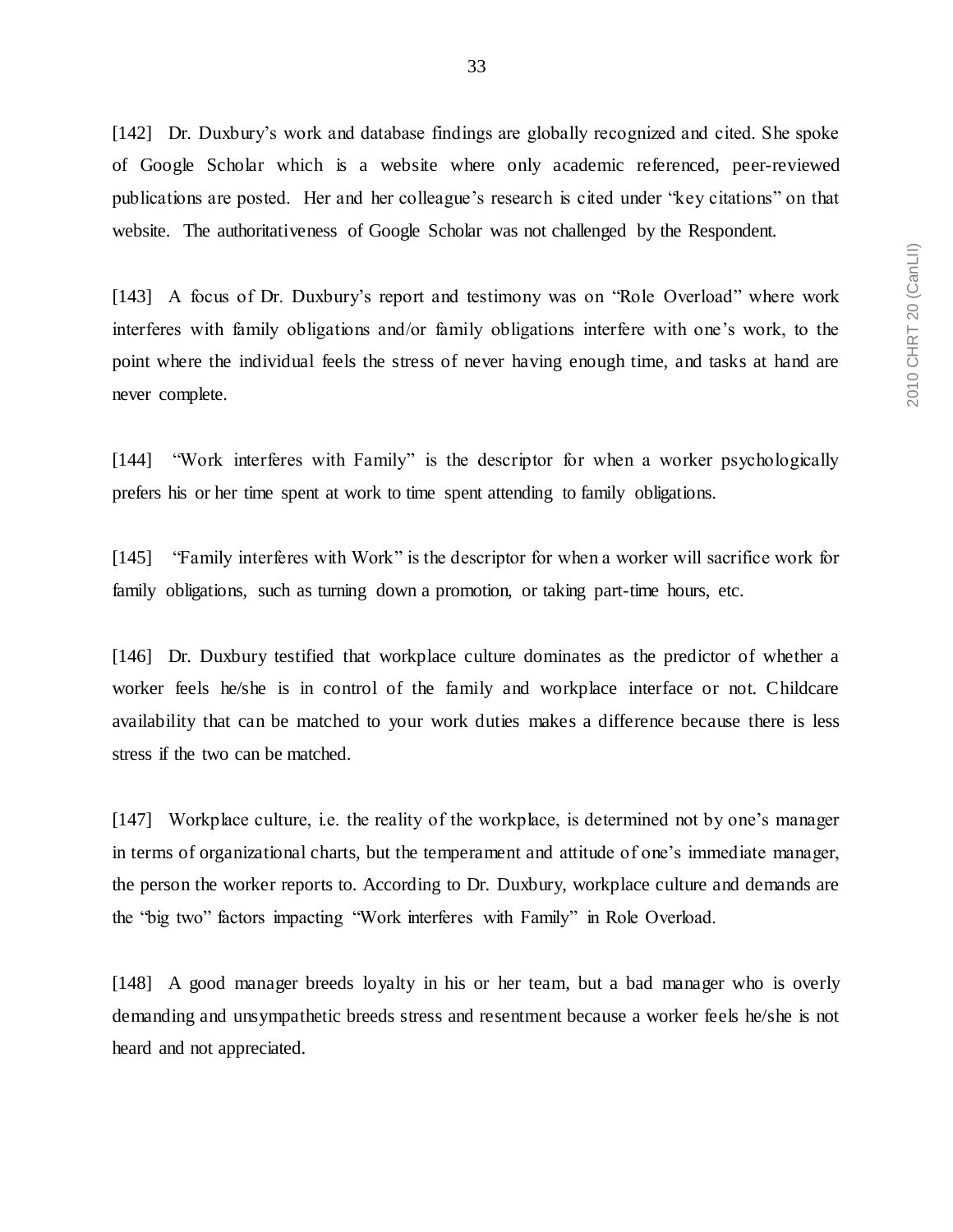[142] Dr. Duxbury's work and database findings are globally recognized and cited. She spoke of Google Scholar which is a website where only academic referenced, peer-reviewed publications are posted. Her and her colleague's research is cited under "key citations" on that website. The authoritativeness of Google Scholar was not challenged by the Respondent.

[143] A focus of Dr. Duxbury's report and testimony was on "Role Overload" where work interferes with family obligations and/or family obligations interfere with one's work, to the point where the individual feels the stress of never having enough time, and tasks at hand are never complete.

[144] "Work interferes with Family" is the descriptor for when a worker psychologically prefers his or her time spent at work to time spent attending to family obligations.

[145] "Family interferes with Work" is the descriptor for when a worker will sacrifice work for family obligations, such as turning down a promotion, or taking part-time hours, etc.

[146] Dr. Duxbury testified that workplace culture dominates as the predictor of whether a worker feels he/she is in control of the family and workplace interface or not. Childcare availability that can be matched to your work duties makes a difference because there is less stress if the two can be matched.

[147] Workplace culture, i.e. the reality of the workplace, is determined not by one's manager in terms of organizational charts, but the temperament and attitude of one's immediate manager, the person the worker reports to. According to Dr. Duxbury, workplace culture and demands are the "big two" factors impacting "Work interferes with Family" in Role Overload.

[148] A good manager breeds loyalty in his or her team, but a bad manager who is overly demanding and unsympathetic breeds stress and resentment because a worker feels he/she is not heard and not appreciated.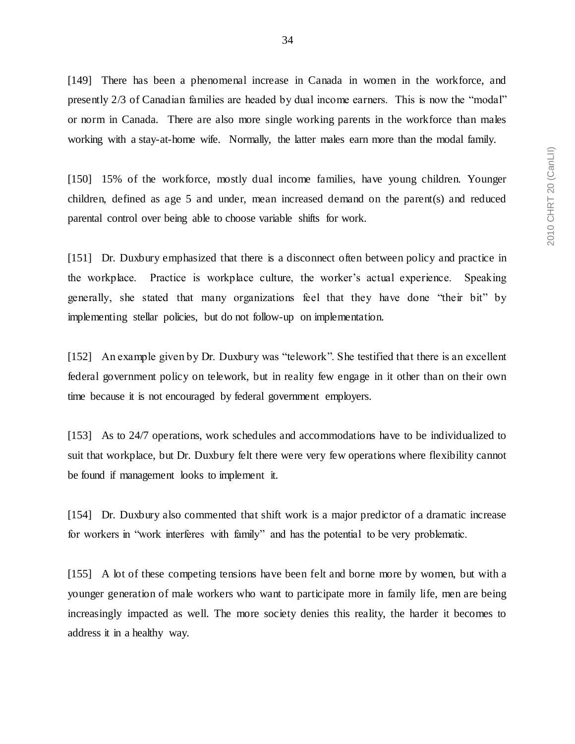[149] There has been a phenomenal increase in Canada in women in the workforce, and presently 2/3 of Canadian families are headed by dual income earners. This is now the "modal" or norm in Canada. There are also more single working parents in the workforce than males working with a stay-at-home wife. Normally, the latter males earn more than the modal family.

[150] 15% of the workforce, mostly dual income families, have young children. Younger children, defined as age 5 and under, mean increased demand on the parent(s) and reduced parental control over being able to choose variable shifts for work.

[151] Dr. Duxbury emphasized that there is a disconnect often between policy and practice in the workplace. Practice is workplace culture, the worker's actual experience. Speaking generally, she stated that many organizations feel that they have done "their bit" by implementing stellar policies, but do not follow-up on implementation.

[152] An example given by Dr. Duxbury was "telework". She testified that there is an excellent federal government policy on telework, but in reality few engage in it other than on their own time because it is not encouraged by federal government employers.

[153] As to 24/7 operations, work schedules and accommodations have to be individualized to suit that workplace, but Dr. Duxbury felt there were very few operations where flexibility cannot be found if management looks to implement it.

[154] Dr. Duxbury also commented that shift work is a major predictor of a dramatic increase for workers in "work interferes with family" and has the potential to be very problematic.

[155] A lot of these competing tensions have been felt and borne more by women, but with a younger generation of male workers who want to participate more in family life, men are being increasingly impacted as well. The more society denies this reality, the harder it becomes to address it in a healthy way.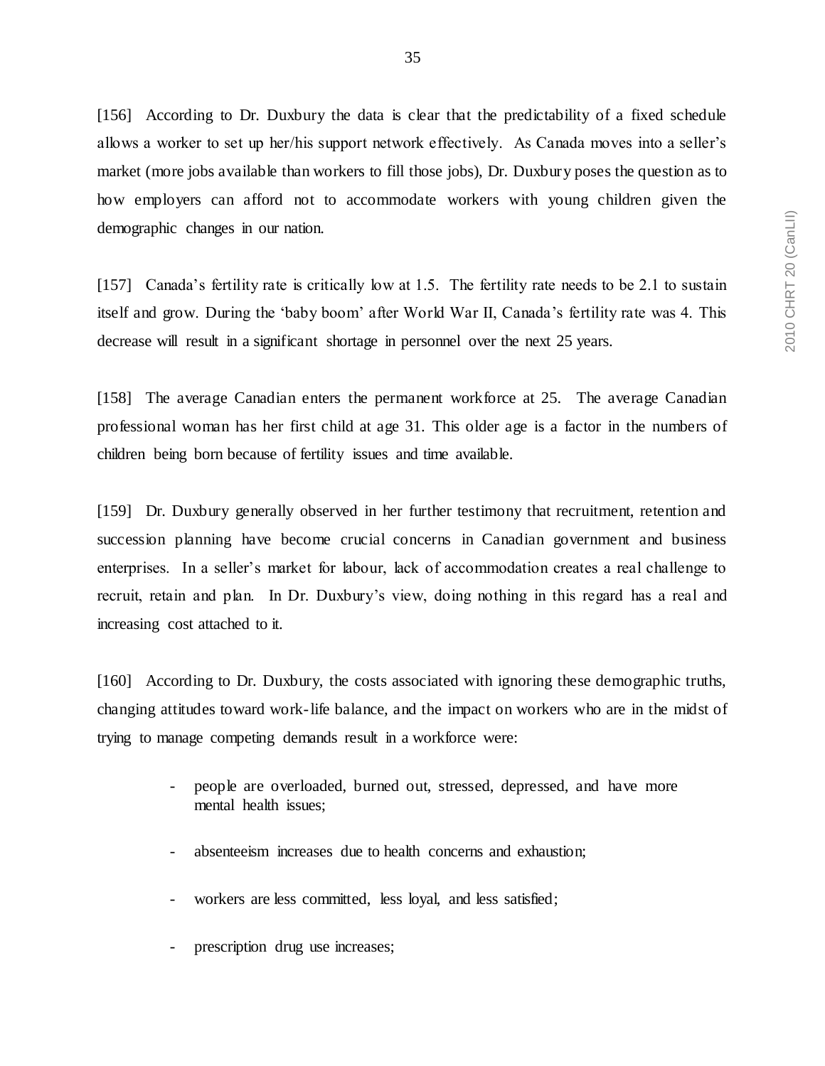[156] According to Dr. Duxbury the data is clear that the predictability of a fixed schedule allows a worker to set up her/his support network effectively. As Canada moves into a seller's market (more jobs available than workers to fill those jobs), Dr. Duxbury poses the question as to how employers can afford not to accommodate workers with young children given the demographic changes in our nation.

[157] Canada's fertility rate is critically low at 1.5. The fertility rate needs to be 2.1 to sustain itself and grow. During the 'baby boom' after World War II, Canada's fertility rate was 4. This decrease will result in a significant shortage in personnel over the next 25 years.

[158] The average Canadian enters the permanent workforce at 25. The average Canadian professional woman has her first child at age 31. This older age is a factor in the numbers of children being born because of fertility issues and time available.

[159] Dr. Duxbury generally observed in her further testimony that recruitment, retention and succession planning have become crucial concerns in Canadian government and business enterprises. In a seller's market for labour, lack of accommodation creates a real challenge to recruit, retain and plan. In Dr. Duxbury's view, doing nothing in this regard has a real and increasing cost attached to it.

[160] According to Dr. Duxbury, the costs associated with ignoring these demographic truths, changing attitudes toward work-life balance, and the impact on workers who are in the midst of trying to manage competing demands result in a workforce were:

- people are overloaded, burned out, stressed, depressed, and have more mental health issues;
- absenteeism increases due to health concerns and exhaustion;
- workers are less committed, less loyal, and less satisfied;
- prescription drug use increases;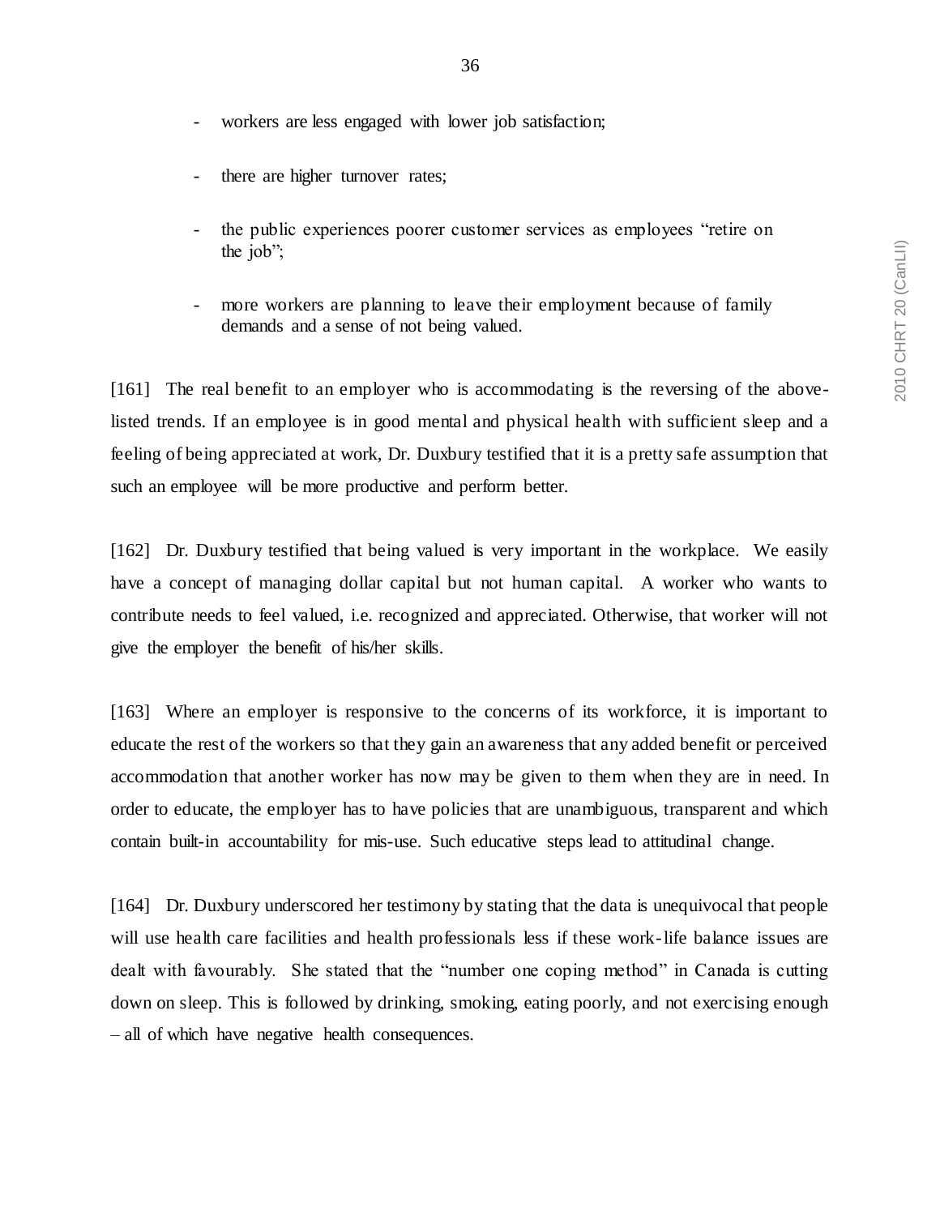- workers are less engaged with lower job satisfaction;

- there are higher turnover rates;

- the public experiences poorer customer services as employees "retire on the job";

- more workers are planning to leave their employment because of family demands and a sense of not being valued.

[161] The real benefit to an employer who is accommodating is the reversing of the above-listed trends. If an employee is in good mental and physical health with sufficient sleep and a feeling of being appreciated at work, Dr. Duxbury testified that it is a pretty safe assumption that such an employee will be more productive and perform better.

[162] Dr. Duxbury testified that being valued is very important in the workplace. We easily have a concept of managing dollar capital but not human capital. A worker who wants to contribute needs to feel valued, i.e. recognized and appreciated. Otherwise, that worker will not give the employer the benefit of his/her skills.

[163] Where an employer is responsive to the concerns of its workforce, it is important to educate the rest of the workers so that they gain an awareness that any added benefit or perceived accommodation that another worker has now may be given to them when they are in need. In order to educate, the employer has to have policies that are unambiguous, transparent and which contain built-in accountability for mis-use. Such educative steps lead to attitudinal change.

[164] Dr. Duxbury underscored her testimony by stating that the data is unequivocal that people will use health care facilities and health professionals less if these work-life balance issues are dealt with favourably. She stated that the "number one coping method" in Canada is cutting down on sleep. This is followed by drinking, smoking, eating poorly, and not exercising enough – all of which have negative health consequences.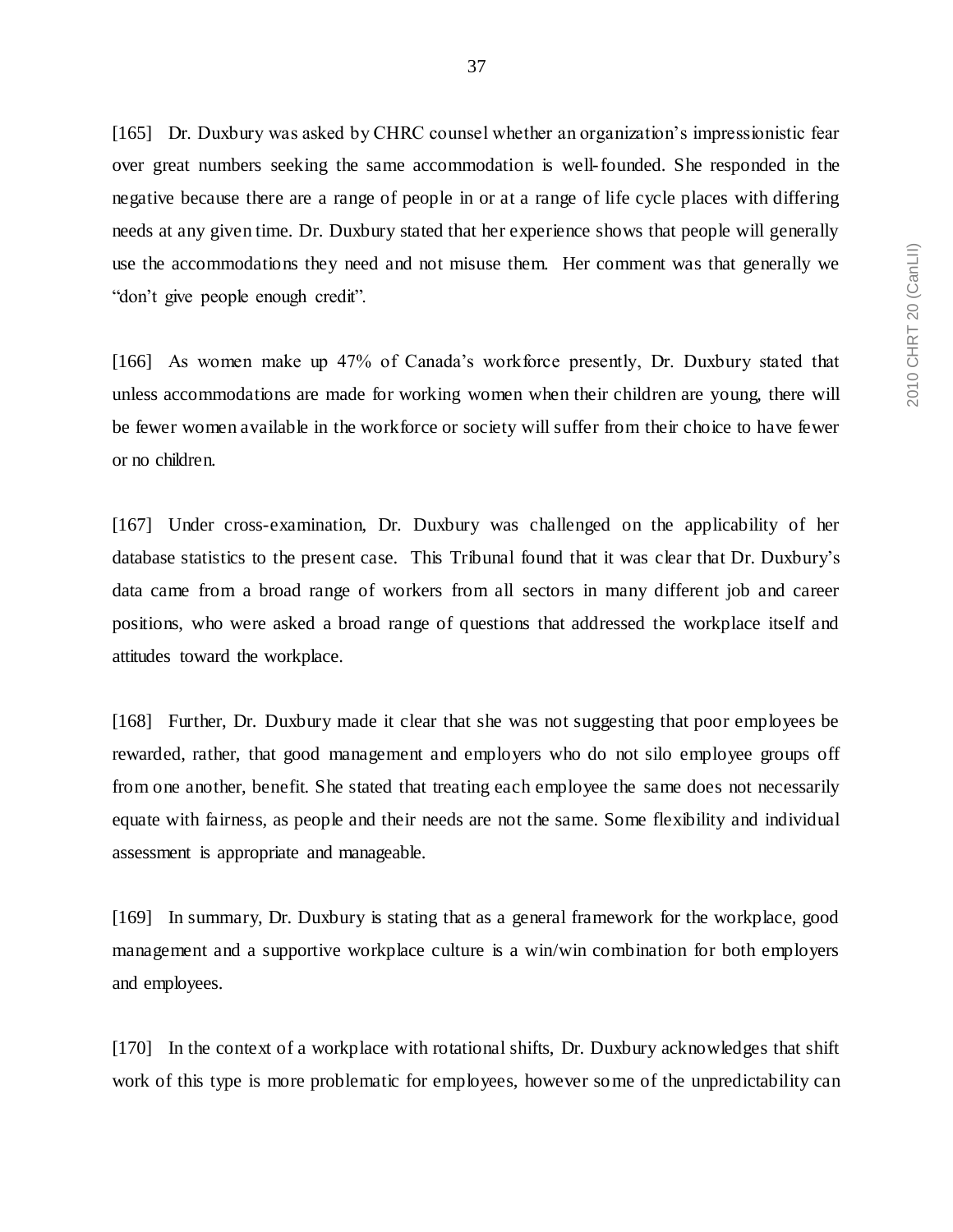[165] Dr. Duxbury was asked by CHRC counsel whether an organization's impressionistic fear over great numbers seeking the same accommodation is well-founded. She responded in the negative because there are a range of people in or at a range of life cycle places with differing needs at any given time. Dr. Duxbury stated that her experience shows that people will generally use the accommodations they need and not misuse them. Her comment was that generally we "don't give people enough credit".

[166] As women make up 47% of Canada's workforce presently, Dr. Duxbury stated that unless accommodations are made for working women when their children are young, there will be fewer women available in the workforce or society will suffer from their choice to have fewer or no children.

[167] Under cross-examination, Dr. Duxbury was challenged on the applicability of her database statistics to the present case. This Tribunal found that it was clear that Dr. Duxbury's data came from a broad range of workers from all sectors in many different job and career positions, who were asked a broad range of questions that addressed the workplace itself and attitudes toward the workplace.

[168] Further, Dr. Duxbury made it clear that she was not suggesting that poor employees be rewarded, rather, that good management and employers who do not silo employee groups off from one another, benefit. She stated that treating each employee the same does not necessarily equate with fairness, as people and their needs are not the same. Some flexibility and individual assessment is appropriate and manageable.

[169] In summary, Dr. Duxbury is stating that as a general framework for the workplace, good management and a supportive workplace culture is a win/win combination for both employers and employees.

[170] In the context of a workplace with rotational shifts, Dr. Duxbury acknowledges that shift work of this type is more problematic for employees, however some of the unpredictability can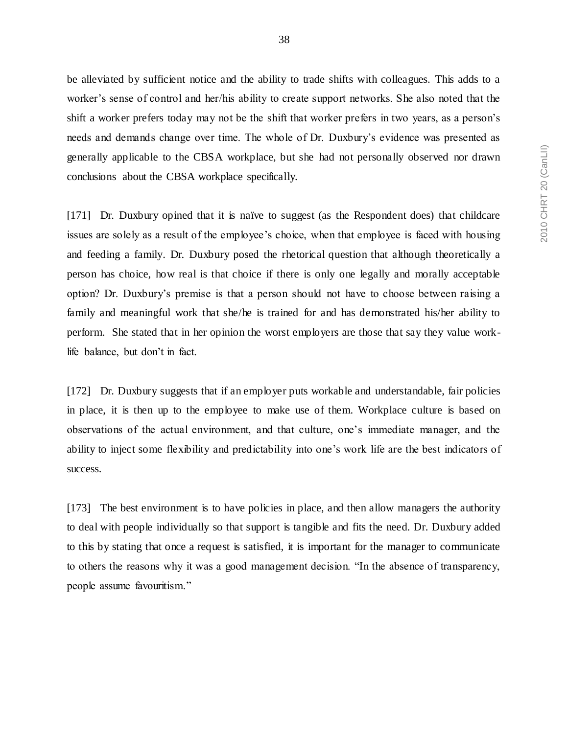be alleviated by sufficient notice and the ability to trade shifts with colleagues. This adds to a worker's sense of control and her/his ability to create support networks. She also noted that the shift a worker prefers today may not be the shift that worker prefers in two years, as a person's needs and demands change over time. The whole of Dr. Duxbury's evidence was presented as generally applicable to the CBSA workplace, but she had not personally observed nor drawn conclusions about the CBSA workplace specifically.

[171] Dr. Duxbury opined that it is naïve to suggest (as the Respondent does) that childcare issues are solely as a result of the employee's choice, when that employee is faced with housing and feeding a family. Dr. Duxbury posed the rhetorical question that although theoretically a person has choice, how real is that choice if there is only one legally and morally acceptable option? Dr. Duxbury's premise is that a person should not have to choose between raising a family and meaningful work that she/he is trained for and has demonstrated his/her ability to perform. She stated that in her opinion the worst employers are those that say they value work-life balance, but don't in fact.

[172] Dr. Duxbury suggests that if an employer puts workable and understandable, fair policies in place, it is then up to the employee to make use of them. Workplace culture is based on observations of the actual environment, and that culture, one's immediate manager, and the ability to inject some flexibility and predictability into one's work life are the best indicators of success.

[173] The best environment is to have policies in place, and then allow managers the authority to deal with people individually so that support is tangible and fits the need. Dr. Duxbury added to this by stating that once a request is satisfied, it is important for the manager to communicate to others the reasons why it was a good management decision. "In the absence of transparency, people assume favouritism."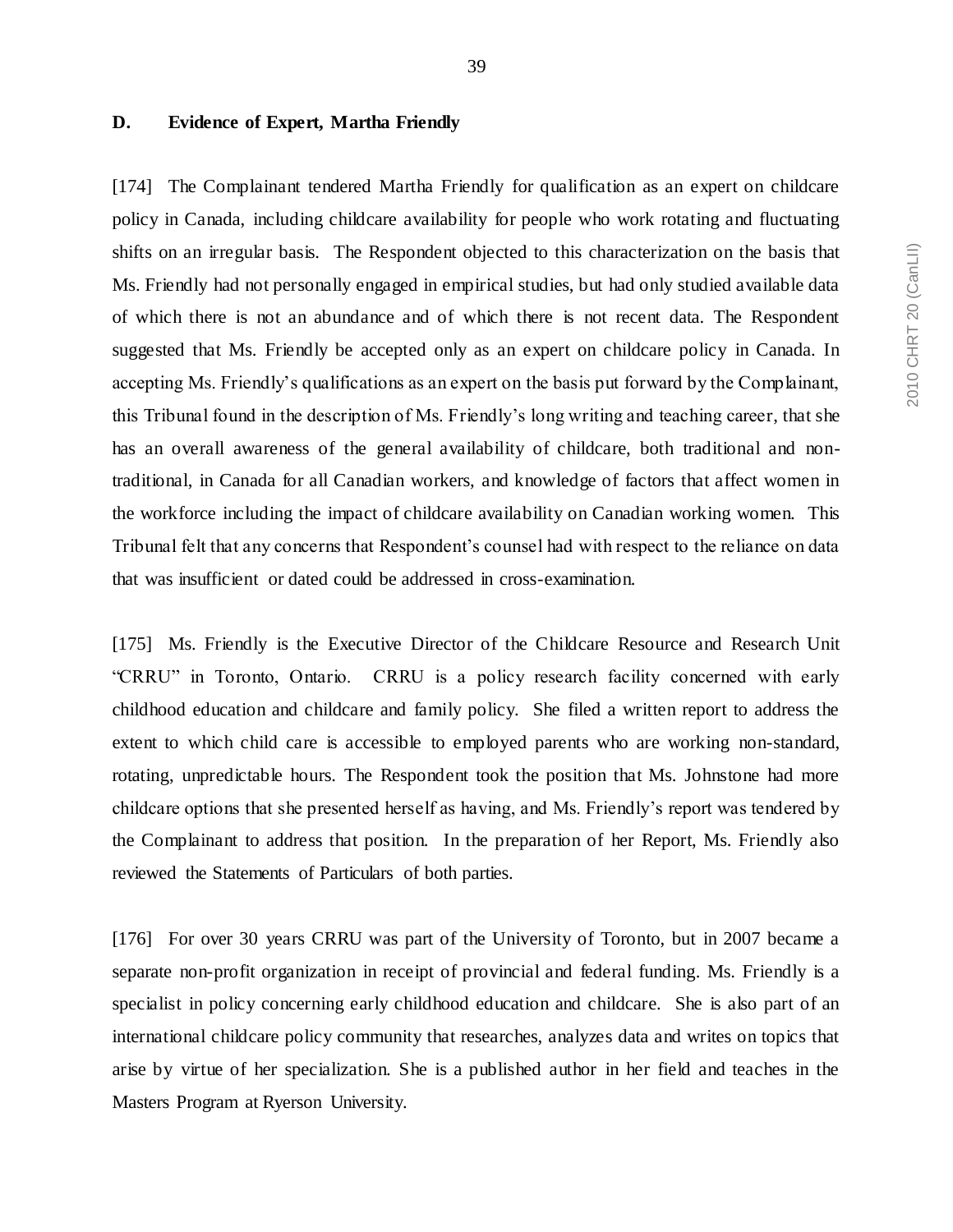### D. Evidence of Expert, Martha Friendly

[174] The Complainant tendered Martha Friendly for qualification as an expert on childcare policy in Canada, including childcare availability for people who work rotating and fluctuating shifts on an irregular basis. The Respondent objected to this characterization on the basis that Ms. Friendly had not personally engaged in empirical studies, but had only studied available data of which there is not an abundance and of which there is not recent data. The Respondent suggested that Ms. Friendly be accepted only as an expert on childcare policy in Canada. In accepting Ms. Friendly's qualifications as an expert on the basis put forward by the Complainant, this Tribunal found in the description of Ms. Friendly's long writing and teaching career, that she has an overall awareness of the general availability of childcare, both traditional and non-traditional, in Canada for all Canadian workers, and knowledge of factors that affect women in the workforce including the impact of childcare availability on Canadian working women. This Tribunal felt that any concerns that Respondent's counsel had with respect to the reliance on data that was insufficient or dated could be addressed in cross-examination.

[175] Ms. Friendly is the Executive Director of the Childcare Resource and Research Unit "CRRU" in Toronto, Ontario. CRRU is a policy research facility concerned with early childhood education and childcare and family policy. She filed a written report to address the extent to which child care is accessible to employed parents who are working non-standard, rotating, unpredictable hours. The Respondent took the position that Ms. Johnstone had more childcare options that she presented herself as having, and Ms. Friendly's report was tendered by the Complainant to address that position. In the preparation of her Report, Ms. Friendly also reviewed the Statements of Particulars of both parties.

[176] For over 30 years CRRU was part of the University of Toronto, but in 2007 became a separate non-profit organization in receipt of provincial and federal funding. Ms. Friendly is a specialist in policy concerning early childhood education and childcare. She is also part of an international childcare policy community that researches, analyzes data and writes on topics that arise by virtue of her specialization. She is a published author in her field and teaches in the Masters Program at Ryerson University.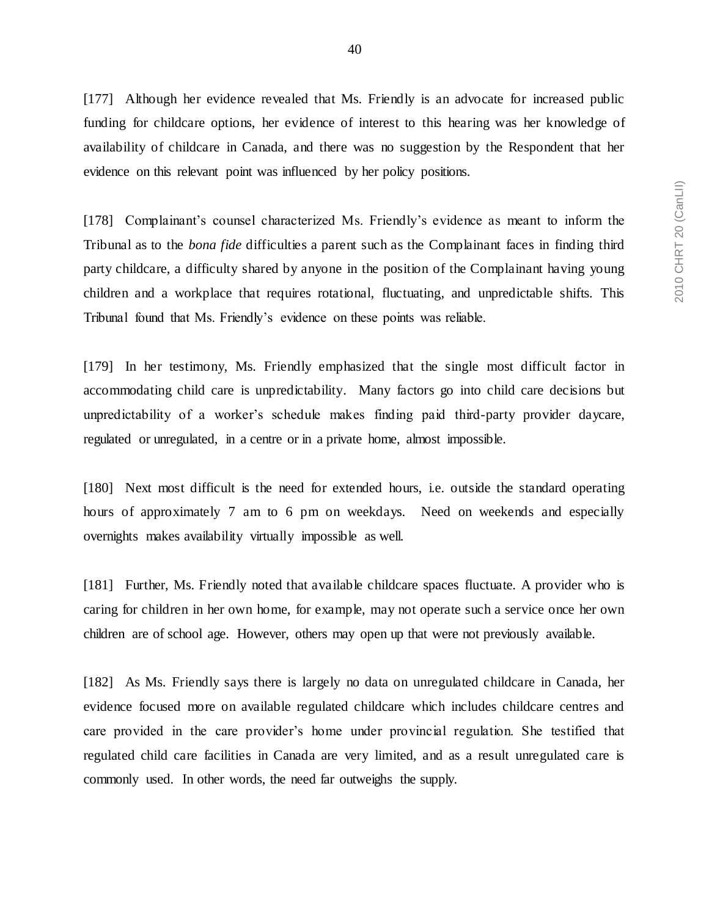[177] Although her evidence revealed that Ms. Friendly is an advocate for increased public funding for childcare options, her evidence of interest to this hearing was her knowledge of availability of childcare in Canada, and there was no suggestion by the Respondent that her evidence on this relevant point was influenced by her policy positions.

[178] Complainant's counsel characterized Ms. Friendly's evidence as meant to inform the Tribunal as to the *bona fide* difficulties a parent such as the Complainant faces in finding third party childcare, a difficulty shared by anyone in the position of the Complainant having young children and a workplace that requires rotational, fluctuating, and unpredictable shifts. This Tribunal found that Ms. Friendly's evidence on these points was reliable.

[179] In her testimony, Ms. Friendly emphasized that the single most difficult factor in accommodating child care is unpredictability. Many factors go into child care decisions but unpredictability of a worker's schedule makes finding paid third-party provider daycare, regulated or unregulated, in a centre or in a private home, almost impossible.

[180] Next most difficult is the need for extended hours, i.e. outside the standard operating hours of approximately 7 am to 6 pm on weekdays. Need on weekends and especially overnights makes availability virtually impossible as well.

[181] Further, Ms. Friendly noted that available childcare spaces fluctuate. A provider who is caring for children in her own home, for example, may not operate such a service once her own children are of school age. However, others may open up that were not previously available.

[182] As Ms. Friendly says there is largely no data on unregulated childcare in Canada, her evidence focused more on available regulated childcare which includes childcare centres and care provided in the care provider's home under provincial regulation. She testified that regulated child care facilities in Canada are very limited, and as a result unregulated care is commonly used. In other words, the need far outweighs the supply.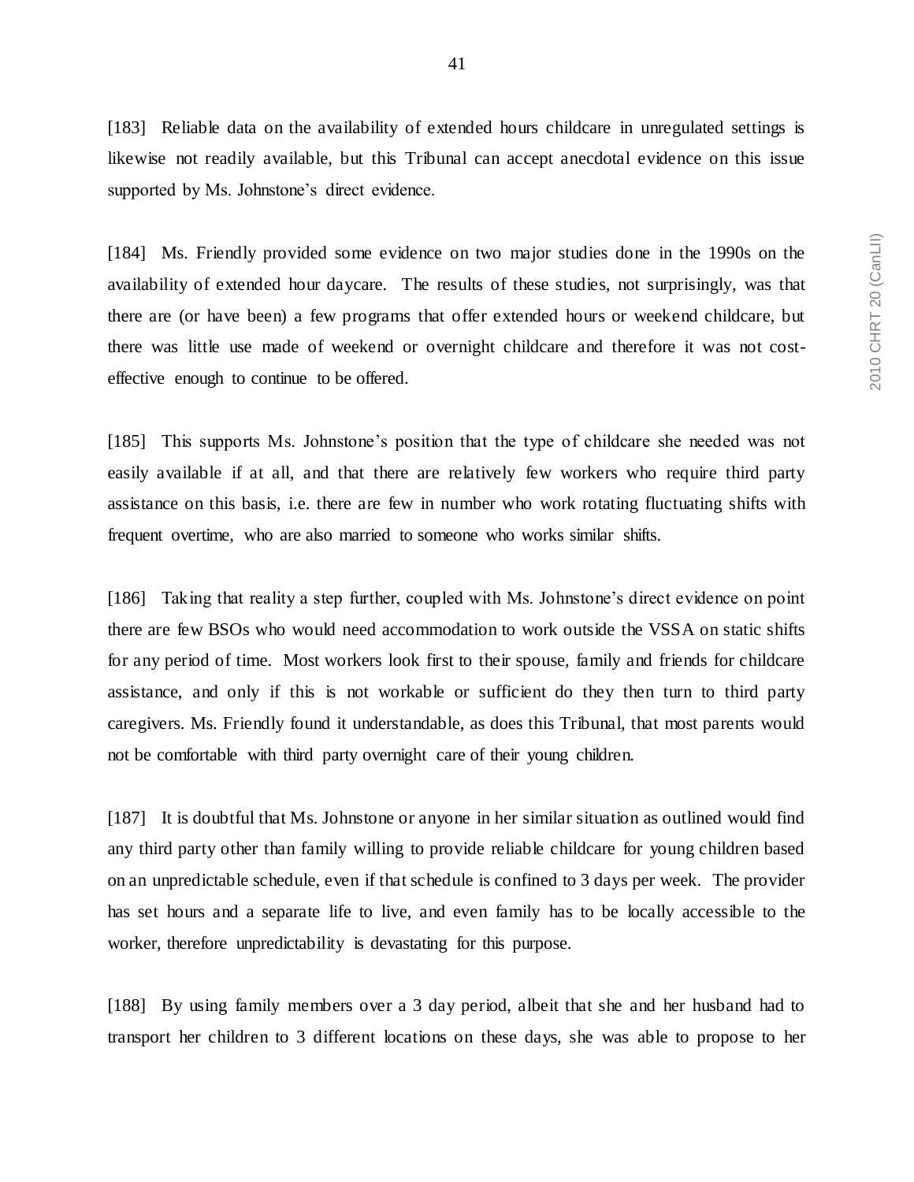[183] Reliable data on the availability of extended hours childcare in unregulated settings is likewise not readily available, but this Tribunal can accept anecdotal evidence on this issue supported by Ms. Johnstone's direct evidence.

[184] Ms. Friendly provided some evidence on two major studies done in the 1990s on the availability of extended hour daycare. The results of these studies, not surprisingly, was that there are (or have been) a few programs that offer extended hours or weekend childcare, but there was little use made of weekend or overnight childcare and therefore it was not cost-effective enough to continue to be offered.

[185] This supports Ms. Johnstone's position that the type of childcare she needed was not easily available if at all, and that there are relatively few workers who require third party assistance on this basis, i.e. there are few in number who work rotating fluctuating shifts with frequent overtime, who are also married to someone who works similar shifts.

[186] Taking that reality a step further, coupled with Ms. Johnstone's direct evidence on point there are few BSOs who would need accommodation to work outside the VSSA on static shifts for any period of time. Most workers look first to their spouse, family and friends for childcare assistance, and only if this is not workable or sufficient do they then turn to third party caregivers. Ms. Friendly found it understandable, as does this Tribunal, that most parents would not be comfortable with third party overnight care of their young children.

[187] It is doubtful that Ms. Johnstone or anyone in her similar situation as outlined would find any third party other than family willing to provide reliable childcare for young children based on an unpredictable schedule, even if that schedule is confined to 3 days per week. The provider has set hours and a separate life to live, and even family has to be locally accessible to the worker, therefore unpredictability is devastating for this purpose.

[188] By using family members over a 3 day period, albeit that she and her husband had to transport her children to 3 different locations on these days, she was able to propose to her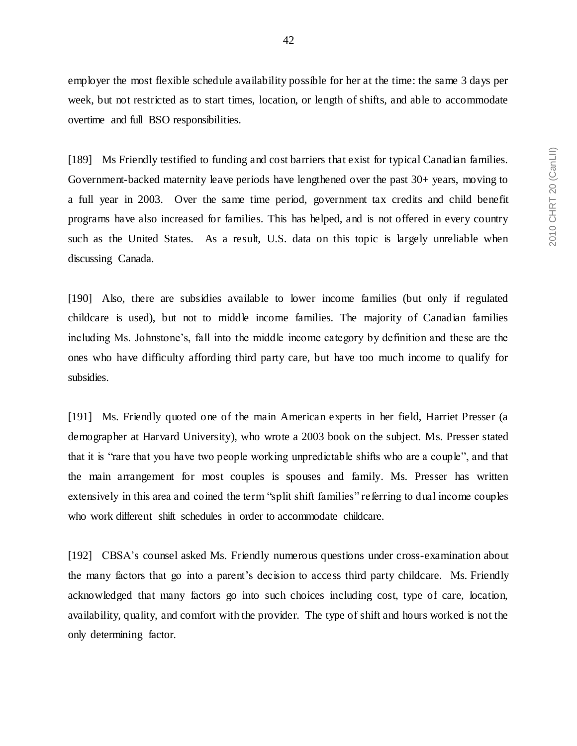employer the most flexible schedule availability possible for her at the time: the same 3 days per week, but not restricted as to start times, location, or length of shifts, and able to accommodate overtime and full BSO responsibilities.

[189] Ms Friendly testified to funding and cost barriers that exist for typical Canadian families. Government-backed maternity leave periods have lengthened over the past 30+ years, moving to a full year in 2003. Over the same time period, government tax credits and child benefit programs have also increased for families. This has helped, and is not offered in every country such as the United States. As a result, U.S. data on this topic is largely unreliable when discussing Canada.

[190] Also, there are subsidies available to lower income families (but only if regulated childcare is used), but not to middle income families. The majority of Canadian families including Ms. Johnstone's, fall into the middle income category by definition and these are the ones who have difficulty affording third party care, but have too much income to qualify for subsidies.

[191] Ms. Friendly quoted one of the main American experts in her field, Harriet Presser (a demographer at Harvard University), who wrote a 2003 book on the subject. Ms. Presser stated that it is "rare that you have two people working unpredictable shifts who are a couple", and that the main arrangement for most couples is spouses and family. Ms. Presser has written extensively in this area and coined the term "split shift families" referring to dual income couples who work different shift schedules in order to accommodate childcare.

[192] CBSA's counsel asked Ms. Friendly numerous questions under cross-examination about the many factors that go into a parent's decision to access third party childcare. Ms. Friendly acknowledged that many factors go into such choices including cost, type of care, location, availability, quality, and comfort with the provider. The type of shift and hours worked is not the only determining factor.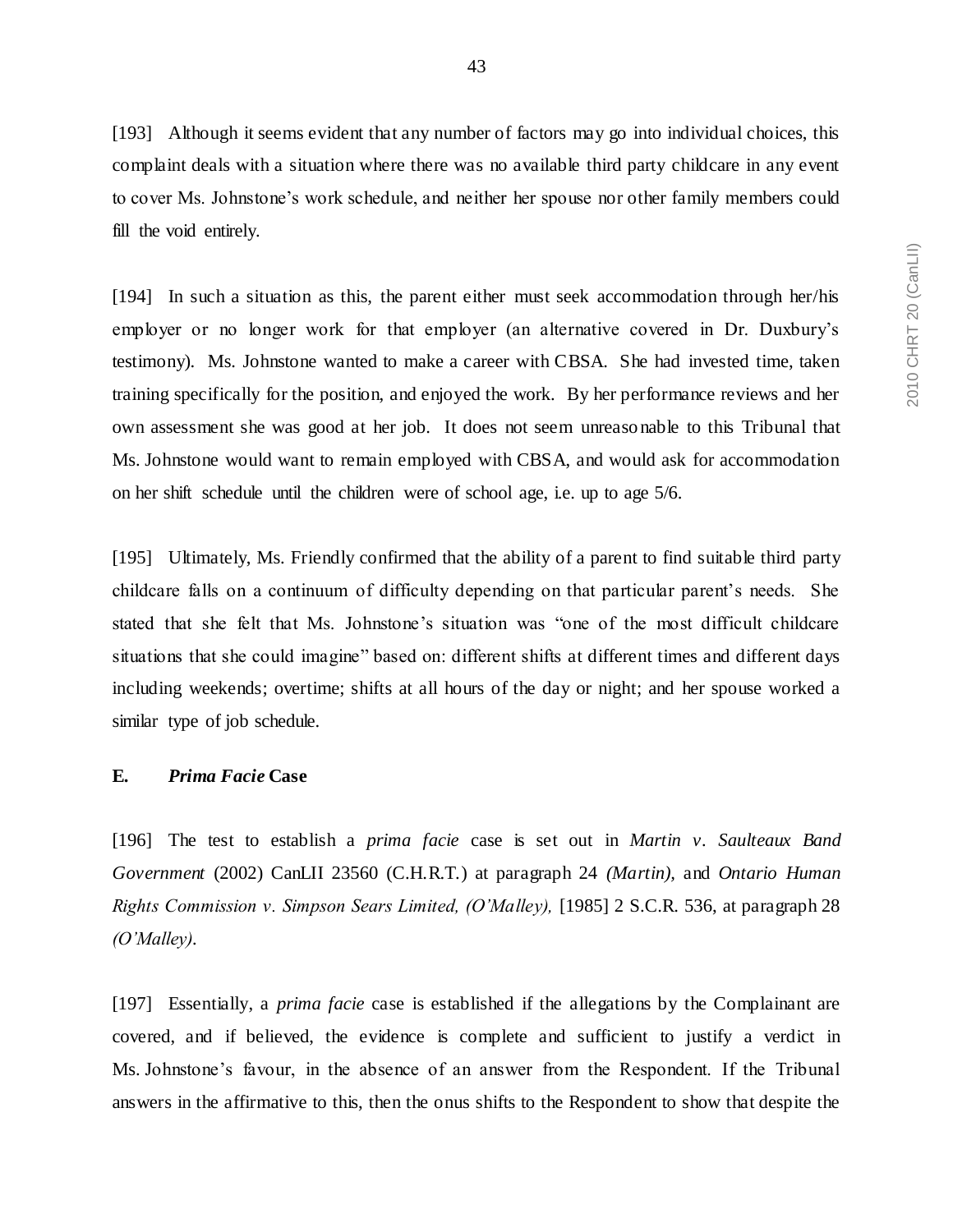[193] Although it seems evident that any number of factors may go into individual choices, this complaint deals with a situation where there was no available third party childcare in any event to cover Ms. Johnstone's work schedule, and neither her spouse nor other family members could fill the void entirely.

[194] In such a situation as this, the parent either must seek accommodation through her/his employer or no longer work for that employer (an alternative covered in Dr. Duxbury's testimony). Ms. Johnstone wanted to make a career with CBSA. She had invested time, taken training specifically for the position, and enjoyed the work. By her performance reviews and her own assessment she was good at her job. It does not seem unreasonable to this Tribunal that Ms. Johnstone would want to remain employed with CBSA, and would ask for accommodation on her shift schedule until the children were of school age, i.e. up to age 5/6.

[195] Ultimately, Ms. Friendly confirmed that the ability of a parent to find suitable third party childcare falls on a continuum of difficulty depending on that particular parent's needs. She stated that she felt that Ms. Johnstone's situation was "one of the most difficult childcare situations that she could imagine" based on: different shifts at different times and different days including weekends; overtime; shifts at all hours of the day or night; and her spouse worked a similar type of job schedule.

### E. *Prima Facie* Case

[196] The test to establish a *prima facie* case is set out in *Martin v. Saulteaux Band Government* (2002) CanLII 23560 (C.H.R.T.) at paragraph 24 *(Martin)*, and *Ontario Human Rights Commission v. Simpson Sears Limited, (O'Malley),* [1985] 2 S.C.R. 536, at paragraph 28 *(O'Malley)*.

[197] Essentially, a *prima facie* case is established if the allegations by the Complainant are covered, and if believed, the evidence is complete and sufficient to justify a verdict in Ms. Johnstone's favour, in the absence of an answer from the Respondent. If the Tribunal answers in the affirmative to this, then the onus shifts to the Respondent to show that despite the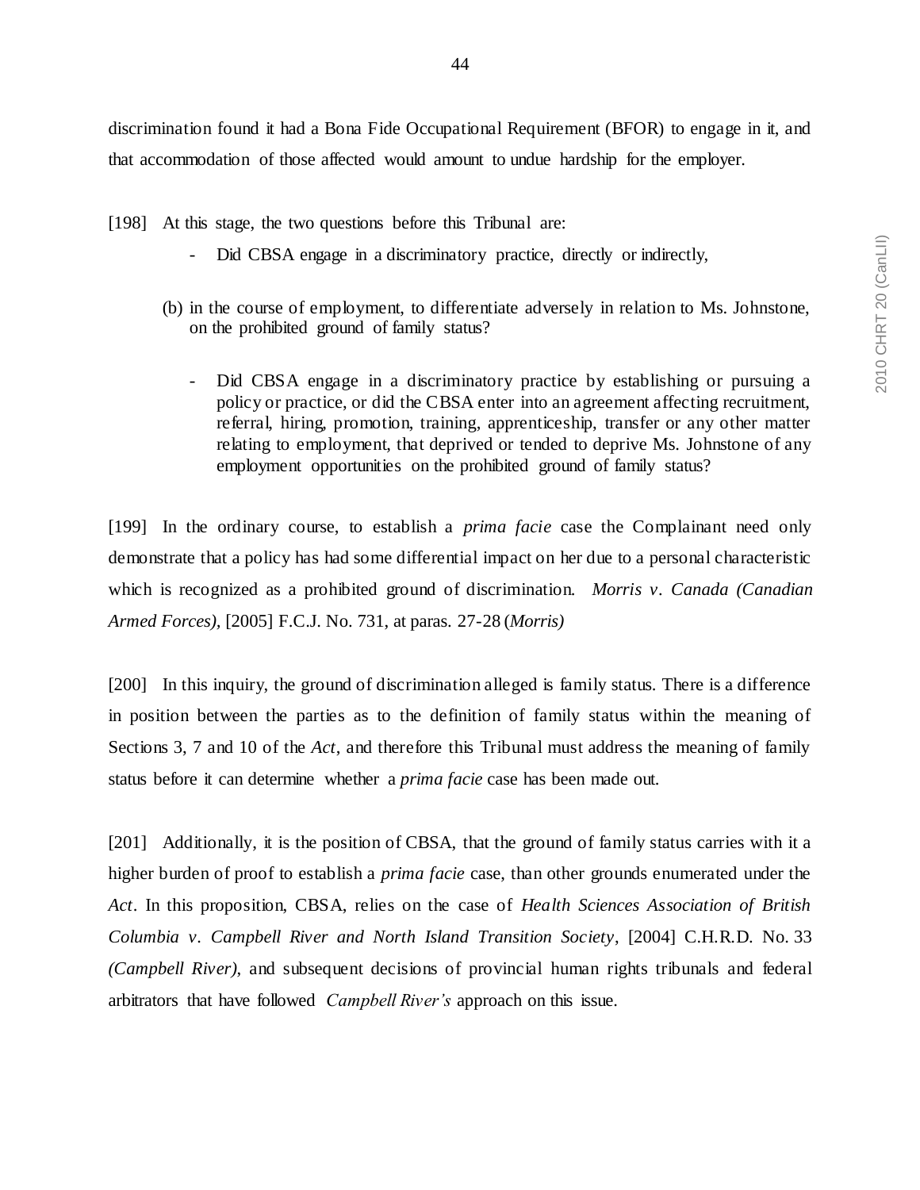discrimination found it had a Bona Fide Occupational Requirement (BFOR) to engage in it, and that accommodation of those affected would amount to undue hardship for the employer.

[198] At this stage, the two questions before this Tribunal are:

- Did CBSA engage in a discriminatory practice, directly or indirectly,

(b) in the course of employment, to differentiate adversely in relation to Ms. Johnstone, on the prohibited ground of family status?

- Did CBSA engage in a discriminatory practice by establishing or pursuing a policy or practice, or did the CBSA enter into an agreement affecting recruitment, referral, hiring, promotion, training, apprenticeship, transfer or any other matter relating to employment, that deprived or tended to deprive Ms. Johnstone of any employment opportunities on the prohibited ground of family status?

[199] In the ordinary course, to establish a *prima facie* case the Complainant need only demonstrate that a policy has had some differential impact on her due to a personal characteristic which is recognized as a prohibited ground of discrimination. *Morris v. Canada (Canadian Armed Forces)*, [2005] F.C.J. No. 731, at paras. 27-28 (*Morris)*

[200] In this inquiry, the ground of discrimination alleged is family status. There is a difference in position between the parties as to the definition of family status within the meaning of Sections 3, 7 and 10 of the *Act*, and therefore this Tribunal must address the meaning of family status before it can determine whether a *prima facie* case has been made out.

[201] Additionally, it is the position of CBSA, that the ground of family status carries with it a higher burden of proof to establish a *prima facie* case, than other grounds enumerated under the *Act*. In this proposition, CBSA, relies on the case of *Health Sciences Association of British Columbia v. Campbell River and North Island Transition Society*, [2004] C.H.R.D. No. 33 *(Campbell River)*, and subsequent decisions of provincial human rights tribunals and federal arbitrators that have followed *Campbell River's* approach on this issue.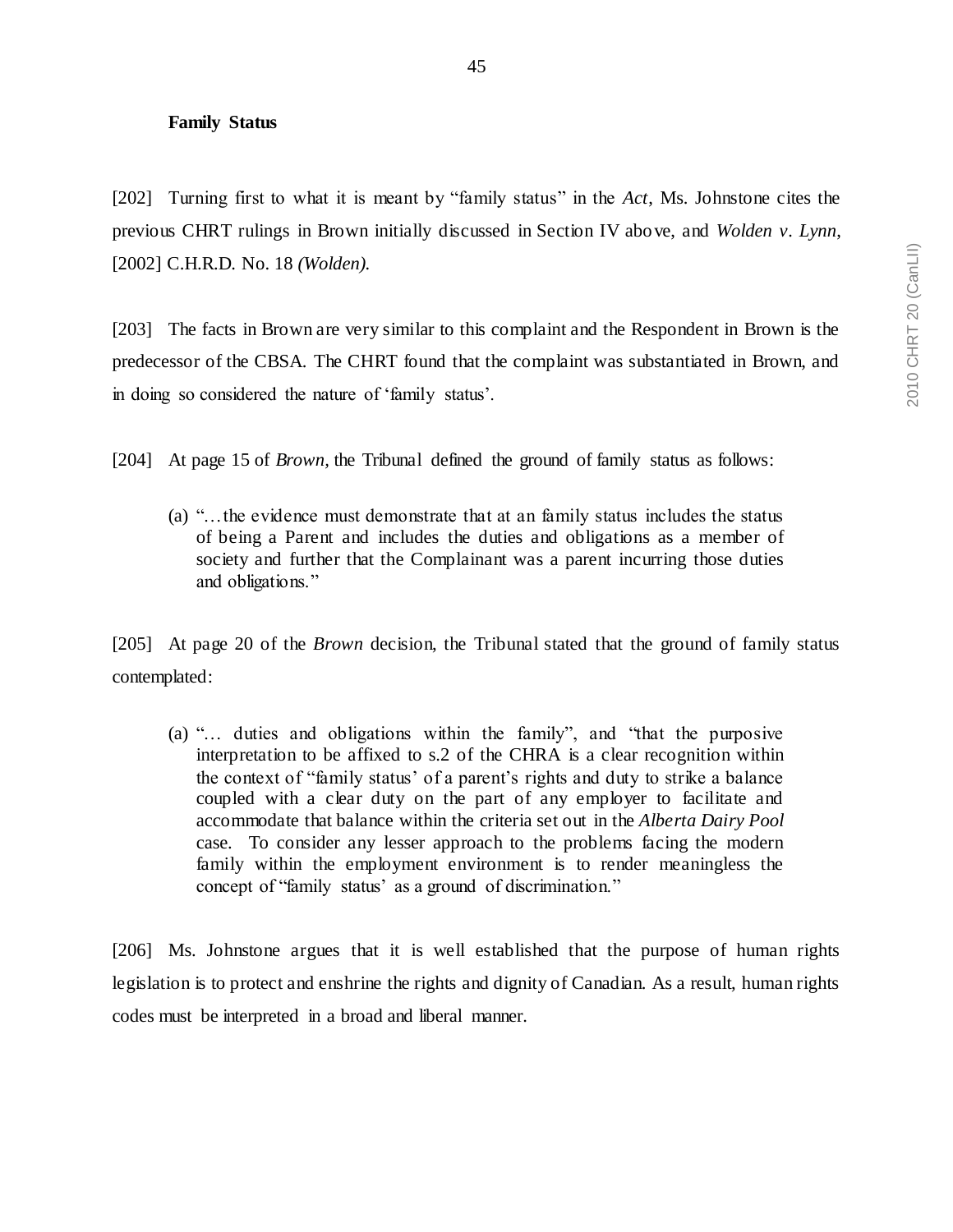**Family Status**

[202] Turning first to what it is meant by "family status" in the *Act*, Ms. Johnstone cites the previous CHRT rulings in Brown initially discussed in Section IV above, and *Wolden v. Lynn*, [2002] C.H.R.D. No. 18 *(Wolden)*.

[203] The facts in Brown are very similar to this complaint and the Respondent in Brown is the predecessor of the CBSA. The CHRT found that the complaint was substantiated in Brown, and in doing so considered the nature of 'family status'.

[204] At page 15 of *Brown*, the Tribunal defined the ground of family status as follows:

> (a) "…the evidence must demonstrate that at an family status includes the status of being a Parent and includes the duties and obligations as a member of society and further that the Complainant was a parent incurring those duties and obligations."

[205] At page 20 of the *Brown* decision, the Tribunal stated that the ground of family status contemplated:

> (a) "… duties and obligations within the family", and "that the purposive interpretation to be affixed to s.2 of the CHRA is a clear recognition within the context of "family status' of a parent's rights and duty to strike a balance coupled with a clear duty on the part of any employer to facilitate and accommodate that balance within the criteria set out in the *Alberta Dairy Pool* case. To consider any lesser approach to the problems facing the modern family within the employment environment is to render meaningless the concept of "family status' as a ground of discrimination."

[206] Ms. Johnstone argues that it is well established that the purpose of human rights legislation is to protect and enshrine the rights and dignity of Canadian. As a result, human rights codes must be interpreted in a broad and liberal manner.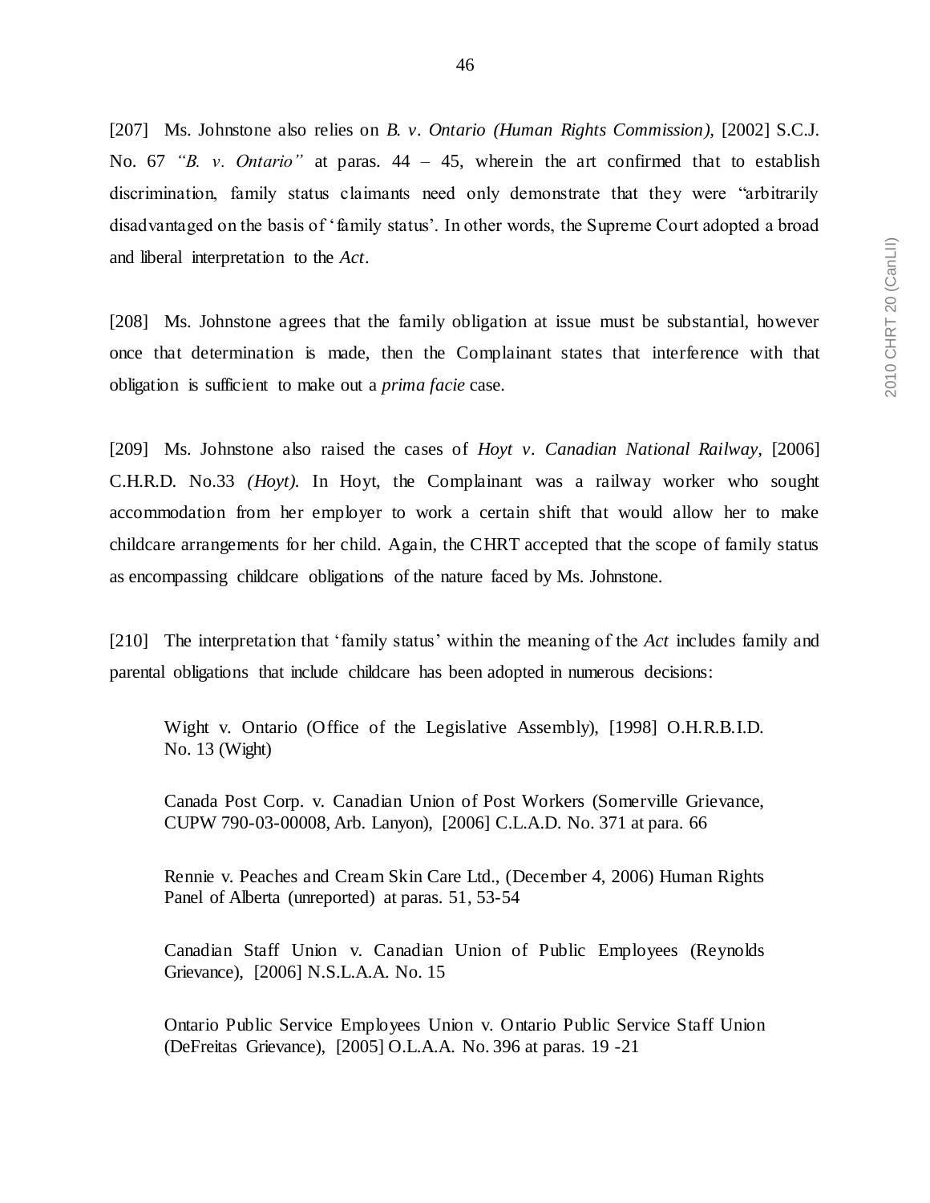[207] Ms. Johnstone also relies on *B. v. Ontario (Human Rights Commission)*, [2002] S.C.J. No. 67 *"B. v. Ontario"* at paras. 44 – 45, wherein the art confirmed that to establish discrimination, family status claimants need only demonstrate that they were "arbitrarily disadvantaged on the basis of 'family status'. In other words, the Supreme Court adopted a broad and liberal interpretation to the *Act*.

[208] Ms. Johnstone agrees that the family obligation at issue must be substantial, however once that determination is made, then the Complainant states that interference with that obligation is sufficient to make out a *prima facie* case.

[209] Ms. Johnstone also raised the cases of *Hoyt v. Canadian National Railway*, [2006] C.H.R.D. No.33 *(Hoyt)*. In Hoyt, the Complainant was a railway worker who sought accommodation from her employer to work a certain shift that would allow her to make childcare arrangements for her child. Again, the CHRT accepted that the scope of family status as encompassing childcare obligations of the nature faced by Ms. Johnstone.

[210] The interpretation that 'family status' within the meaning of the *Act* includes family and parental obligations that include childcare has been adopted in numerous decisions:

> Wight v. Ontario (Office of the Legislative Assembly), [1998] O.H.R.B.I.D. No. 13 (Wight)
>
> Canada Post Corp. v. Canadian Union of Post Workers (Somerville Grievance, CUPW 790-03-00008, Arb. Lanyon), [2006] C.L.A.D. No. 371 at para. 66
>
> Rennie v. Peaches and Cream Skin Care Ltd., (December 4, 2006) Human Rights Panel of Alberta (unreported) at paras. 51, 53-54
>
> Canadian Staff Union v. Canadian Union of Public Employees (Reynolds Grievance), [2006] N.S.L.A.A. No. 15
>
> Ontario Public Service Employees Union v. Ontario Public Service Staff Union (DeFreitas Grievance), [2005] O.L.A.A. No. 396 at paras. 19 -21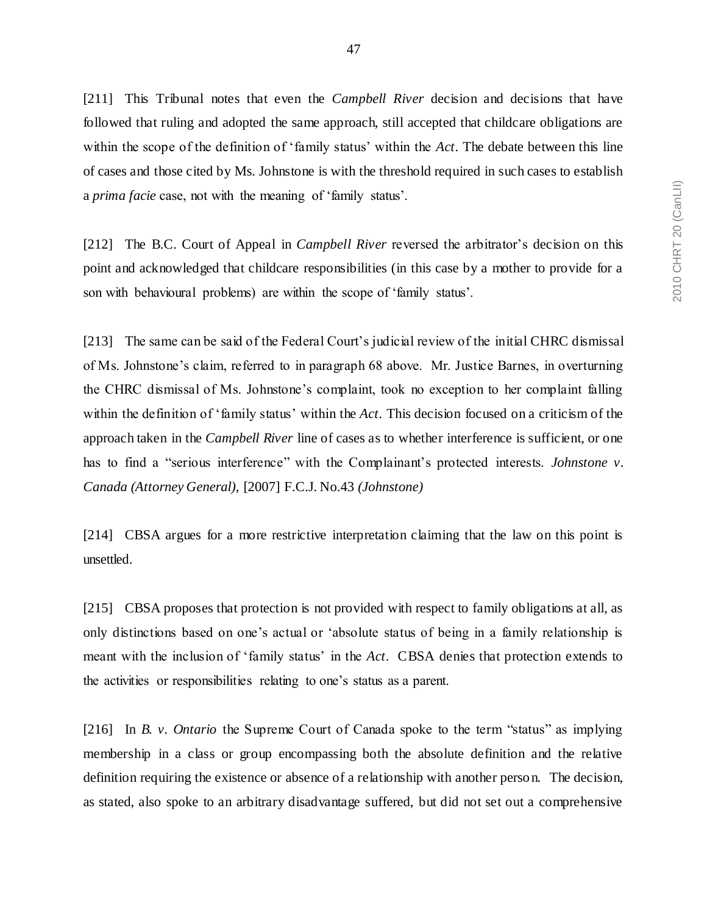[211] This Tribunal notes that even the *Campbell River* decision and decisions that have followed that ruling and adopted the same approach, still accepted that childcare obligations are within the scope of the definition of 'family status' within the *Act*. The debate between this line of cases and those cited by Ms. Johnstone is with the threshold required in such cases to establish a *prima facie* case, not with the meaning of 'family status'.

[212] The B.C. Court of Appeal in *Campbell River* reversed the arbitrator's decision on this point and acknowledged that childcare responsibilities (in this case by a mother to provide for a son with behavioural problems) are within the scope of 'family status'.

[213] The same can be said of the Federal Court's judicial review of the initial CHRC dismissal of Ms. Johnstone's claim, referred to in paragraph 68 above. Mr. Justice Barnes, in overturning the CHRC dismissal of Ms. Johnstone's complaint, took no exception to her complaint falling within the definition of 'family status' within the *Act*. This decision focused on a criticism of the approach taken in the *Campbell River* line of cases as to whether interference is sufficient, or one has to find a "serious interference" with the Complainant's protected interests. *Johnstone v. Canada (Attorney General)*, [2007] F.C.J. No.43 *(Johnstone)*

[214] CBSA argues for a more restrictive interpretation claiming that the law on this point is unsettled.

[215] CBSA proposes that protection is not provided with respect to family obligations at all, as only distinctions based on one's actual or 'absolute status of being in a family relationship is meant with the inclusion of 'family status' in the *Act*. CBSA denies that protection extends to the activities or responsibilities relating to one's status as a parent.

[216] In *B. v. Ontario* the Supreme Court of Canada spoke to the term "status" as implying membership in a class or group encompassing both the absolute definition and the relative definition requiring the existence or absence of a relationship with another person. The decision, as stated, also spoke to an arbitrary disadvantage suffered, but did not set out a comprehensive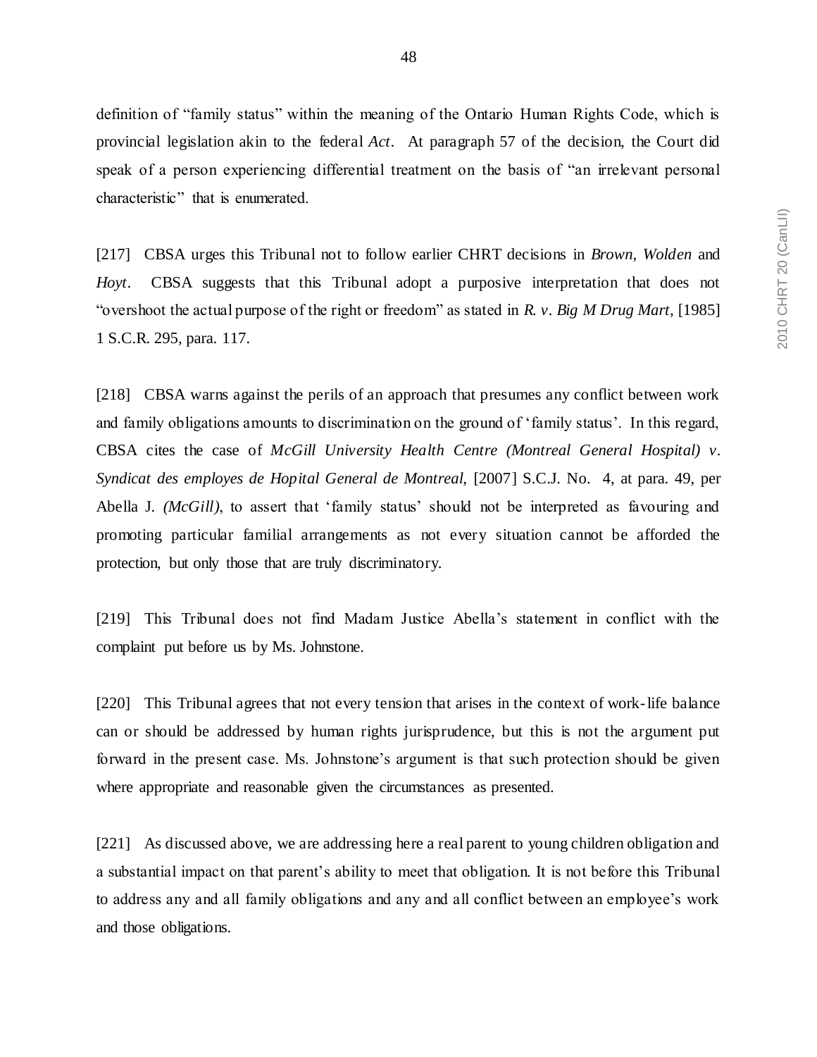definition of "family status" within the meaning of the Ontario Human Rights Code, which is provincial legislation akin to the federal *Act*. At paragraph 57 of the decision, the Court did speak of a person experiencing differential treatment on the basis of "an irrelevant personal characteristic" that is enumerated.

[217] CBSA urges this Tribunal not to follow earlier CHRT decisions in *Brown, Wolden* and *Hoyt*. CBSA suggests that this Tribunal adopt a purposive interpretation that does not "overshoot the actual purpose of the right or freedom" as stated in *R. v. Big M Drug Mart,* [1985] 1 S.C.R. 295, para. 117.

[218] CBSA warns against the perils of an approach that presumes any conflict between work and family obligations amounts to discrimination on the ground of 'family status'. In this regard, CBSA cites the case of *McGill University Health Centre (Montreal General Hospital) v. Syndicat des employes de Hopital General de Montreal,* [2007] S.C.J. No. 4, at para. 49, per Abella J. *(McGill)*, to assert that 'family status' should not be interpreted as favouring and promoting particular familial arrangements as not every situation cannot be afforded the protection, but only those that are truly discriminatory.

[219] This Tribunal does not find Madam Justice Abella's statement in conflict with the complaint put before us by Ms. Johnstone.

[220] This Tribunal agrees that not every tension that arises in the context of work-life balance can or should be addressed by human rights jurisprudence, but this is not the argument put forward in the present case. Ms. Johnstone's argument is that such protection should be given where appropriate and reasonable given the circumstances as presented.

[221] As discussed above, we are addressing here a real parent to young children obligation and a substantial impact on that parent's ability to meet that obligation. It is not before this Tribunal to address any and all family obligations and any and all conflict between an employee's work and those obligations.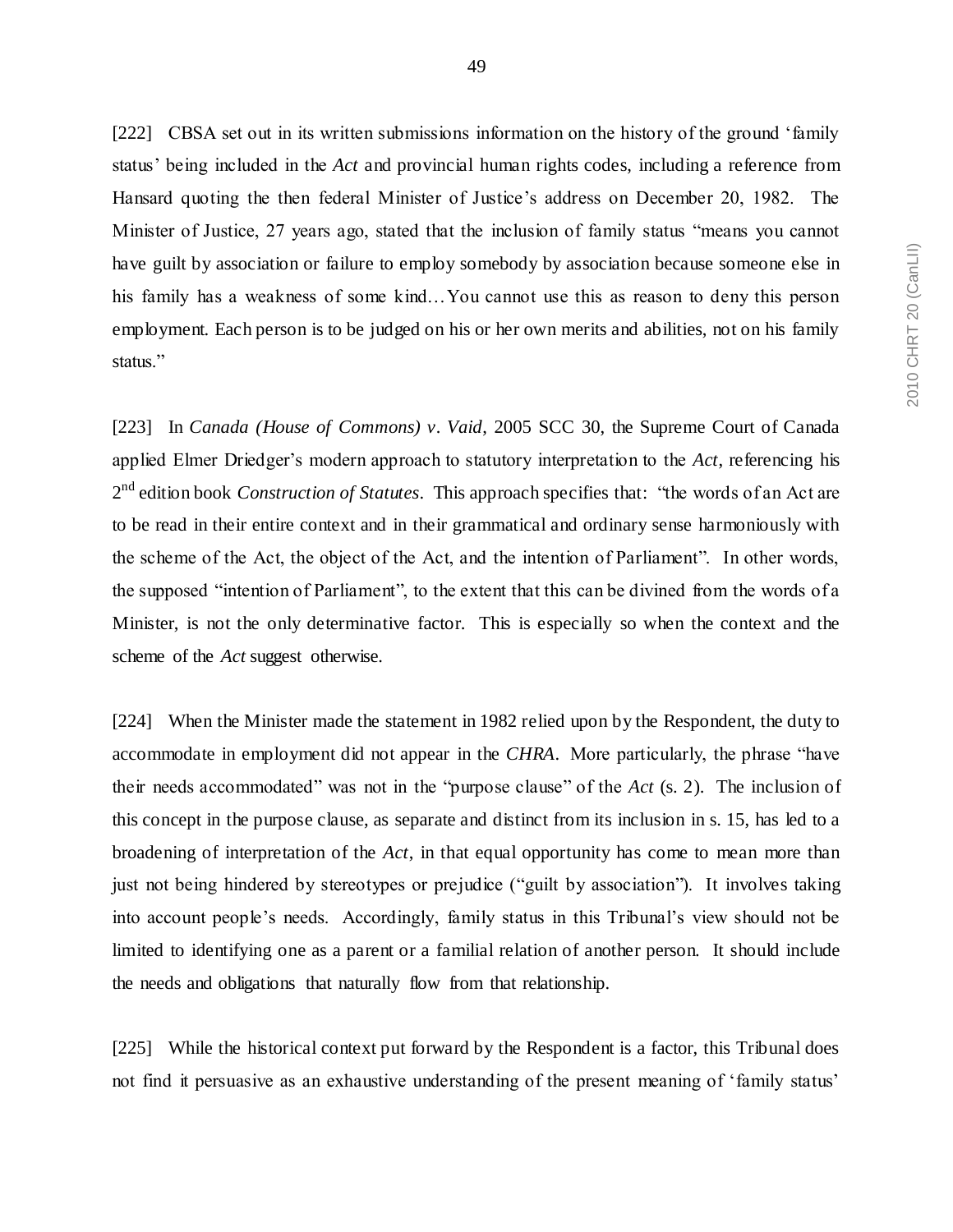[222] CBSA set out in its written submissions information on the history of the ground 'family status' being included in the *Act* and provincial human rights codes, including a reference from Hansard quoting the then federal Minister of Justice's address on December 20, 1982. The Minister of Justice, 27 years ago, stated that the inclusion of family status "means you cannot have guilt by association or failure to employ somebody by association because someone else in his family has a weakness of some kind…You cannot use this as reason to deny this person employment. Each person is to be judged on his or her own merits and abilities, not on his family status."

[223] In *Canada (House of Commons) v. Vaid*, 2005 SCC 30, the Supreme Court of Canada applied Elmer Driedger's modern approach to statutory interpretation to the *Act*, referencing his 2nd edition book *Construction of Statutes*. This approach specifies that: "the words of an Act are to be read in their entire context and in their grammatical and ordinary sense harmoniously with the scheme of the Act, the object of the Act, and the intention of Parliament". In other words, the supposed "intention of Parliament", to the extent that this can be divined from the words of a Minister, is not the only determinative factor. This is especially so when the context and the scheme of the *Act* suggest otherwise.

[224] When the Minister made the statement in 1982 relied upon by the Respondent, the duty to accommodate in employment did not appear in the *CHRA*. More particularly, the phrase "have their needs accommodated" was not in the "purpose clause" of the *Act* (s. 2). The inclusion of this concept in the purpose clause, as separate and distinct from its inclusion in s. 15, has led to a broadening of interpretation of the *Act*, in that equal opportunity has come to mean more than just not being hindered by stereotypes or prejudice ("guilt by association"). It involves taking into account people's needs. Accordingly, family status in this Tribunal's view should not be limited to identifying one as a parent or a familial relation of another person. It should include the needs and obligations that naturally flow from that relationship.

[225] While the historical context put forward by the Respondent is a factor, this Tribunal does not find it persuasive as an exhaustive understanding of the present meaning of 'family status'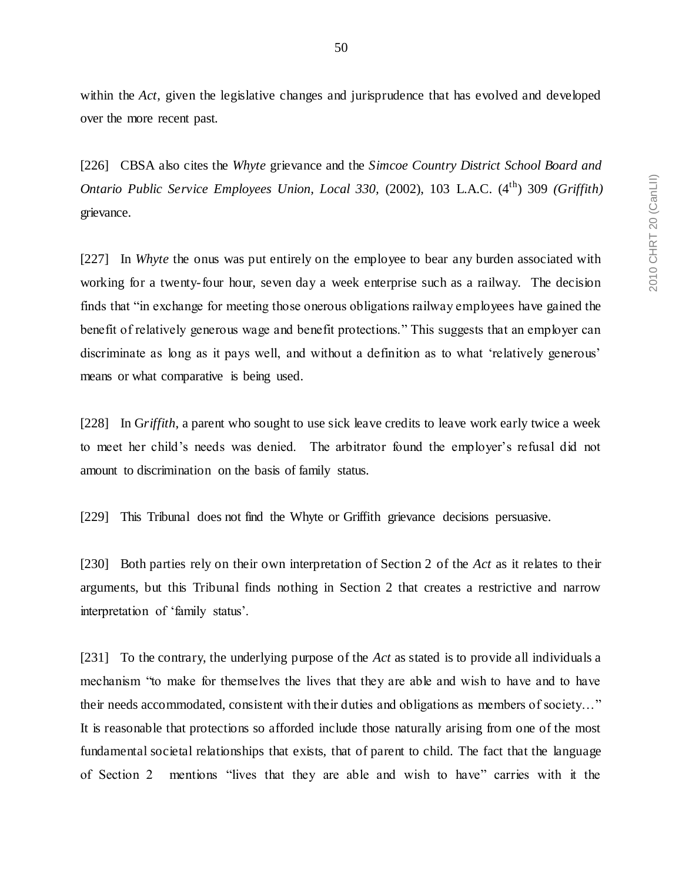within the *Act*, given the legislative changes and jurisprudence that has evolved and developed over the more recent past.

[226] CBSA also cites the *Whyte* grievance and the *Simcoe Country District School Board and Ontario Public Service Employees Union, Local 330,* (2002), 103 L.A.C. (4th) 309 *(Griffith)* grievance.

[227] In *Whyte* the onus was put entirely on the employee to bear any burden associated with working for a twenty-four hour, seven day a week enterprise such as a railway. The decision finds that "in exchange for meeting those onerous obligations railway employees have gained the benefit of relatively generous wage and benefit protections." This suggests that an employer can discriminate as long as it pays well, and without a definition as to what 'relatively generous' means or what comparative is being used.

[228] In G*riffith*, a parent who sought to use sick leave credits to leave work early twice a week to meet her child's needs was denied. The arbitrator found the employer's refusal did not amount to discrimination on the basis of family status.

[229] This Tribunal does not find the Whyte or Griffith grievance decisions persuasive.

[230] Both parties rely on their own interpretation of Section 2 of the *Act* as it relates to their arguments, but this Tribunal finds nothing in Section 2 that creates a restrictive and narrow interpretation of 'family status'.

[231] To the contrary, the underlying purpose of the *Act* as stated is to provide all individuals a mechanism "to make for themselves the lives that they are able and wish to have and to have their needs accommodated, consistent with their duties and obligations as members of society…" It is reasonable that protections so afforded include those naturally arising from one of the most fundamental societal relationships that exists, that of parent to child. The fact that the language of Section 2 mentions "lives that they are able and wish to have" carries with it the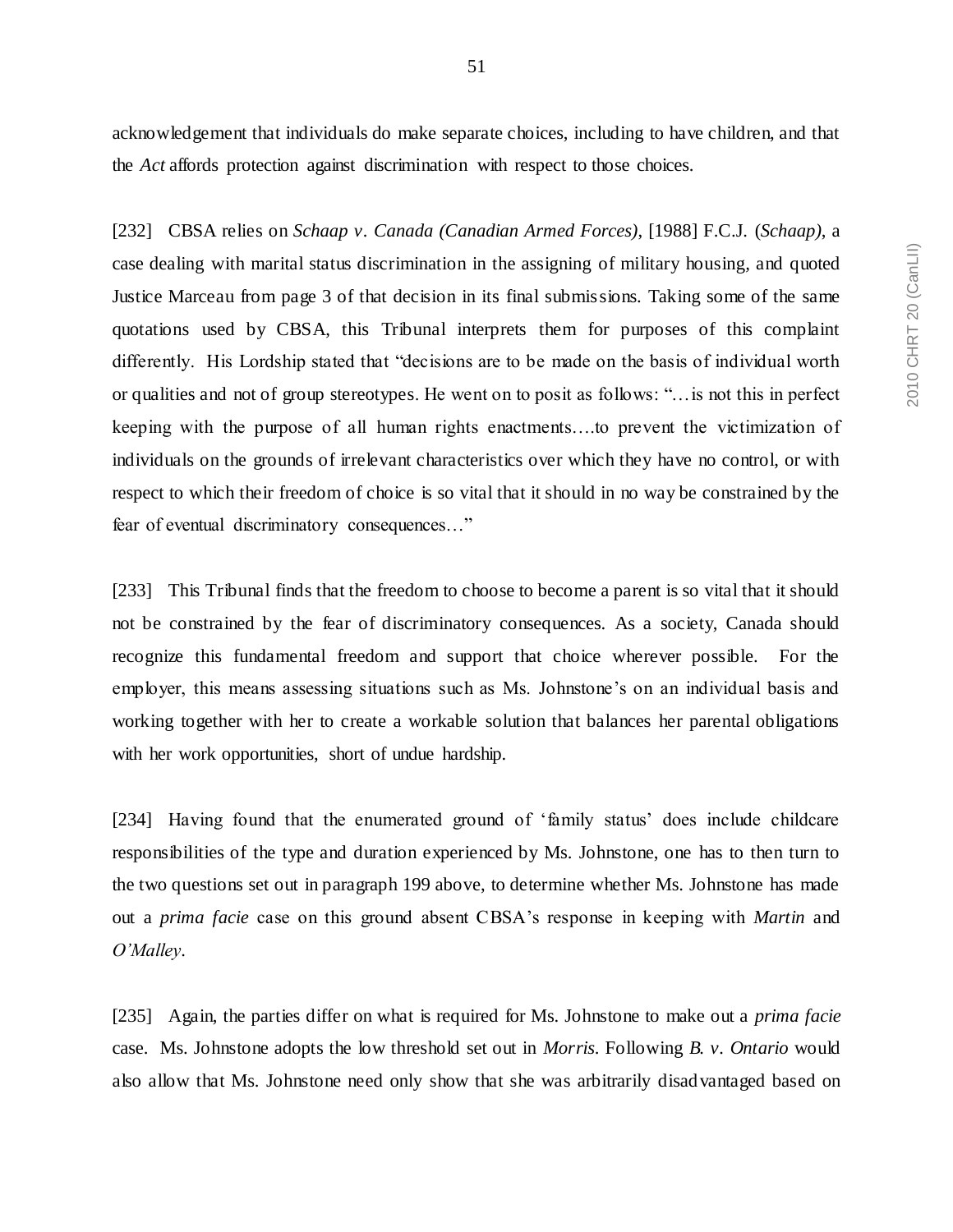acknowledgement that individuals do make separate choices, including to have children, and that the *Act* affords protection against discrimination with respect to those choices.

[232] CBSA relies on *Schaap v. Canada (Canadian Armed Forces)*, [1988] F.C.J. (*Schaap)*, a case dealing with marital status discrimination in the assigning of military housing, and quoted Justice Marceau from page 3 of that decision in its final submissions. Taking some of the same quotations used by CBSA, this Tribunal interprets them for purposes of this complaint differently. His Lordship stated that "decisions are to be made on the basis of individual worth or qualities and not of group stereotypes. He went on to posit as follows: "…is not this in perfect keeping with the purpose of all human rights enactments….to prevent the victimization of individuals on the grounds of irrelevant characteristics over which they have no control, or with respect to which their freedom of choice is so vital that it should in no way be constrained by the fear of eventual discriminatory consequences…"

[233] This Tribunal finds that the freedom to choose to become a parent is so vital that it should not be constrained by the fear of discriminatory consequences. As a society, Canada should recognize this fundamental freedom and support that choice wherever possible. For the employer, this means assessing situations such as Ms. Johnstone's on an individual basis and working together with her to create a workable solution that balances her parental obligations with her work opportunities, short of undue hardship.

[234] Having found that the enumerated ground of 'family status' does include childcare responsibilities of the type and duration experienced by Ms. Johnstone, one has to then turn to the two questions set out in paragraph 199 above, to determine whether Ms. Johnstone has made out a *prima facie* case on this ground absent CBSA's response in keeping with *Martin* and *O'Malley*.

[235] Again, the parties differ on what is required for Ms. Johnstone to make out a *prima facie* case. Ms. Johnstone adopts the low threshold set out in *Morris*. Following *B. v. Ontario* would also allow that Ms. Johnstone need only show that she was arbitrarily disadvantaged based on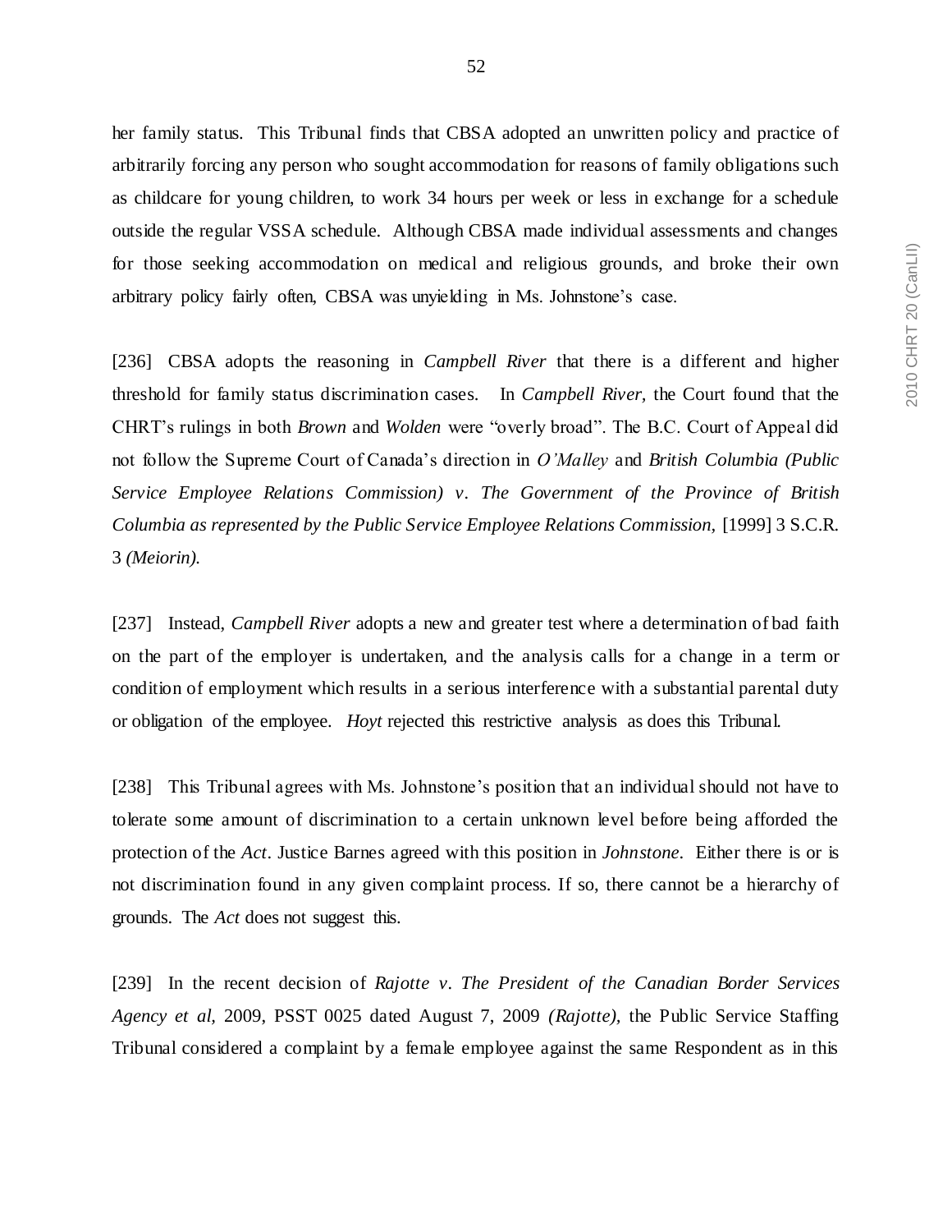her family status. This Tribunal finds that CBSA adopted an unwritten policy and practice of arbitrarily forcing any person who sought accommodation for reasons of family obligations such as childcare for young children, to work 34 hours per week or less in exchange for a schedule outside the regular VSSA schedule. Although CBSA made individual assessments and changes for those seeking accommodation on medical and religious grounds, and broke their own arbitrary policy fairly often, CBSA was unyielding in Ms. Johnstone's case.

[236] CBSA adopts the reasoning in *Campbell River* that there is a different and higher threshold for family status discrimination cases. In *Campbell River,* the Court found that the CHRT's rulings in both *Brown* and *Wolden* were "overly broad". The B.C. Court of Appeal did not follow the Supreme Court of Canada's direction in *O'Malley* and *British Columbia (Public Service Employee Relations Commission) v. The Government of the Province of British Columbia as represented by the Public Service Employee Relations Commission,* [1999] 3 S.C.R. 3 *(Meiorin).*

[237] Instead, *Campbell River* adopts a new and greater test where a determination of bad faith on the part of the employer is undertaken, and the analysis calls for a change in a term or condition of employment which results in a serious interference with a substantial parental duty or obligation of the employee. *Hoyt* rejected this restrictive analysis as does this Tribunal.

[238] This Tribunal agrees with Ms. Johnstone's position that an individual should not have to tolerate some amount of discrimination to a certain unknown level before being afforded the protection of the *Act*. Justice Barnes agreed with this position in *Johnstone*. Either there is or is not discrimination found in any given complaint process. If so, there cannot be a hierarchy of grounds. The *Act* does not suggest this.

[239] In the recent decision of *Rajotte v. The President of the Canadian Border Services Agency et al,* 2009, PSST 0025 dated August 7, 2009 *(Rajotte),* the Public Service Staffing Tribunal considered a complaint by a female employee against the same Respondent as in this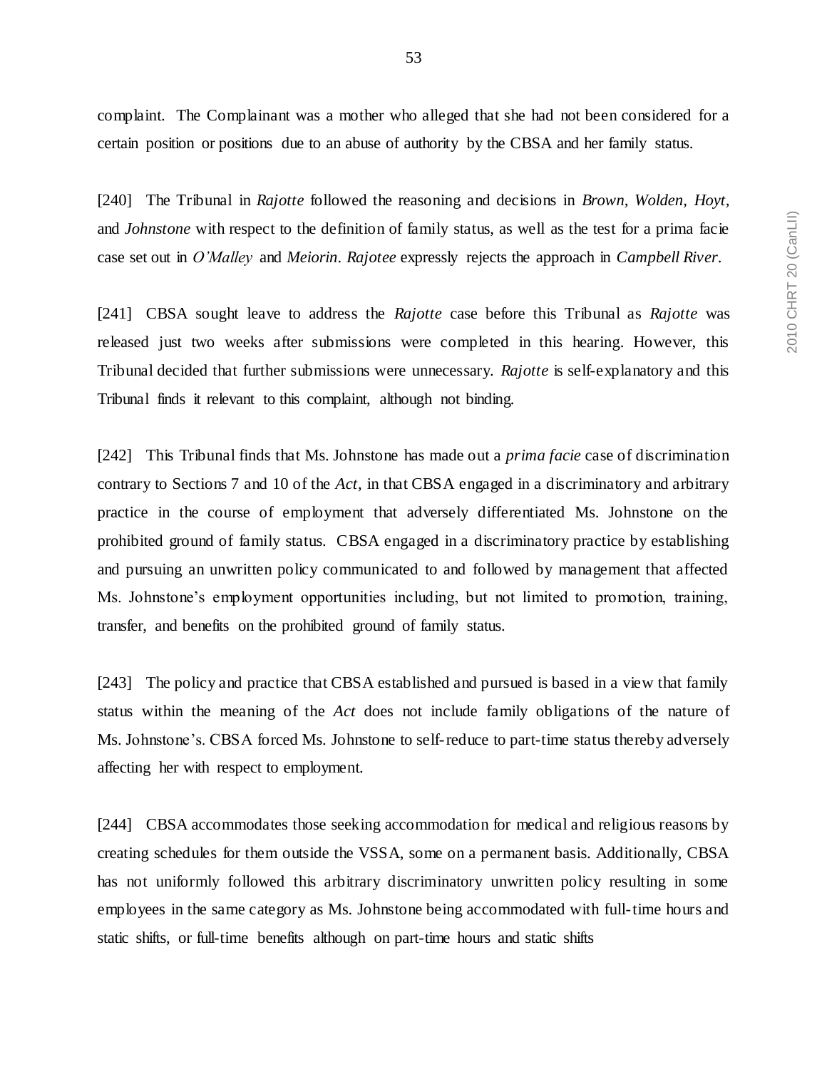complaint. The Complainant was a mother who alleged that she had not been considered for a certain position or positions due to an abuse of authority by the CBSA and her family status.

[240] The Tribunal in *Rajotte* followed the reasoning and decisions in *Brown*, *Wolden*, *Hoyt*, and *Johnstone* with respect to the definition of family status, as well as the test for a prima facie case set out in *O'Malley* and *Meiorin*. *Rajotee* expressly rejects the approach in *Campbell River*.

[241] CBSA sought leave to address the *Rajotte* case before this Tribunal as *Rajotte* was released just two weeks after submissions were completed in this hearing. However, this Tribunal decided that further submissions were unnecessary. *Rajotte* is self-explanatory and this Tribunal finds it relevant to this complaint, although not binding.

[242] This Tribunal finds that Ms. Johnstone has made out a *prima facie* case of discrimination contrary to Sections 7 and 10 of the *Act*, in that CBSA engaged in a discriminatory and arbitrary practice in the course of employment that adversely differentiated Ms. Johnstone on the prohibited ground of family status. CBSA engaged in a discriminatory practice by establishing and pursuing an unwritten policy communicated to and followed by management that affected Ms. Johnstone's employment opportunities including, but not limited to promotion, training, transfer, and benefits on the prohibited ground of family status.

[243] The policy and practice that CBSA established and pursued is based in a view that family status within the meaning of the *Act* does not include family obligations of the nature of Ms. Johnstone's. CBSA forced Ms. Johnstone to self-reduce to part-time status thereby adversely affecting her with respect to employment.

[244] CBSA accommodates those seeking accommodation for medical and religious reasons by creating schedules for them outside the VSSA, some on a permanent basis. Additionally, CBSA has not uniformly followed this arbitrary discriminatory unwritten policy resulting in some employees in the same category as Ms. Johnstone being accommodated with full-time hours and static shifts, or full-time benefits although on part-time hours and static shifts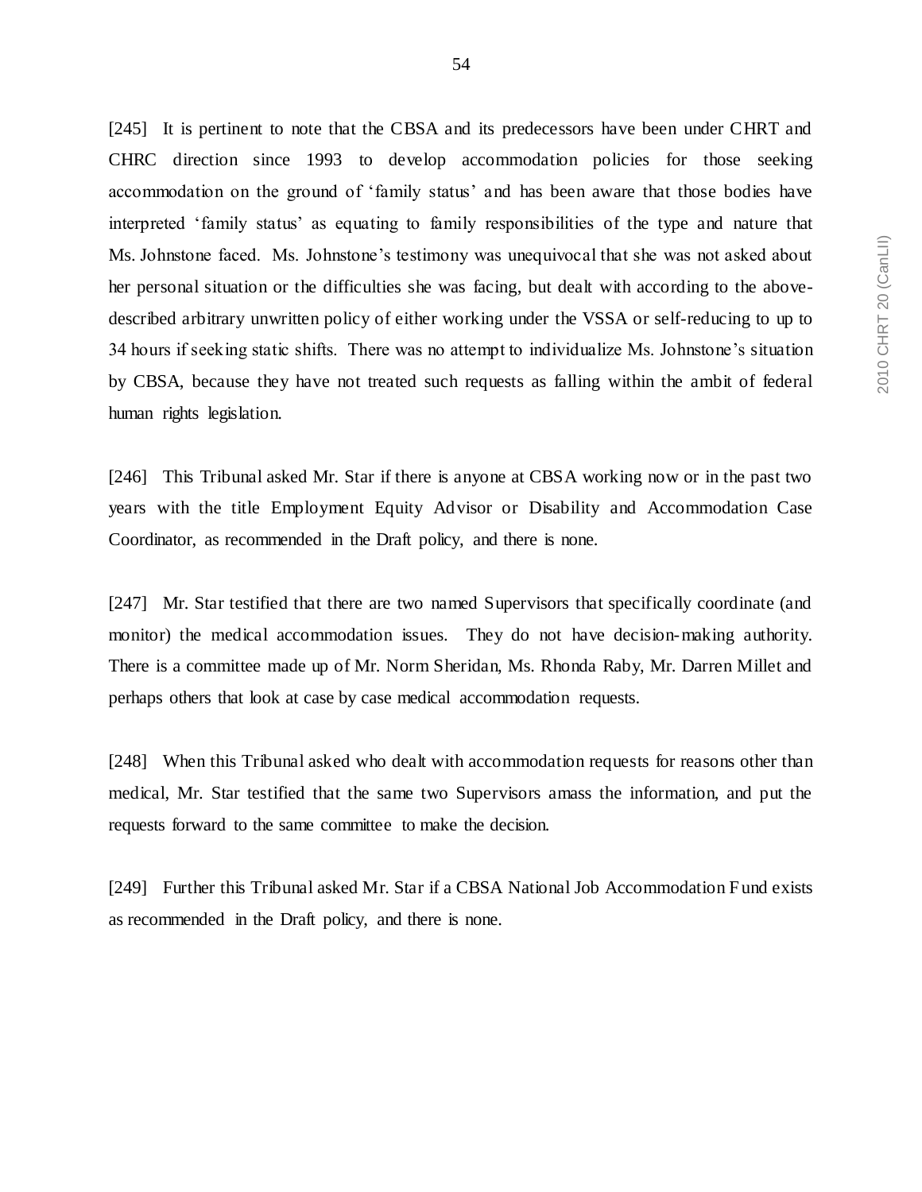[245] It is pertinent to note that the CBSA and its predecessors have been under CHRT and CHRC direction since 1993 to develop accommodation policies for those seeking accommodation on the ground of 'family status' and has been aware that those bodies have interpreted 'family status' as equating to family responsibilities of the type and nature that Ms. Johnstone faced. Ms. Johnstone's testimony was unequivocal that she was not asked about her personal situation or the difficulties she was facing, but dealt with according to the above-described arbitrary unwritten policy of either working under the VSSA or self-reducing to up to 34 hours if seeking static shifts. There was no attempt to individualize Ms. Johnstone's situation by CBSA, because they have not treated such requests as falling within the ambit of federal human rights legislation.

[246] This Tribunal asked Mr. Star if there is anyone at CBSA working now or in the past two years with the title Employment Equity Advisor or Disability and Accommodation Case Coordinator, as recommended in the Draft policy, and there is none.

[247] Mr. Star testified that there are two named Supervisors that specifically coordinate (and monitor) the medical accommodation issues. They do not have decision-making authority. There is a committee made up of Mr. Norm Sheridan, Ms. Rhonda Raby, Mr. Darren Millet and perhaps others that look at case by case medical accommodation requests.

[248] When this Tribunal asked who dealt with accommodation requests for reasons other than medical, Mr. Star testified that the same two Supervisors amass the information, and put the requests forward to the same committee to make the decision.

[249] Further this Tribunal asked Mr. Star if a CBSA National Job Accommodation Fund exists as recommended in the Draft policy, and there is none.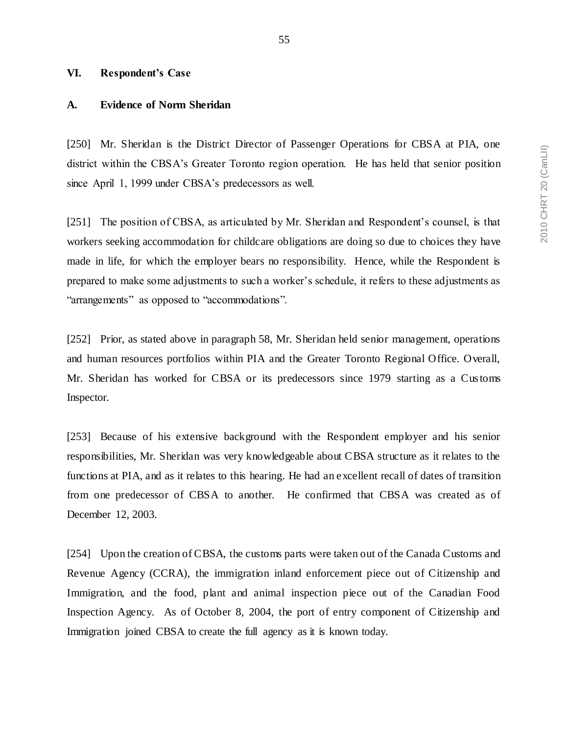## VI. Respondent's Case

### A. Evidence of Norm Sheridan

[250] Mr. Sheridan is the District Director of Passenger Operations for CBSA at PIA, one district within the CBSA's Greater Toronto region operation. He has held that senior position since April 1, 1999 under CBSA's predecessors as well.

[251] The position of CBSA, as articulated by Mr. Sheridan and Respondent's counsel, is that workers seeking accommodation for childcare obligations are doing so due to choices they have made in life, for which the employer bears no responsibility. Hence, while the Respondent is prepared to make some adjustments to such a worker's schedule, it refers to these adjustments as "arrangements" as opposed to "accommodations".

[252] Prior, as stated above in paragraph 58, Mr. Sheridan held senior management, operations and human resources portfolios within PIA and the Greater Toronto Regional Office. Overall, Mr. Sheridan has worked for CBSA or its predecessors since 1979 starting as a Customs Inspector.

[253] Because of his extensive background with the Respondent employer and his senior responsibilities, Mr. Sheridan was very knowledgeable about CBSA structure as it relates to the functions at PIA, and as it relates to this hearing. He had an excellent recall of dates of transition from one predecessor of CBSA to another. He confirmed that CBSA was created as of December 12, 2003.

[254] Upon the creation of CBSA, the customs parts were taken out of the Canada Customs and Revenue Agency (CCRA), the immigration inland enforcement piece out of Citizenship and Immigration, and the food, plant and animal inspection piece out of the Canadian Food Inspection Agency. As of October 8, 2004, the port of entry component of Citizenship and Immigration joined CBSA to create the full agency as it is known today.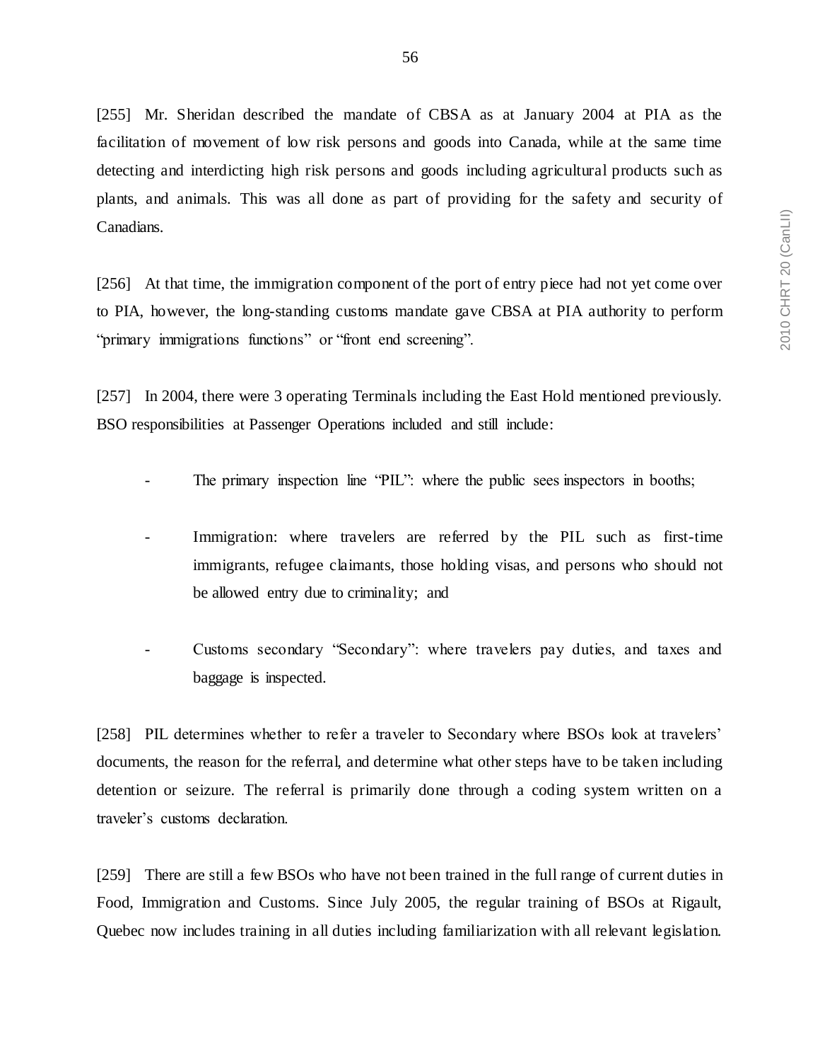[255] Mr. Sheridan described the mandate of CBSA as at January 2004 at PIA as the facilitation of movement of low risk persons and goods into Canada, while at the same time detecting and interdicting high risk persons and goods including agricultural products such as plants, and animals. This was all done as part of providing for the safety and security of Canadians.

[256] At that time, the immigration component of the port of entry piece had not yet come over to PIA, however, the long-standing customs mandate gave CBSA at PIA authority to perform "primary immigrations functions" or "front end screening".

[257] In 2004, there were 3 operating Terminals including the East Hold mentioned previously. BSO responsibilities at Passenger Operations included and still include:

- The primary inspection line "PIL": where the public sees inspectors in booths;
- Immigration: where travelers are referred by the PIL such as first-time immigrants, refugee claimants, those holding visas, and persons who should not be allowed entry due to criminality; and
- Customs secondary "Secondary": where travelers pay duties, and taxes and baggage is inspected.

[258] PIL determines whether to refer a traveler to Secondary where BSOs look at travelers' documents, the reason for the referral, and determine what other steps have to be taken including detention or seizure. The referral is primarily done through a coding system written on a traveler's customs declaration.

[259] There are still a few BSOs who have not been trained in the full range of current duties in Food, Immigration and Customs. Since July 2005, the regular training of BSOs at Rigault, Quebec now includes training in all duties including familiarization with all relevant legislation.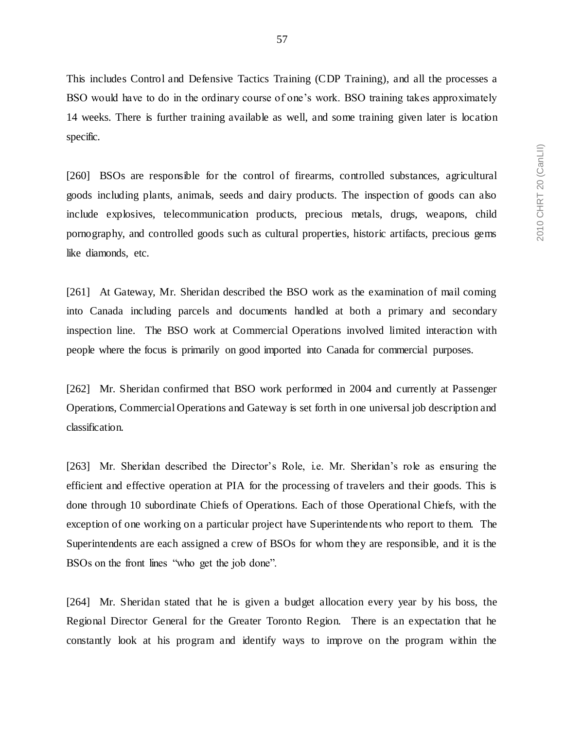This includes Control and Defensive Tactics Training (CDP Training), and all the processes a BSO would have to do in the ordinary course of one's work. BSO training takes approximately 14 weeks. There is further training available as well, and some training given later is location specific.

[260] BSOs are responsible for the control of firearms, controlled substances, agricultural goods including plants, animals, seeds and dairy products. The inspection of goods can also include explosives, telecommunication products, precious metals, drugs, weapons, child pornography, and controlled goods such as cultural properties, historic artifacts, precious gems like diamonds, etc.

[261] At Gateway, Mr. Sheridan described the BSO work as the examination of mail coming into Canada including parcels and documents handled at both a primary and secondary inspection line. The BSO work at Commercial Operations involved limited interaction with people where the focus is primarily on good imported into Canada for commercial purposes.

[262] Mr. Sheridan confirmed that BSO work performed in 2004 and currently at Passenger Operations, Commercial Operations and Gateway is set forth in one universal job description and classification.

[263] Mr. Sheridan described the Director's Role, i.e. Mr. Sheridan's role as ensuring the efficient and effective operation at PIA for the processing of travelers and their goods. This is done through 10 subordinate Chiefs of Operations. Each of those Operational Chiefs, with the exception of one working on a particular project have Superintendents who report to them. The Superintendents are each assigned a crew of BSOs for whom they are responsible, and it is the BSOs on the front lines "who get the job done".

[264] Mr. Sheridan stated that he is given a budget allocation every year by his boss, the Regional Director General for the Greater Toronto Region. There is an expectation that he constantly look at his program and identify ways to improve on the program within the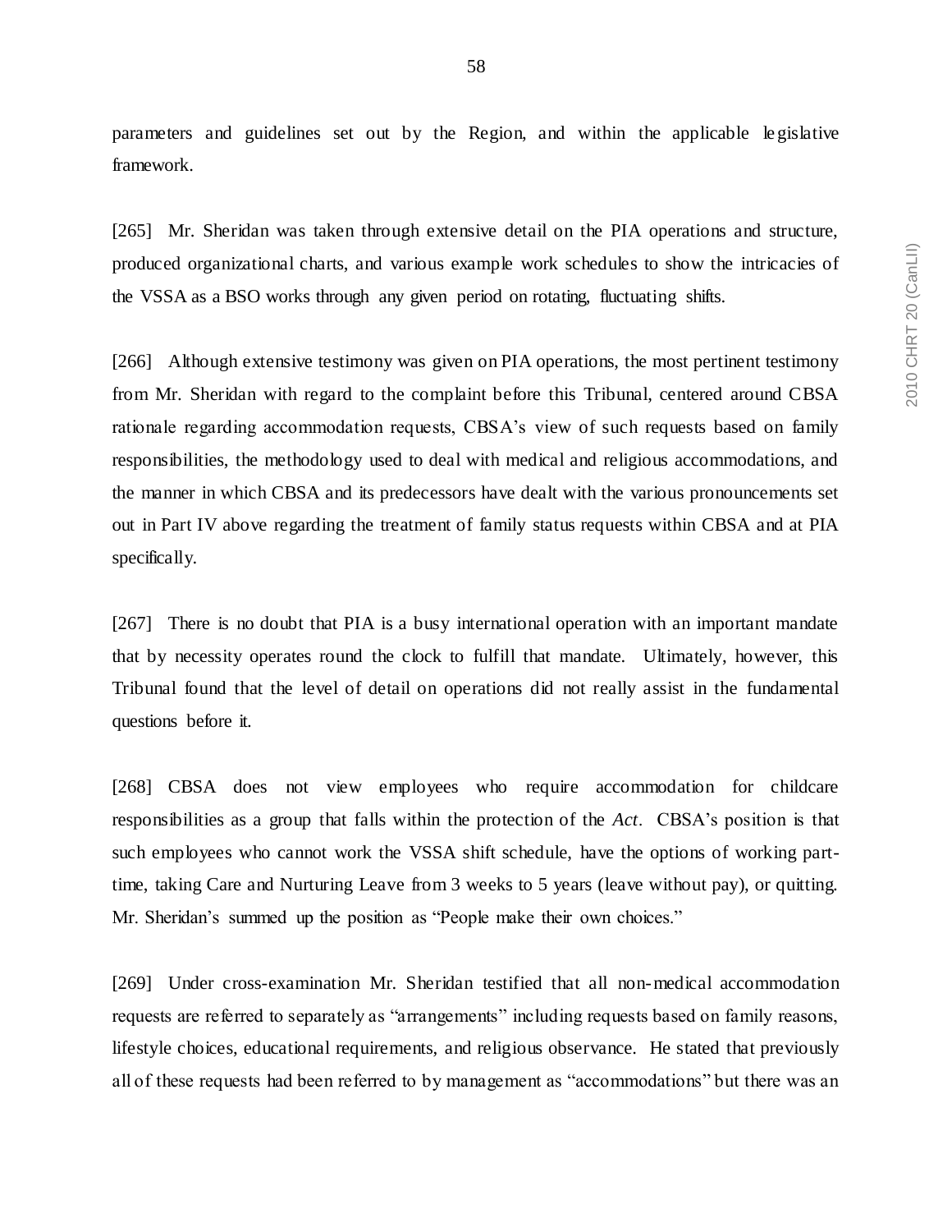parameters and guidelines set out by the Region, and within the applicable legislative framework.

[265] Mr. Sheridan was taken through extensive detail on the PIA operations and structure, produced organizational charts, and various example work schedules to show the intricacies of the VSSA as a BSO works through any given period on rotating, fluctuating shifts.

[266] Although extensive testimony was given on PIA operations, the most pertinent testimony from Mr. Sheridan with regard to the complaint before this Tribunal, centered around CBSA rationale regarding accommodation requests, CBSA's view of such requests based on family responsibilities, the methodology used to deal with medical and religious accommodations, and the manner in which CBSA and its predecessors have dealt with the various pronouncements set out in Part IV above regarding the treatment of family status requests within CBSA and at PIA specifically.

[267] There is no doubt that PIA is a busy international operation with an important mandate that by necessity operates round the clock to fulfill that mandate. Ultimately, however, this Tribunal found that the level of detail on operations did not really assist in the fundamental questions before it.

[268] CBSA does not view employees who require accommodation for childcare responsibilities as a group that falls within the protection of the *Act*. CBSA's position is that such employees who cannot work the VSSA shift schedule, have the options of working part-time, taking Care and Nurturing Leave from 3 weeks to 5 years (leave without pay), or quitting. Mr. Sheridan's summed up the position as "People make their own choices."

[269] Under cross-examination Mr. Sheridan testified that all non-medical accommodation requests are referred to separately as "arrangements" including requests based on family reasons, lifestyle choices, educational requirements, and religious observance. He stated that previously all of these requests had been referred to by management as "accommodations" but there was an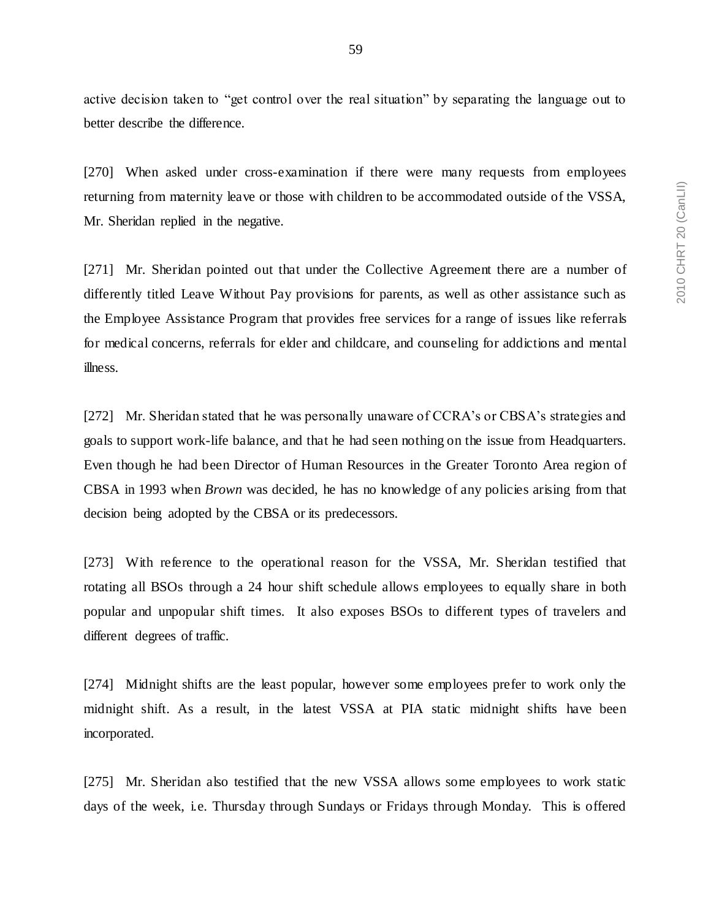active decision taken to "get control over the real situation" by separating the language out to better describe the difference.

[270] When asked under cross-examination if there were many requests from employees returning from maternity leave or those with children to be accommodated outside of the VSSA, Mr. Sheridan replied in the negative.

[271] Mr. Sheridan pointed out that under the Collective Agreement there are a number of differently titled Leave Without Pay provisions for parents, as well as other assistance such as the Employee Assistance Program that provides free services for a range of issues like referrals for medical concerns, referrals for elder and childcare, and counseling for addictions and mental illness.

[272] Mr. Sheridan stated that he was personally unaware of CCRA's or CBSA's strategies and goals to support work-life balance, and that he had seen nothing on the issue from Headquarters. Even though he had been Director of Human Resources in the Greater Toronto Area region of CBSA in 1993 when *Brown* was decided, he has no knowledge of any policies arising from that decision being adopted by the CBSA or its predecessors.

[273] With reference to the operational reason for the VSSA, Mr. Sheridan testified that rotating all BSOs through a 24 hour shift schedule allows employees to equally share in both popular and unpopular shift times. It also exposes BSOs to different types of travelers and different degrees of traffic.

[274] Midnight shifts are the least popular, however some employees prefer to work only the midnight shift. As a result, in the latest VSSA at PIA static midnight shifts have been incorporated.

[275] Mr. Sheridan also testified that the new VSSA allows some employees to work static days of the week, i.e. Thursday through Sundays or Fridays through Monday. This is offered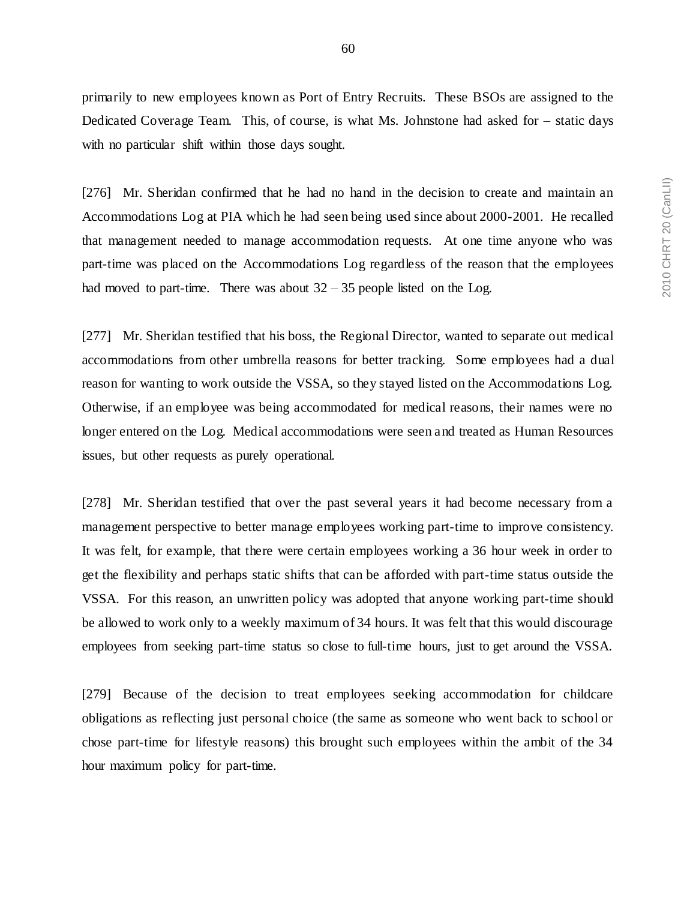primarily to new employees known as Port of Entry Recruits. These BSOs are assigned to the Dedicated Coverage Team. This, of course, is what Ms. Johnstone had asked for – static days with no particular shift within those days sought.

[276] Mr. Sheridan confirmed that he had no hand in the decision to create and maintain an Accommodations Log at PIA which he had seen being used since about 2000-2001. He recalled that management needed to manage accommodation requests. At one time anyone who was part-time was placed on the Accommodations Log regardless of the reason that the employees had moved to part-time. There was about 32 – 35 people listed on the Log.

[277] Mr. Sheridan testified that his boss, the Regional Director, wanted to separate out medical accommodations from other umbrella reasons for better tracking. Some employees had a dual reason for wanting to work outside the VSSA, so they stayed listed on the Accommodations Log. Otherwise, if an employee was being accommodated for medical reasons, their names were no longer entered on the Log. Medical accommodations were seen and treated as Human Resources issues, but other requests as purely operational.

[278] Mr. Sheridan testified that over the past several years it had become necessary from a management perspective to better manage employees working part-time to improve consistency. It was felt, for example, that there were certain employees working a 36 hour week in order to get the flexibility and perhaps static shifts that can be afforded with part-time status outside the VSSA. For this reason, an unwritten policy was adopted that anyone working part-time should be allowed to work only to a weekly maximum of 34 hours. It was felt that this would discourage employees from seeking part-time status so close to full-time hours, just to get around the VSSA.

[279] Because of the decision to treat employees seeking accommodation for childcare obligations as reflecting just personal choice (the same as someone who went back to school or chose part-time for lifestyle reasons) this brought such employees within the ambit of the 34 hour maximum policy for part-time.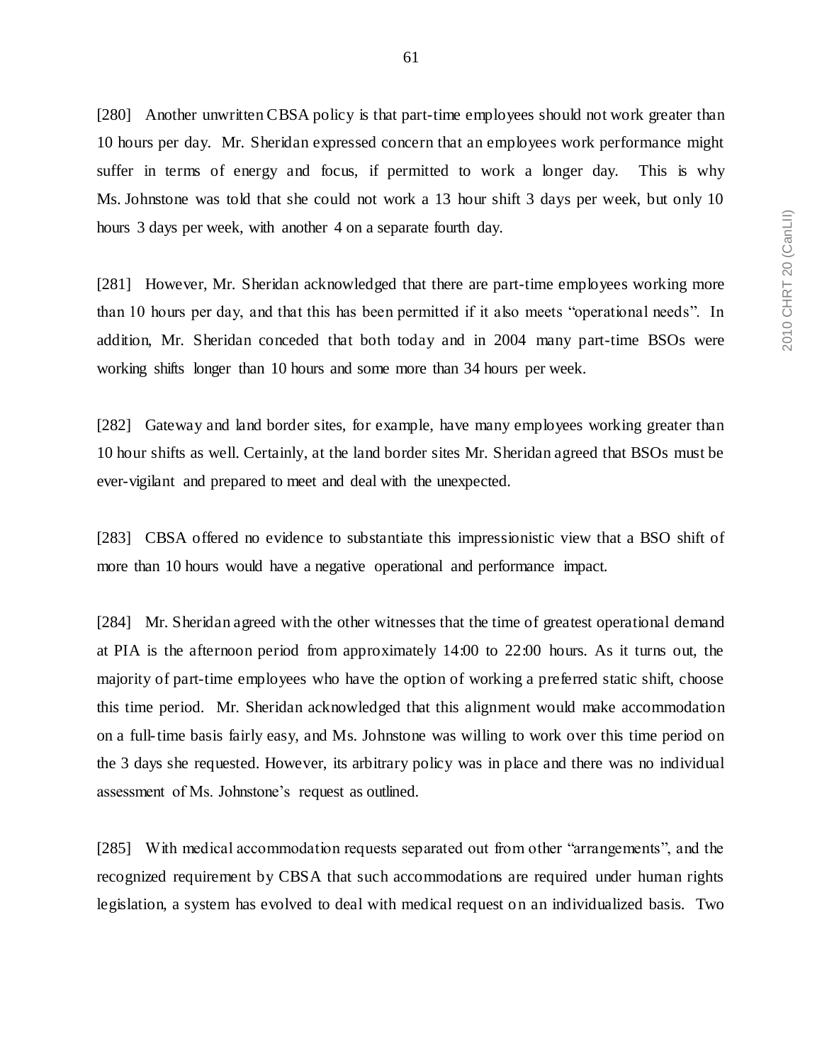[280] Another unwritten CBSA policy is that part-time employees should not work greater than 10 hours per day. Mr. Sheridan expressed concern that an employees work performance might suffer in terms of energy and focus, if permitted to work a longer day. This is why Ms. Johnstone was told that she could not work a 13 hour shift 3 days per week, but only 10 hours 3 days per week, with another 4 on a separate fourth day.

[281] However, Mr. Sheridan acknowledged that there are part-time employees working more than 10 hours per day, and that this has been permitted if it also meets "operational needs". In addition, Mr. Sheridan conceded that both today and in 2004 many part-time BSOs were working shifts longer than 10 hours and some more than 34 hours per week.

[282] Gateway and land border sites, for example, have many employees working greater than 10 hour shifts as well. Certainly, at the land border sites Mr. Sheridan agreed that BSOs must be ever-vigilant and prepared to meet and deal with the unexpected.

[283] CBSA offered no evidence to substantiate this impressionistic view that a BSO shift of more than 10 hours would have a negative operational and performance impact.

[284] Mr. Sheridan agreed with the other witnesses that the time of greatest operational demand at PIA is the afternoon period from approximately 14:00 to 22:00 hours. As it turns out, the majority of part-time employees who have the option of working a preferred static shift, choose this time period. Mr. Sheridan acknowledged that this alignment would make accommodation on a full-time basis fairly easy, and Ms. Johnstone was willing to work over this time period on the 3 days she requested. However, its arbitrary policy was in place and there was no individual assessment of Ms. Johnstone's request as outlined.

[285] With medical accommodation requests separated out from other "arrangements", and the recognized requirement by CBSA that such accommodations are required under human rights legislation, a system has evolved to deal with medical request on an individualized basis. Two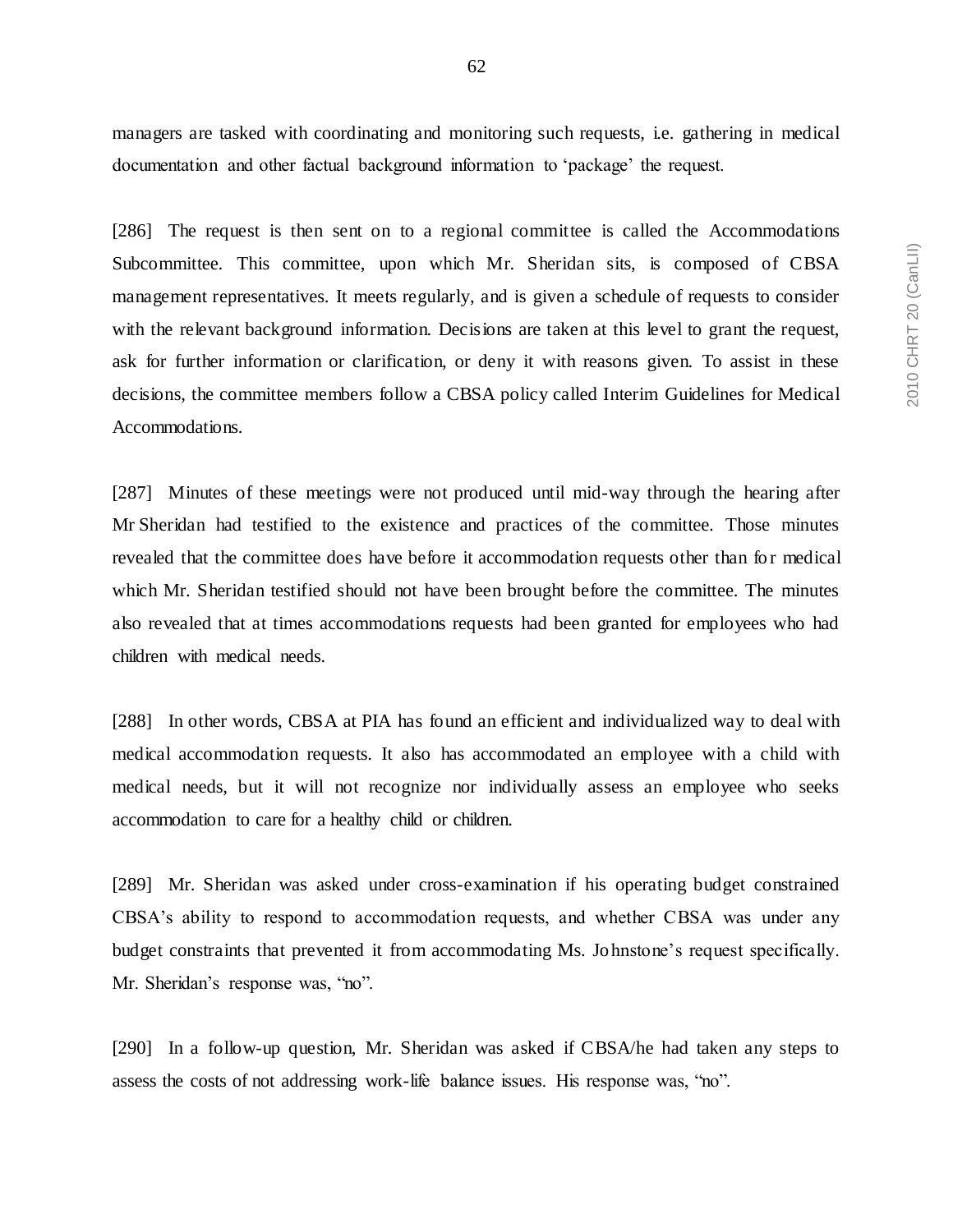managers are tasked with coordinating and monitoring such requests, i.e. gathering in medical documentation and other factual background information to 'package' the request.

[286] The request is then sent on to a regional committee is called the Accommodations Subcommittee. This committee, upon which Mr. Sheridan sits, is composed of CBSA management representatives. It meets regularly, and is given a schedule of requests to consider with the relevant background information. Decisions are taken at this level to grant the request, ask for further information or clarification, or deny it with reasons given. To assist in these decisions, the committee members follow a CBSA policy called Interim Guidelines for Medical Accommodations.

[287] Minutes of these meetings were not produced until mid-way through the hearing after Mr Sheridan had testified to the existence and practices of the committee. Those minutes revealed that the committee does have before it accommodation requests other than for medical which Mr. Sheridan testified should not have been brought before the committee. The minutes also revealed that at times accommodations requests had been granted for employees who had children with medical needs.

[288] In other words, CBSA at PIA has found an efficient and individualized way to deal with medical accommodation requests. It also has accommodated an employee with a child with medical needs, but it will not recognize nor individually assess an employee who seeks accommodation to care for a healthy child or children.

[289] Mr. Sheridan was asked under cross-examination if his operating budget constrained CBSA's ability to respond to accommodation requests, and whether CBSA was under any budget constraints that prevented it from accommodating Ms. Johnstone's request specifically. Mr. Sheridan's response was, "no".

[290] In a follow-up question, Mr. Sheridan was asked if CBSA/he had taken any steps to assess the costs of not addressing work-life balance issues. His response was, "no".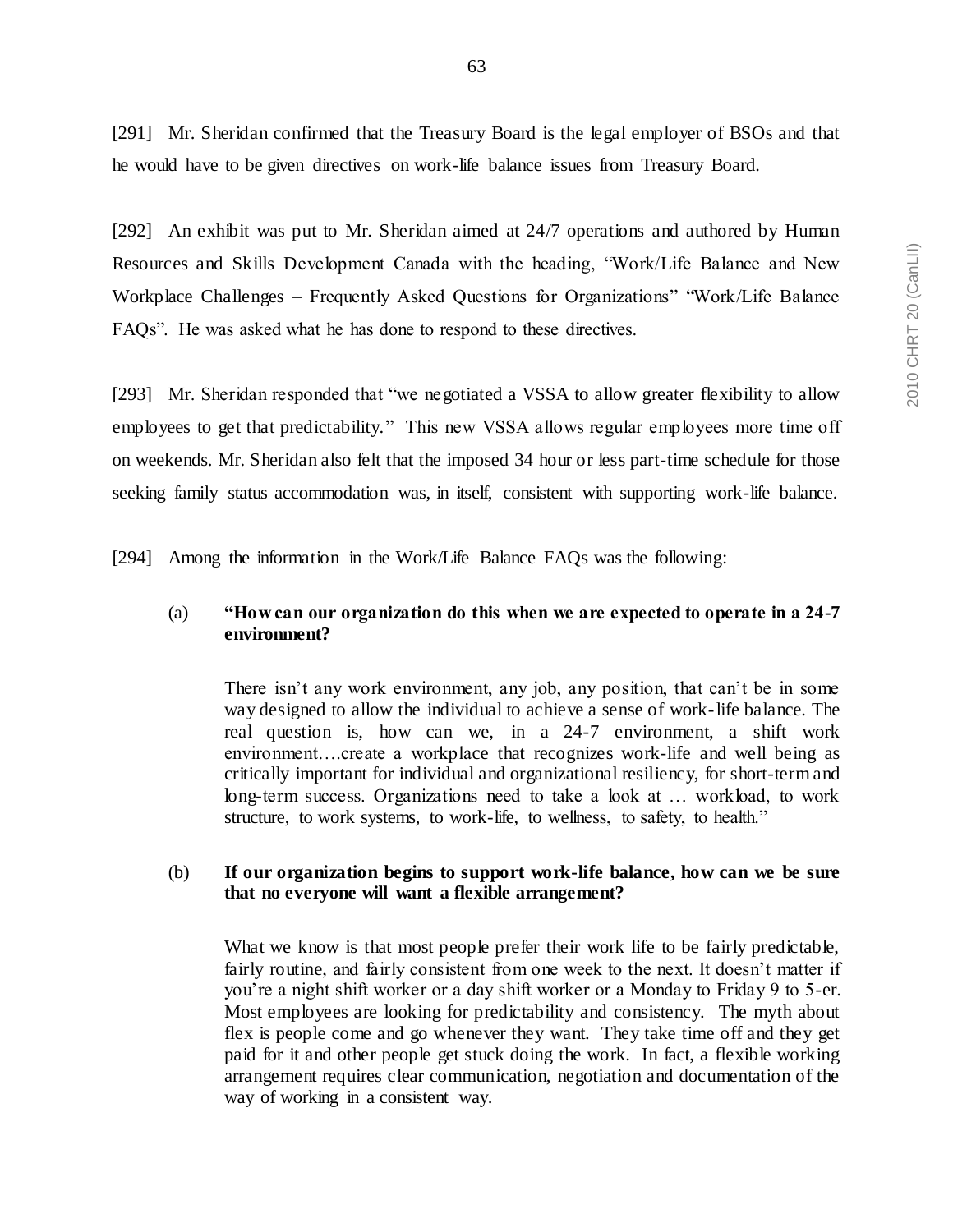[291] Mr. Sheridan confirmed that the Treasury Board is the legal employer of BSOs and that he would have to be given directives on work-life balance issues from Treasury Board.

[292] An exhibit was put to Mr. Sheridan aimed at 24/7 operations and authored by Human Resources and Skills Development Canada with the heading, "Work/Life Balance and New Workplace Challenges – Frequently Asked Questions for Organizations" "Work/Life Balance FAQs". He was asked what he has done to respond to these directives.

[293] Mr. Sheridan responded that "we negotiated a VSSA to allow greater flexibility to allow employees to get that predictability." This new VSSA allows regular employees more time off on weekends. Mr. Sheridan also felt that the imposed 34 hour or less part-time schedule for those seeking family status accommodation was, in itself, consistent with supporting work-life balance.

[294] Among the information in the Work/Life Balance FAQs was the following:

> (a) **"How can our organization do this when we are expected to operate in a 24-7 environment?**
>
> There isn't any work environment, any job, any position, that can't be in some way designed to allow the individual to achieve a sense of work-life balance. The real question is, how can we, in a 24-7 environment, a shift work environment….create a workplace that recognizes work-life and well being as critically important for individual and organizational resiliency, for short-term and long-term success. Organizations need to take a look at … workload, to work structure, to work systems, to work-life, to wellness, to safety, to health."
>
> (b) **If our organization begins to support work-life balance, how can we be sure that no everyone will want a flexible arrangement?**
>
> What we know is that most people prefer their work life to be fairly predictable, fairly routine, and fairly consistent from one week to the next. It doesn't matter if you're a night shift worker or a day shift worker or a Monday to Friday 9 to 5-er. Most employees are looking for predictability and consistency. The myth about flex is people come and go whenever they want. They take time off and they get paid for it and other people get stuck doing the work. In fact, a flexible working arrangement requires clear communication, negotiation and documentation of the way of working in a consistent way.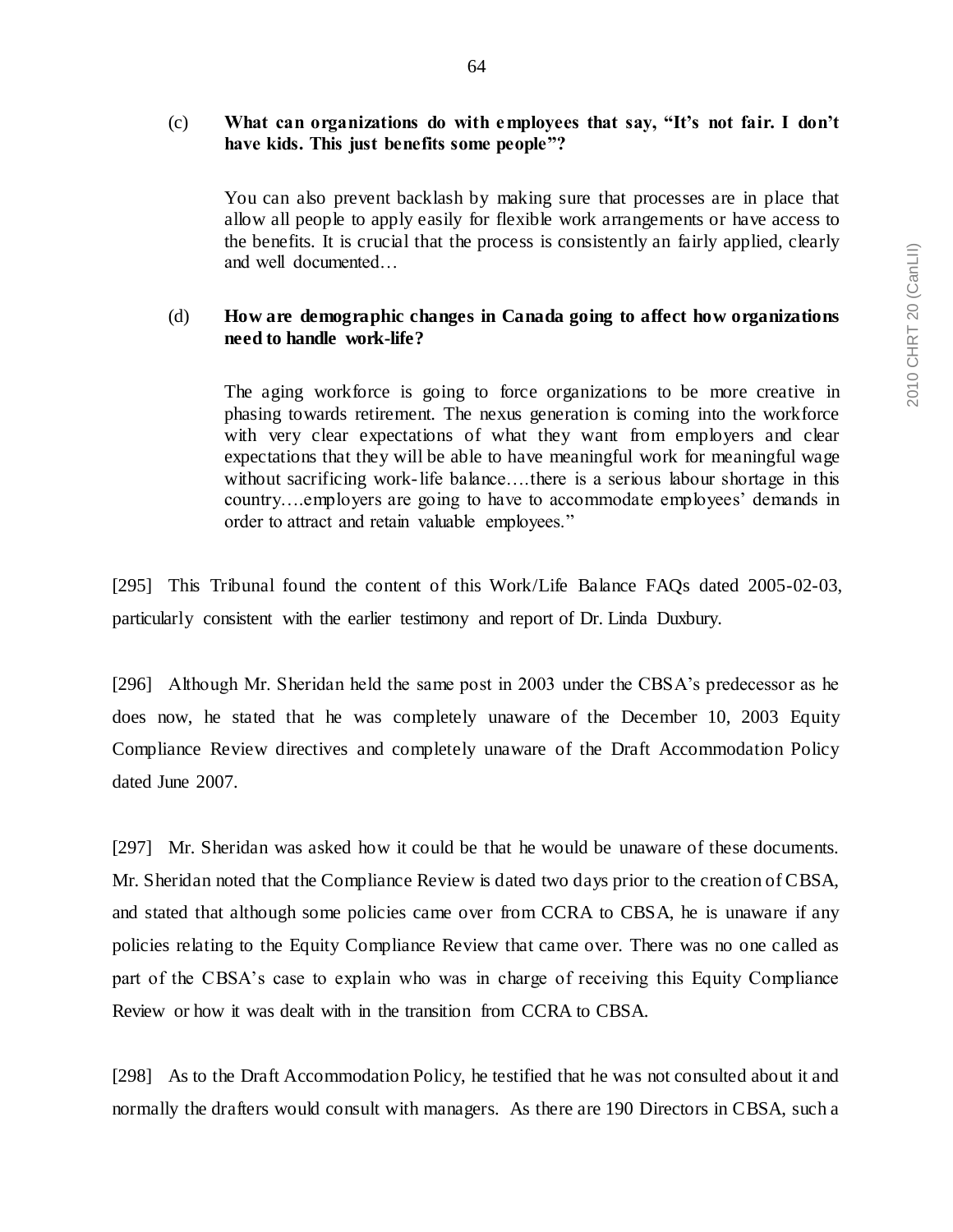(c) **What can organizations do with employees that say, "It's not fair. I don't have kids. This just benefits some people"?**

> You can also prevent backlash by making sure that processes are in place that allow all people to apply easily for flexible work arrangements or have access to the benefits. It is crucial that the process is consistently an fairly applied, clearly and well documented…

(d) **How are demographic changes in Canada going to affect how organizations need to handle work-life?**

> The aging workforce is going to force organizations to be more creative in phasing towards retirement. The nexus generation is coming into the workforce with very clear expectations of what they want from employers and clear expectations that they will be able to have meaningful work for meaningful wage without sacrificing work-life balance….there is a serious labour shortage in this country….employers are going to have to accommodate employees' demands in order to attract and retain valuable employees."

[295] This Tribunal found the content of this Work/Life Balance FAQs dated 2005-02-03, particularly consistent with the earlier testimony and report of Dr. Linda Duxbury.

[296] Although Mr. Sheridan held the same post in 2003 under the CBSA's predecessor as he does now, he stated that he was completely unaware of the December 10, 2003 Equity Compliance Review directives and completely unaware of the Draft Accommodation Policy dated June 2007.

[297] Mr. Sheridan was asked how it could be that he would be unaware of these documents. Mr. Sheridan noted that the Compliance Review is dated two days prior to the creation of CBSA, and stated that although some policies came over from CCRA to CBSA, he is unaware if any policies relating to the Equity Compliance Review that came over. There was no one called as part of the CBSA's case to explain who was in charge of receiving this Equity Compliance Review or how it was dealt with in the transition from CCRA to CBSA.

[298] As to the Draft Accommodation Policy, he testified that he was not consulted about it and normally the drafters would consult with managers. As there are 190 Directors in CBSA, such a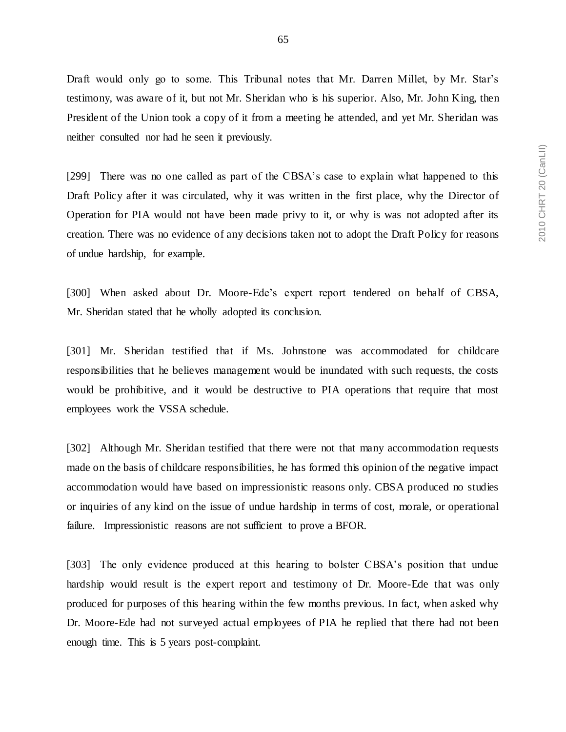Draft would only go to some. This Tribunal notes that Mr. Darren Millet, by Mr. Star's testimony, was aware of it, but not Mr. Sheridan who is his superior. Also, Mr. John King, then President of the Union took a copy of it from a meeting he attended, and yet Mr. Sheridan was neither consulted nor had he seen it previously.

[299] There was no one called as part of the CBSA's case to explain what happened to this Draft Policy after it was circulated, why it was written in the first place, why the Director of Operation for PIA would not have been made privy to it, or why is was not adopted after its creation. There was no evidence of any decisions taken not to adopt the Draft Policy for reasons of undue hardship, for example.

[300] When asked about Dr. Moore-Ede's expert report tendered on behalf of CBSA, Mr. Sheridan stated that he wholly adopted its conclusion.

[301] Mr. Sheridan testified that if Ms. Johnstone was accommodated for childcare responsibilities that he believes management would be inundated with such requests, the costs would be prohibitive, and it would be destructive to PIA operations that require that most employees work the VSSA schedule.

[302] Although Mr. Sheridan testified that there were not that many accommodation requests made on the basis of childcare responsibilities, he has formed this opinion of the negative impact accommodation would have based on impressionistic reasons only. CBSA produced no studies or inquiries of any kind on the issue of undue hardship in terms of cost, morale, or operational failure. Impressionistic reasons are not sufficient to prove a BFOR.

[303] The only evidence produced at this hearing to bolster CBSA's position that undue hardship would result is the expert report and testimony of Dr. Moore-Ede that was only produced for purposes of this hearing within the few months previous. In fact, when asked why Dr. Moore-Ede had not surveyed actual employees of PIA he replied that there had not been enough time. This is 5 years post-complaint.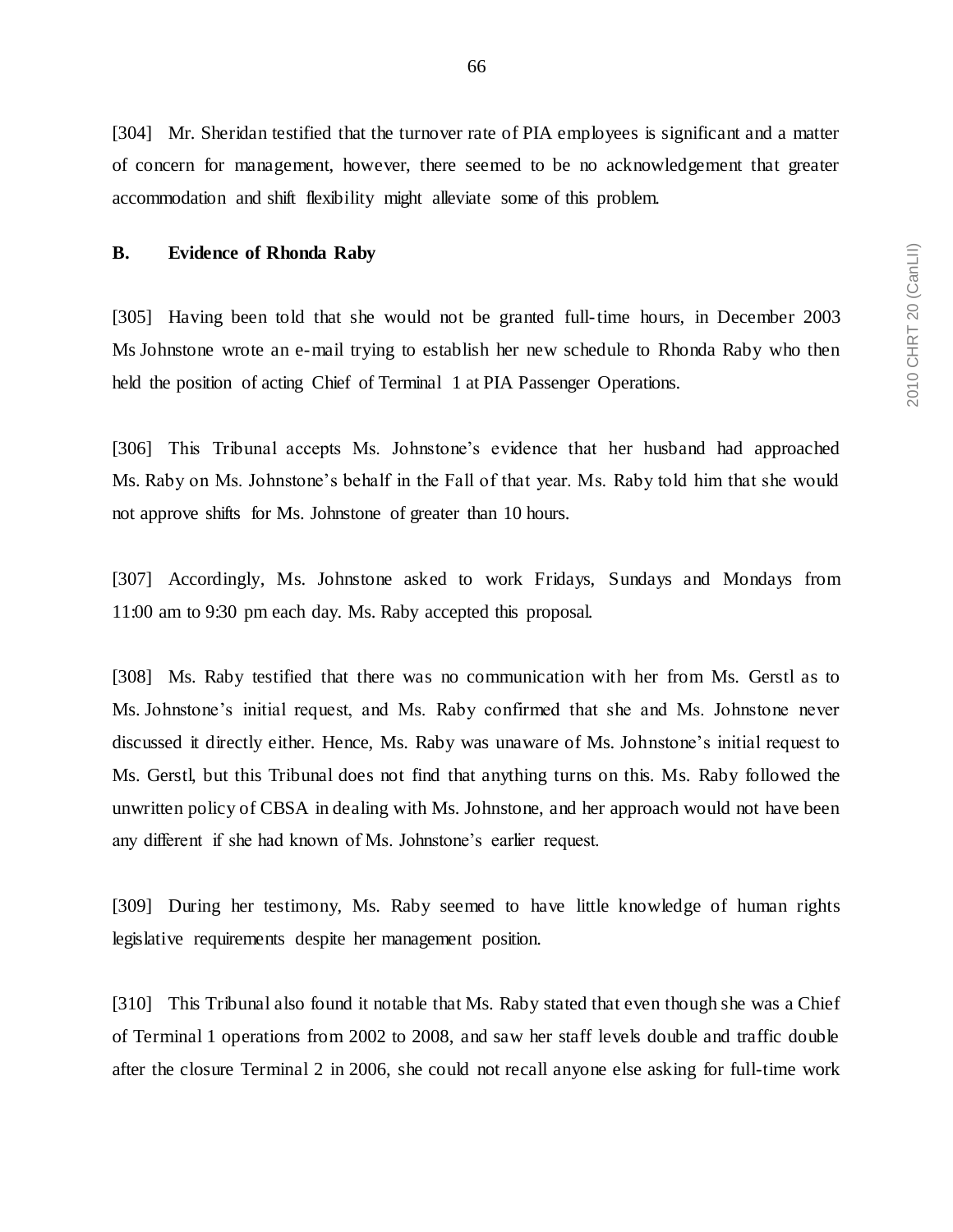[304] Mr. Sheridan testified that the turnover rate of PIA employees is significant and a matter of concern for management, however, there seemed to be no acknowledgement that greater accommodation and shift flexibility might alleviate some of this problem.

## B. Evidence of Rhonda Raby

[305] Having been told that she would not be granted full-time hours, in December 2003 Ms Johnstone wrote an e-mail trying to establish her new schedule to Rhonda Raby who then held the position of acting Chief of Terminal 1 at PIA Passenger Operations.

[306] This Tribunal accepts Ms. Johnstone's evidence that her husband had approached Ms. Raby on Ms. Johnstone's behalf in the Fall of that year. Ms. Raby told him that she would not approve shifts for Ms. Johnstone of greater than 10 hours.

[307] Accordingly, Ms. Johnstone asked to work Fridays, Sundays and Mondays from 11:00 am to 9:30 pm each day. Ms. Raby accepted this proposal.

[308] Ms. Raby testified that there was no communication with her from Ms. Gerstl as to Ms. Johnstone's initial request, and Ms. Raby confirmed that she and Ms. Johnstone never discussed it directly either. Hence, Ms. Raby was unaware of Ms. Johnstone's initial request to Ms. Gerstl, but this Tribunal does not find that anything turns on this. Ms. Raby followed the unwritten policy of CBSA in dealing with Ms. Johnstone, and her approach would not have been any different if she had known of Ms. Johnstone's earlier request.

[309] During her testimony, Ms. Raby seemed to have little knowledge of human rights legislative requirements despite her management position.

[310] This Tribunal also found it notable that Ms. Raby stated that even though she was a Chief of Terminal 1 operations from 2002 to 2008, and saw her staff levels double and traffic double after the closure Terminal 2 in 2006, she could not recall anyone else asking for full-time work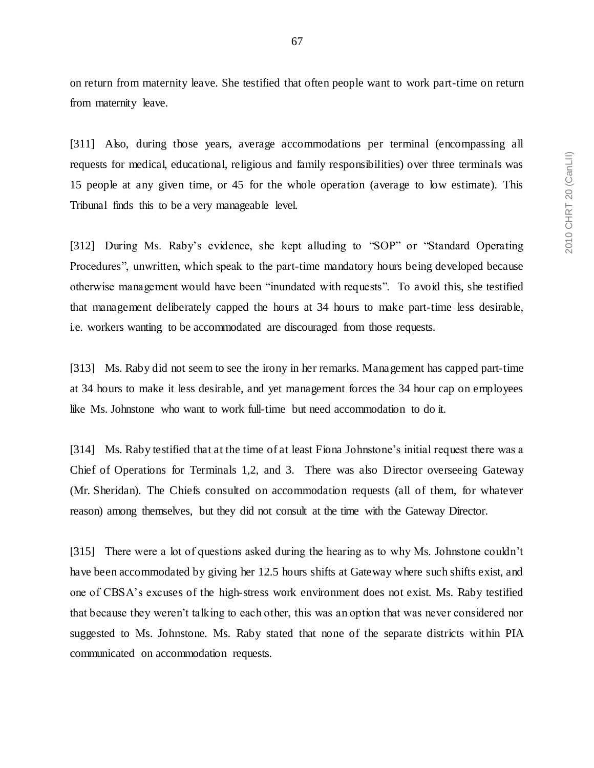on return from maternity leave. She testified that often people want to work part-time on return from maternity leave.

[311] Also, during those years, average accommodations per terminal (encompassing all requests for medical, educational, religious and family responsibilities) over three terminals was 15 people at any given time, or 45 for the whole operation (average to low estimate). This Tribunal finds this to be a very manageable level.

[312] During Ms. Raby's evidence, she kept alluding to "SOP" or "Standard Operating Procedures", unwritten, which speak to the part-time mandatory hours being developed because otherwise management would have been "inundated with requests". To avoid this, she testified that management deliberately capped the hours at 34 hours to make part-time less desirable, i.e. workers wanting to be accommodated are discouraged from those requests.

[313] Ms. Raby did not seem to see the irony in her remarks. Management has capped part-time at 34 hours to make it less desirable, and yet management forces the 34 hour cap on employees like Ms. Johnstone who want to work full-time but need accommodation to do it.

[314] Ms. Raby testified that at the time of at least Fiona Johnstone's initial request there was a Chief of Operations for Terminals 1,2, and 3. There was also Director overseeing Gateway (Mr. Sheridan). The Chiefs consulted on accommodation requests (all of them, for whatever reason) among themselves, but they did not consult at the time with the Gateway Director.

[315] There were a lot of questions asked during the hearing as to why Ms. Johnstone couldn't have been accommodated by giving her 12.5 hours shifts at Gateway where such shifts exist, and one of CBSA's excuses of the high-stress work environment does not exist. Ms. Raby testified that because they weren't talking to each other, this was an option that was never considered nor suggested to Ms. Johnstone. Ms. Raby stated that none of the separate districts within PIA communicated on accommodation requests.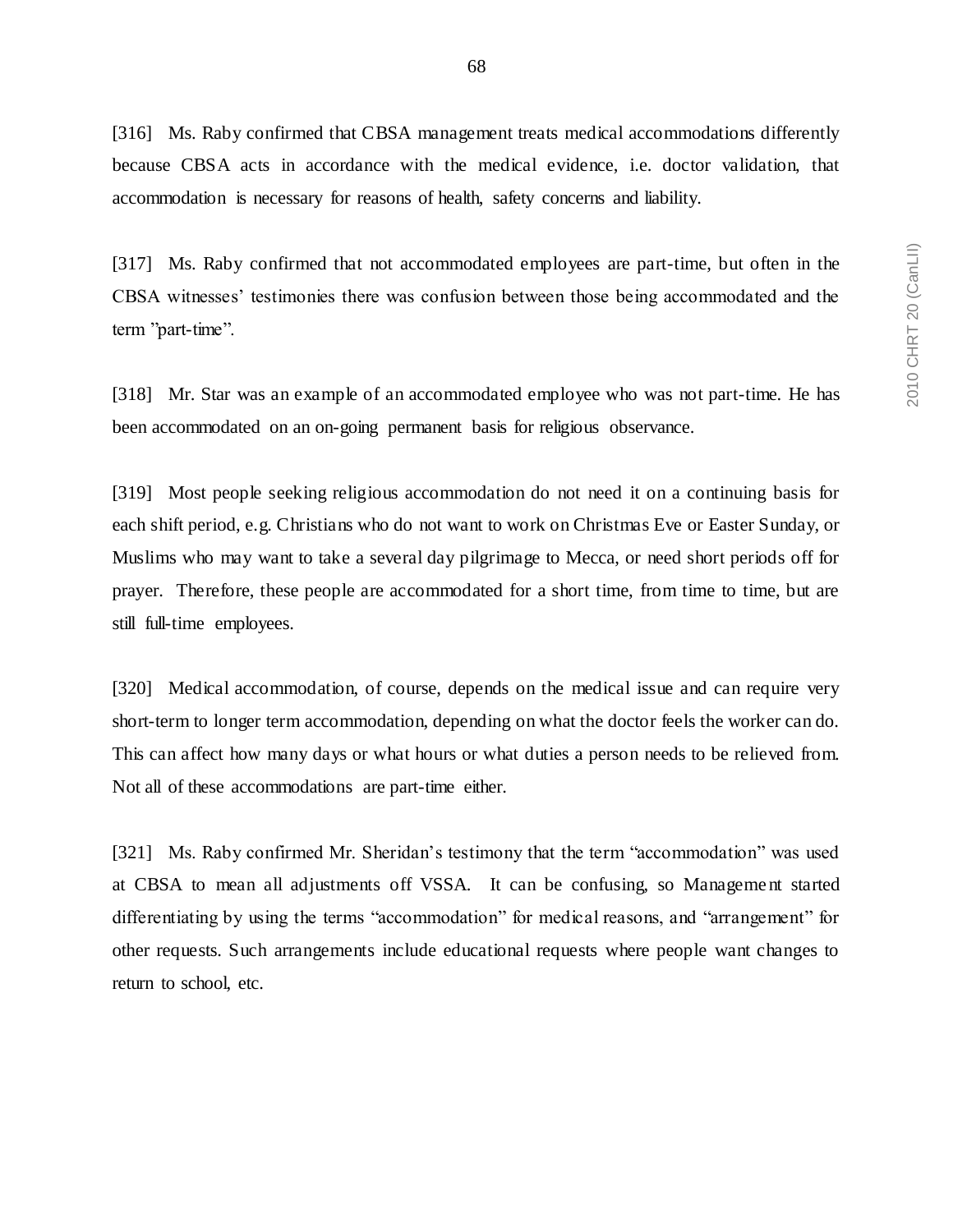[316] Ms. Raby confirmed that CBSA management treats medical accommodations differently because CBSA acts in accordance with the medical evidence, i.e. doctor validation, that accommodation is necessary for reasons of health, safety concerns and liability.

[317] Ms. Raby confirmed that not accommodated employees are part-time, but often in the CBSA witnesses' testimonies there was confusion between those being accommodated and the term "part-time".

[318] Mr. Star was an example of an accommodated employee who was not part-time. He has been accommodated on an on-going permanent basis for religious observance.

[319] Most people seeking religious accommodation do not need it on a continuing basis for each shift period, e.g. Christians who do not want to work on Christmas Eve or Easter Sunday, or Muslims who may want to take a several day pilgrimage to Mecca, or need short periods off for prayer. Therefore, these people are accommodated for a short time, from time to time, but are still full-time employees.

[320] Medical accommodation, of course, depends on the medical issue and can require very short-term to longer term accommodation, depending on what the doctor feels the worker can do. This can affect how many days or what hours or what duties a person needs to be relieved from. Not all of these accommodations are part-time either.

[321] Ms. Raby confirmed Mr. Sheridan's testimony that the term "accommodation" was used at CBSA to mean all adjustments off VSSA. It can be confusing, so Management started differentiating by using the terms "accommodation" for medical reasons, and "arrangement" for other requests. Such arrangements include educational requests where people want changes to return to school, etc.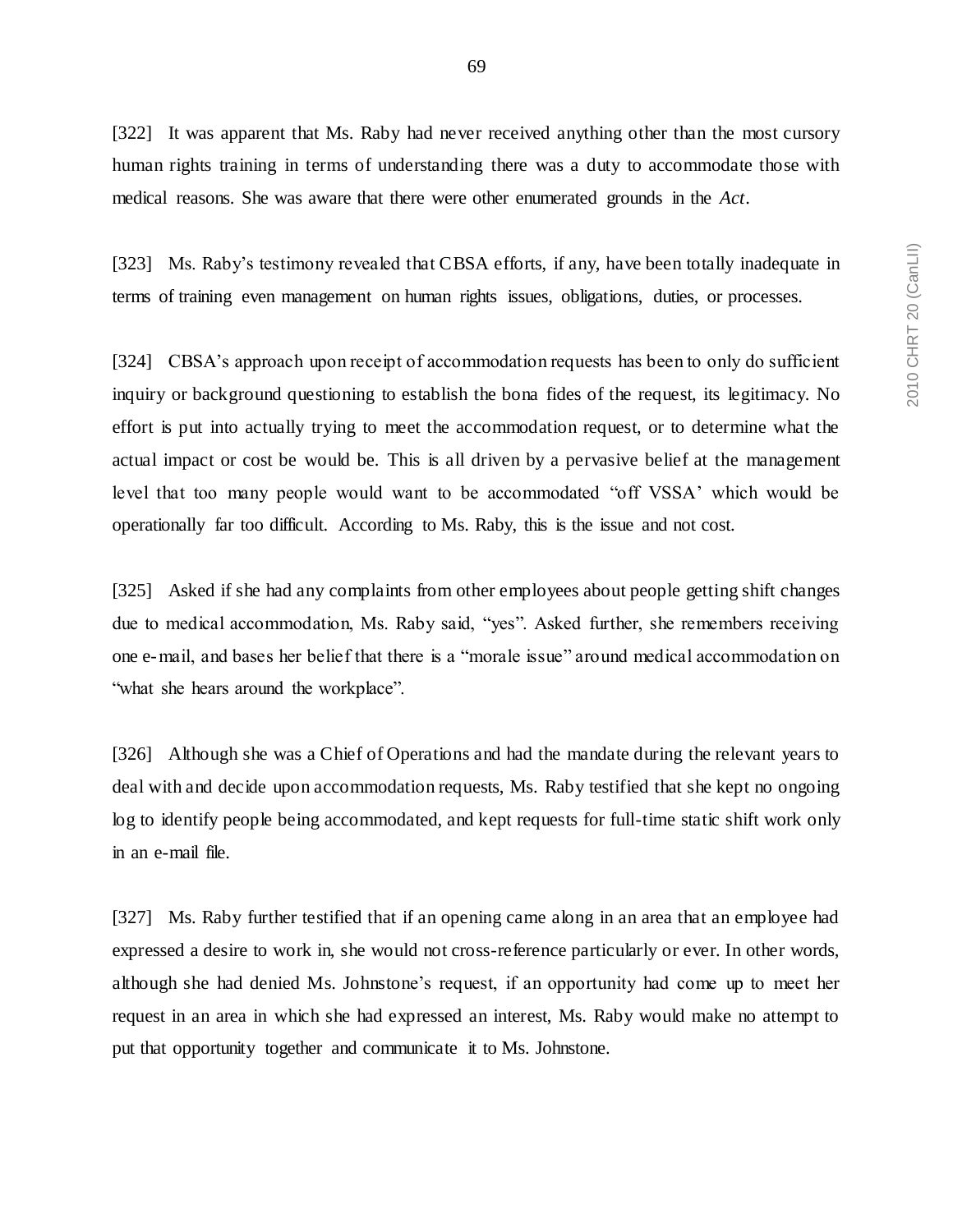[322] It was apparent that Ms. Raby had never received anything other than the most cursory human rights training in terms of understanding there was a duty to accommodate those with medical reasons. She was aware that there were other enumerated grounds in the *Act*.

[323] Ms. Raby's testimony revealed that CBSA efforts, if any, have been totally inadequate in terms of training even management on human rights issues, obligations, duties, or processes.

[324] CBSA's approach upon receipt of accommodation requests has been to only do sufficient inquiry or background questioning to establish the bona fides of the request, its legitimacy. No effort is put into actually trying to meet the accommodation request, or to determine what the actual impact or cost be would be. This is all driven by a pervasive belief at the management level that too many people would want to be accommodated "off VSSA' which would be operationally far too difficult. According to Ms. Raby, this is the issue and not cost.

[325] Asked if she had any complaints from other employees about people getting shift changes due to medical accommodation, Ms. Raby said, "yes". Asked further, she remembers receiving one e-mail, and bases her belief that there is a "morale issue" around medical accommodation on "what she hears around the workplace".

[326] Although she was a Chief of Operations and had the mandate during the relevant years to deal with and decide upon accommodation requests, Ms. Raby testified that she kept no ongoing log to identify people being accommodated, and kept requests for full-time static shift work only in an e-mail file.

[327] Ms. Raby further testified that if an opening came along in an area that an employee had expressed a desire to work in, she would not cross-reference particularly or ever. In other words, although she had denied Ms. Johnstone's request, if an opportunity had come up to meet her request in an area in which she had expressed an interest, Ms. Raby would make no attempt to put that opportunity together and communicate it to Ms. Johnstone.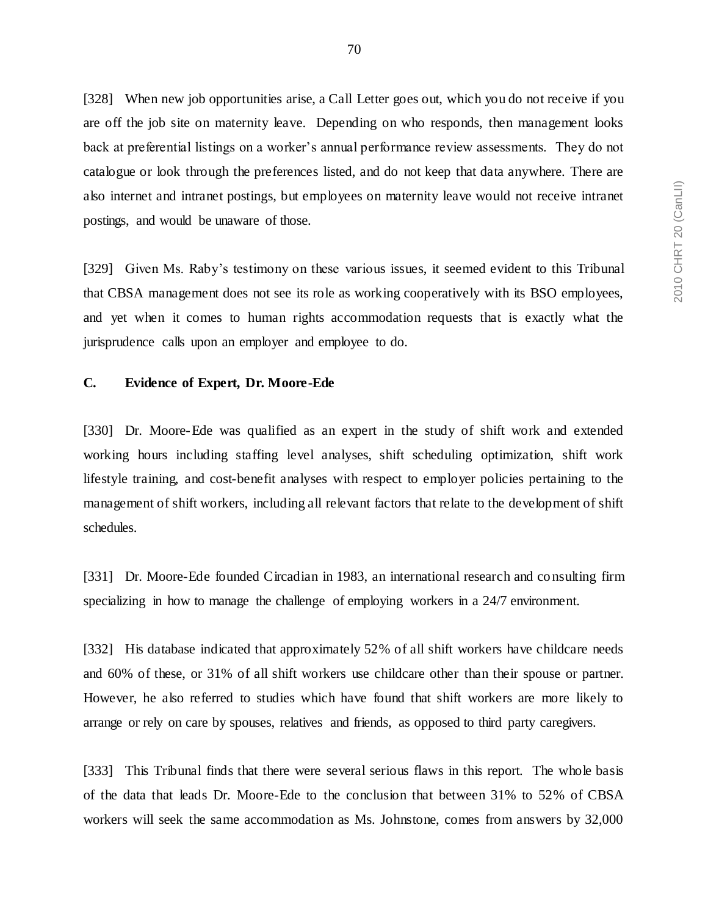[328] When new job opportunities arise, a Call Letter goes out, which you do not receive if you are off the job site on maternity leave. Depending on who responds, then management looks back at preferential listings on a worker's annual performance review assessments. They do not catalogue or look through the preferences listed, and do not keep that data anywhere. There are also internet and intranet postings, but employees on maternity leave would not receive intranet postings, and would be unaware of those.

[329] Given Ms. Raby's testimony on these various issues, it seemed evident to this Tribunal that CBSA management does not see its role as working cooperatively with its BSO employees, and yet when it comes to human rights accommodation requests that is exactly what the jurisprudence calls upon an employer and employee to do.

### C. Evidence of Expert, Dr. Moore-Ede

[330] Dr. Moore-Ede was qualified as an expert in the study of shift work and extended working hours including staffing level analyses, shift scheduling optimization, shift work lifestyle training, and cost-benefit analyses with respect to employer policies pertaining to the management of shift workers, including all relevant factors that relate to the development of shift schedules.

[331] Dr. Moore-Ede founded Circadian in 1983, an international research and consulting firm specializing in how to manage the challenge of employing workers in a 24/7 environment.

[332] His database indicated that approximately 52% of all shift workers have childcare needs and 60% of these, or 31% of all shift workers use childcare other than their spouse or partner. However, he also referred to studies which have found that shift workers are more likely to arrange or rely on care by spouses, relatives and friends, as opposed to third party caregivers.

[333] This Tribunal finds that there were several serious flaws in this report. The whole basis of the data that leads Dr. Moore-Ede to the conclusion that between 31% to 52% of CBSA workers will seek the same accommodation as Ms. Johnstone, comes from answers by 32,000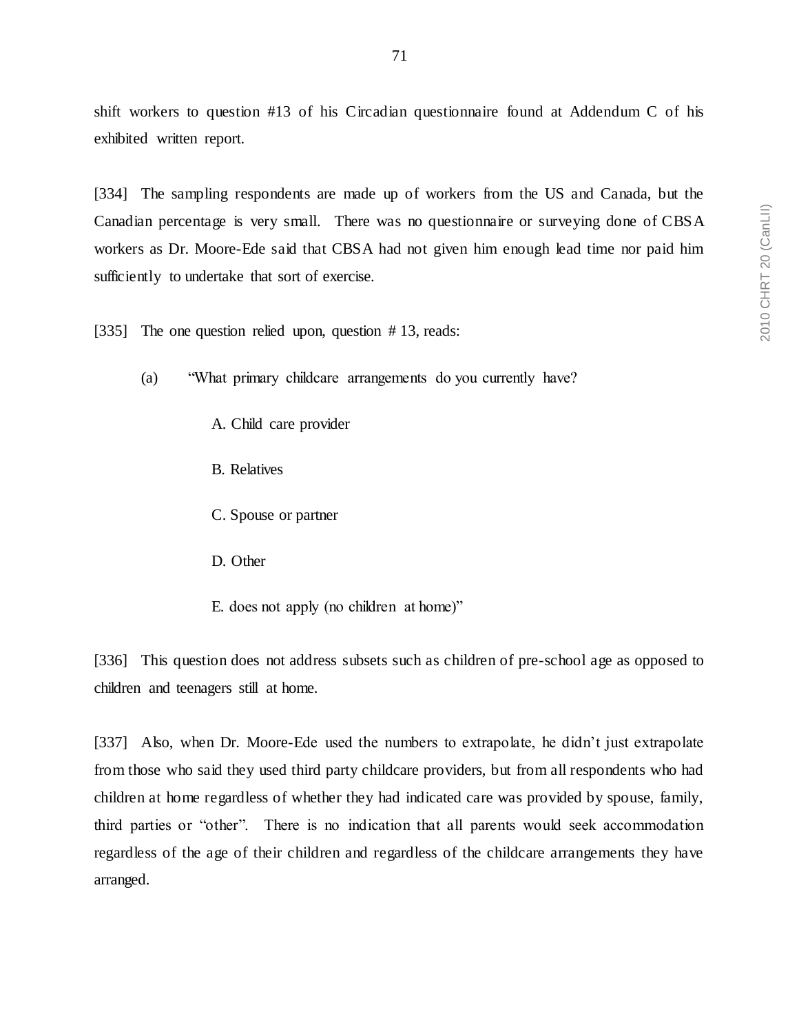shift workers to question #13 of his Circadian questionnaire found at Addendum C of his exhibited written report.

[334] The sampling respondents are made up of workers from the US and Canada, but the Canadian percentage is very small. There was no questionnaire or surveying done of CBSA workers as Dr. Moore-Ede said that CBSA had not given him enough lead time nor paid him sufficiently to undertake that sort of exercise.

[335] The one question relied upon, question # 13, reads:

(a) "What primary childcare arrangements do you currently have?

A. Child care provider

B. Relatives

C. Spouse or partner

D. Other

E. does not apply (no children at home)"

[336] This question does not address subsets such as children of pre-school age as opposed to children and teenagers still at home.

[337] Also, when Dr. Moore-Ede used the numbers to extrapolate, he didn't just extrapolate from those who said they used third party childcare providers, but from all respondents who had children at home regardless of whether they had indicated care was provided by spouse, family, third parties or "other". There is no indication that all parents would seek accommodation regardless of the age of their children and regardless of the childcare arrangements they have arranged.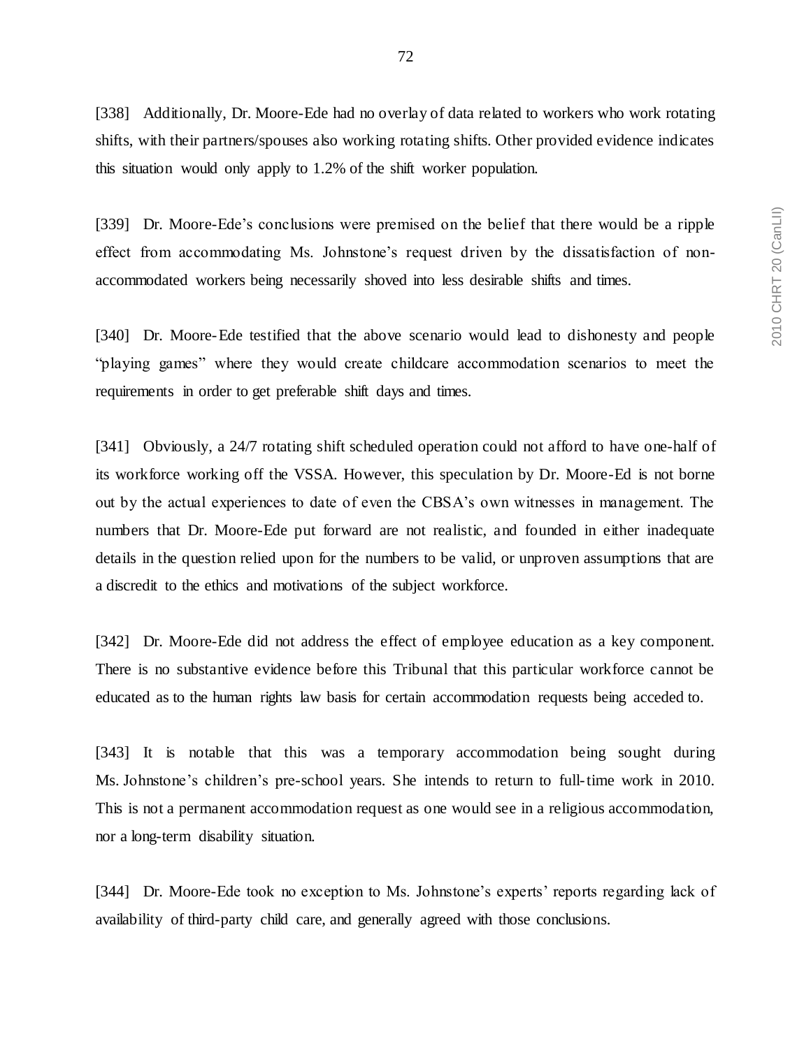[338] Additionally, Dr. Moore-Ede had no overlay of data related to workers who work rotating shifts, with their partners/spouses also working rotating shifts. Other provided evidence indicates this situation would only apply to 1.2% of the shift worker population.

[339] Dr. Moore-Ede's conclusions were premised on the belief that there would be a ripple effect from accommodating Ms. Johnstone's request driven by the dissatisfaction of non-accommodated workers being necessarily shoved into less desirable shifts and times.

[340] Dr. Moore-Ede testified that the above scenario would lead to dishonesty and people "playing games" where they would create childcare accommodation scenarios to meet the requirements in order to get preferable shift days and times.

[341] Obviously, a 24/7 rotating shift scheduled operation could not afford to have one-half of its workforce working off the VSSA. However, this speculation by Dr. Moore-Ed is not borne out by the actual experiences to date of even the CBSA's own witnesses in management. The numbers that Dr. Moore-Ede put forward are not realistic, and founded in either inadequate details in the question relied upon for the numbers to be valid, or unproven assumptions that are a discredit to the ethics and motivations of the subject workforce.

[342] Dr. Moore-Ede did not address the effect of employee education as a key component. There is no substantive evidence before this Tribunal that this particular workforce cannot be educated as to the human rights law basis for certain accommodation requests being acceded to.

[343] It is notable that this was a temporary accommodation being sought during Ms. Johnstone's children's pre-school years. She intends to return to full-time work in 2010. This is not a permanent accommodation request as one would see in a religious accommodation, nor a long-term disability situation.

[344] Dr. Moore-Ede took no exception to Ms. Johnstone's experts' reports regarding lack of availability of third-party child care, and generally agreed with those conclusions.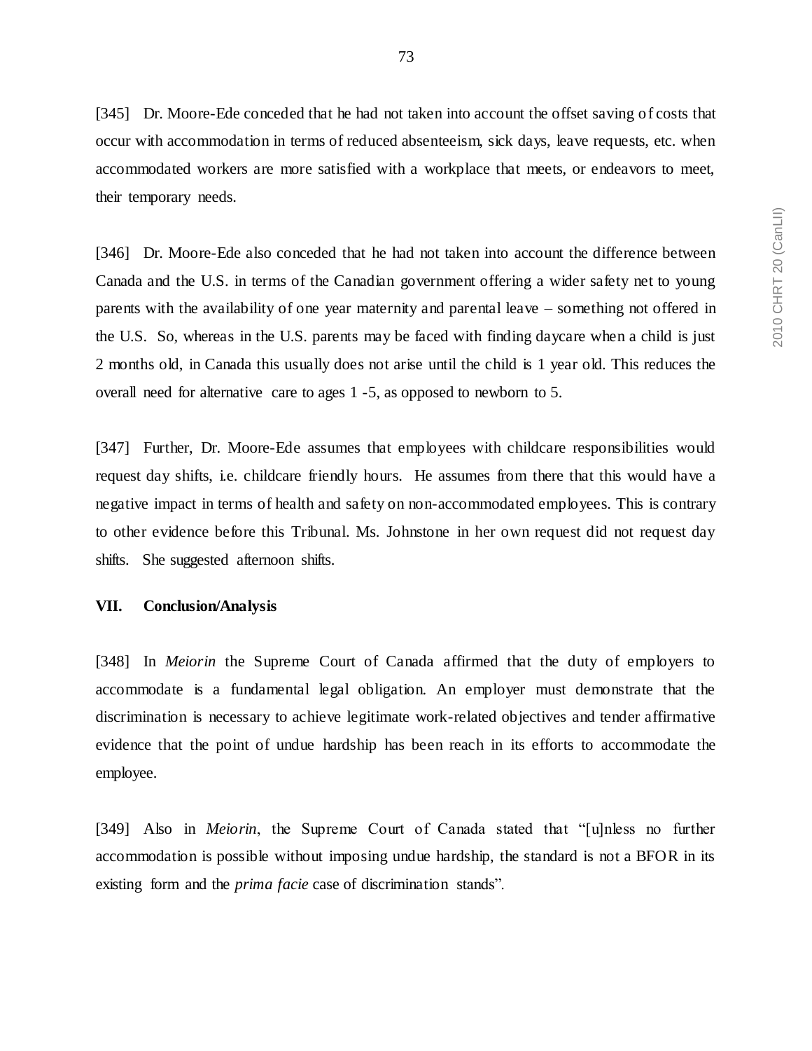[345] Dr. Moore-Ede conceded that he had not taken into account the offset saving of costs that occur with accommodation in terms of reduced absenteeism, sick days, leave requests, etc. when accommodated workers are more satisfied with a workplace that meets, or endeavors to meet, their temporary needs.

[346] Dr. Moore-Ede also conceded that he had not taken into account the difference between Canada and the U.S. in terms of the Canadian government offering a wider safety net to young parents with the availability of one year maternity and parental leave – something not offered in the U.S. So, whereas in the U.S. parents may be faced with finding daycare when a child is just 2 months old, in Canada this usually does not arise until the child is 1 year old. This reduces the overall need for alternative care to ages 1 -5, as opposed to newborn to 5.

[347] Further, Dr. Moore-Ede assumes that employees with childcare responsibilities would request day shifts, i.e. childcare friendly hours. He assumes from there that this would have a negative impact in terms of health and safety on non-accommodated employees. This is contrary to other evidence before this Tribunal. Ms. Johnstone in her own request did not request day shifts. She suggested afternoon shifts.

## VII. Conclusion/Analysis

[348] In *Meiorin* the Supreme Court of Canada affirmed that the duty of employers to accommodate is a fundamental legal obligation. An employer must demonstrate that the discrimination is necessary to achieve legitimate work-related objectives and tender affirmative evidence that the point of undue hardship has been reach in its efforts to accommodate the employee.

[349] Also in *Meiorin*, the Supreme Court of Canada stated that "[u]nless no further accommodation is possible without imposing undue hardship, the standard is not a BFOR in its existing form and the *prima facie* case of discrimination stands".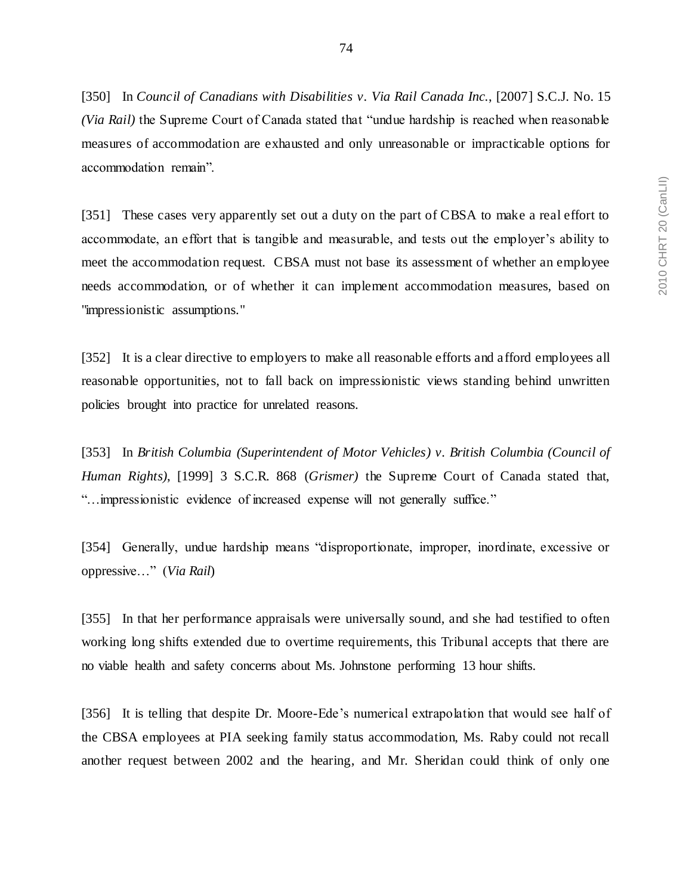[350] In *Council of Canadians with Disabilities v. Via Rail Canada Inc.*, [2007] S.C.J. No. 15 *(Via Rail)* the Supreme Court of Canada stated that "undue hardship is reached when reasonable measures of accommodation are exhausted and only unreasonable or impracticable options for accommodation remain".

[351] These cases very apparently set out a duty on the part of CBSA to make a real effort to accommodate, an effort that is tangible and measurable, and tests out the employer's ability to meet the accommodation request. CBSA must not base its assessment of whether an employee needs accommodation, or of whether it can implement accommodation measures, based on "impressionistic assumptions."

[352] It is a clear directive to employers to make all reasonable efforts and afford employees all reasonable opportunities, not to fall back on impressionistic views standing behind unwritten policies brought into practice for unrelated reasons.

[353] In *British Columbia (Superintendent of Motor Vehicles) v. British Columbia (Council of Human Rights)*, [1999] 3 S.C.R. 868 (*Grismer)* the Supreme Court of Canada stated that, "…impressionistic evidence of increased expense will not generally suffice."

[354] Generally, undue hardship means "disproportionate, improper, inordinate, excessive or oppressive…" (*Via Rail*)

[355] In that her performance appraisals were universally sound, and she had testified to often working long shifts extended due to overtime requirements, this Tribunal accepts that there are no viable health and safety concerns about Ms. Johnstone performing 13 hour shifts.

[356] It is telling that despite Dr. Moore-Ede's numerical extrapolation that would see half of the CBSA employees at PIA seeking family status accommodation, Ms. Raby could not recall another request between 2002 and the hearing, and Mr. Sheridan could think of only one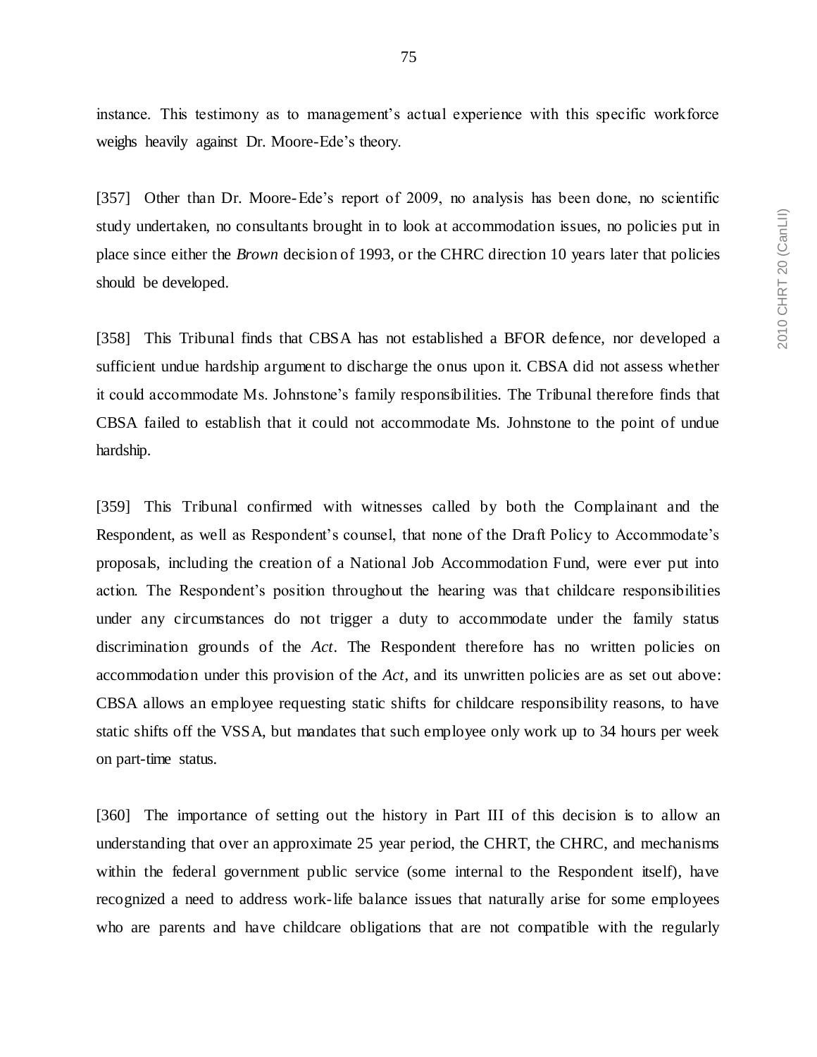instance. This testimony as to management's actual experience with this specific workforce weighs heavily against Dr. Moore-Ede's theory.

[357] Other than Dr. Moore-Ede's report of 2009, no analysis has been done, no scientific study undertaken, no consultants brought in to look at accommodation issues, no policies put in place since either the *Brown* decision of 1993, or the CHRC direction 10 years later that policies should be developed.

[358] This Tribunal finds that CBSA has not established a BFOR defence, nor developed a sufficient undue hardship argument to discharge the onus upon it. CBSA did not assess whether it could accommodate Ms. Johnstone's family responsibilities. The Tribunal therefore finds that CBSA failed to establish that it could not accommodate Ms. Johnstone to the point of undue hardship.

[359] This Tribunal confirmed with witnesses called by both the Complainant and the Respondent, as well as Respondent's counsel, that none of the Draft Policy to Accommodate's proposals, including the creation of a National Job Accommodation Fund, were ever put into action. The Respondent's position throughout the hearing was that childcare responsibilities under any circumstances do not trigger a duty to accommodate under the family status discrimination grounds of the *Act*. The Respondent therefore has no written policies on accommodation under this provision of the *Act*, and its unwritten policies are as set out above: CBSA allows an employee requesting static shifts for childcare responsibility reasons, to have static shifts off the VSSA, but mandates that such employee only work up to 34 hours per week on part-time status.

[360] The importance of setting out the history in Part III of this decision is to allow an understanding that over an approximate 25 year period, the CHRT, the CHRC, and mechanisms within the federal government public service (some internal to the Respondent itself), have recognized a need to address work-life balance issues that naturally arise for some employees who are parents and have childcare obligations that are not compatible with the regularly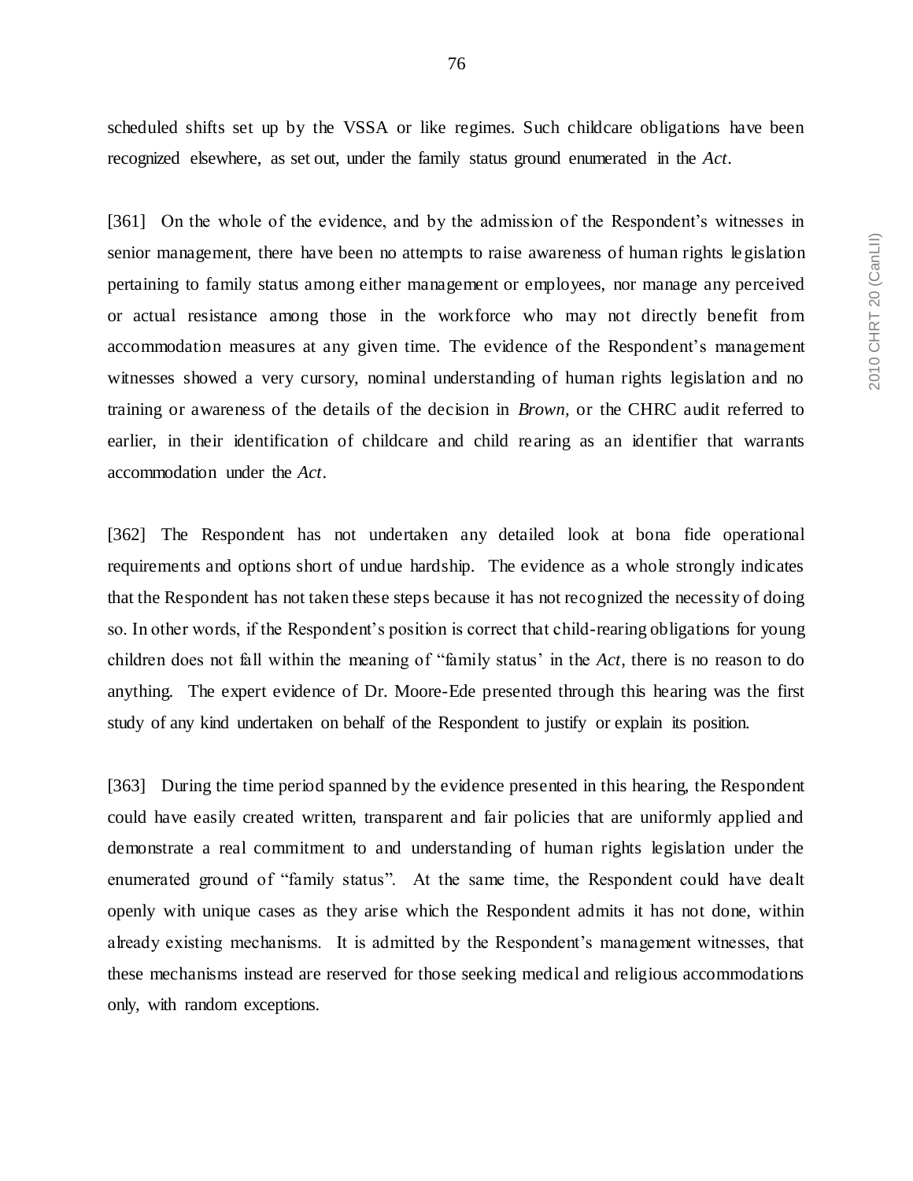scheduled shifts set up by the VSSA or like regimes. Such childcare obligations have been recognized elsewhere, as set out, under the family status ground enumerated in the *Act*.

[361] On the whole of the evidence, and by the admission of the Respondent's witnesses in senior management, there have been no attempts to raise awareness of human rights legislation pertaining to family status among either management or employees, nor manage any perceived or actual resistance among those in the workforce who may not directly benefit from accommodation measures at any given time. The evidence of the Respondent's management witnesses showed a very cursory, nominal understanding of human rights legislation and no training or awareness of the details of the decision in *Brown*, or the CHRC audit referred to earlier, in their identification of childcare and child rearing as an identifier that warrants accommodation under the *Act*.

[362] The Respondent has not undertaken any detailed look at bona fide operational requirements and options short of undue hardship. The evidence as a whole strongly indicates that the Respondent has not taken these steps because it has not recognized the necessity of doing so. In other words, if the Respondent's position is correct that child-rearing obligations for young children does not fall within the meaning of "family status' in the *Act*, there is no reason to do anything. The expert evidence of Dr. Moore-Ede presented through this hearing was the first study of any kind undertaken on behalf of the Respondent to justify or explain its position.

[363] During the time period spanned by the evidence presented in this hearing, the Respondent could have easily created written, transparent and fair policies that are uniformly applied and demonstrate a real commitment to and understanding of human rights legislation under the enumerated ground of "family status". At the same time, the Respondent could have dealt openly with unique cases as they arise which the Respondent admits it has not done, within already existing mechanisms. It is admitted by the Respondent's management witnesses, that these mechanisms instead are reserved for those seeking medical and religious accommodations only, with random exceptions.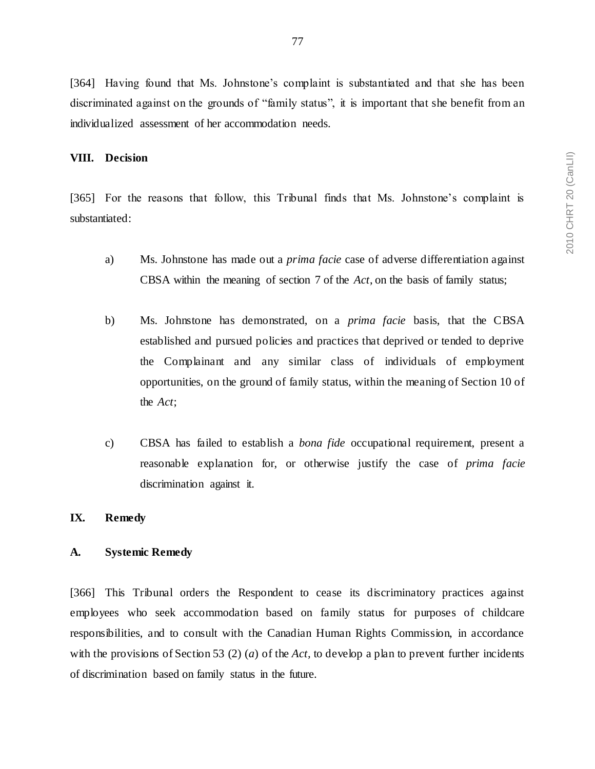[364] Having found that Ms. Johnstone's complaint is substantiated and that she has been discriminated against on the grounds of "family status", it is important that she benefit from an individualized assessment of her accommodation needs.

## VIII. Decision

[365] For the reasons that follow, this Tribunal finds that Ms. Johnstone's complaint is substantiated:

a) Ms. Johnstone has made out a *prima facie* case of adverse differentiation against CBSA within the meaning of section 7 of the *Act*, on the basis of family status;

b) Ms. Johnstone has demonstrated, on a *prima facie* basis, that the CBSA established and pursued policies and practices that deprived or tended to deprive the Complainant and any similar class of individuals of employment opportunities, on the ground of family status, within the meaning of Section 10 of the *Act*;

c) CBSA has failed to establish a *bona fide* occupational requirement, present a reasonable explanation for, or otherwise justify the case of *prima facie* discrimination against it.

## IX. Remedy

### A. Systemic Remedy

[366] This Tribunal orders the Respondent to cease its discriminatory practices against employees who seek accommodation based on family status for purposes of childcare responsibilities, and to consult with the Canadian Human Rights Commission, in accordance with the provisions of Section 53 (2) (*a*) of the *Act*, to develop a plan to prevent further incidents of discrimination based on family status in the future.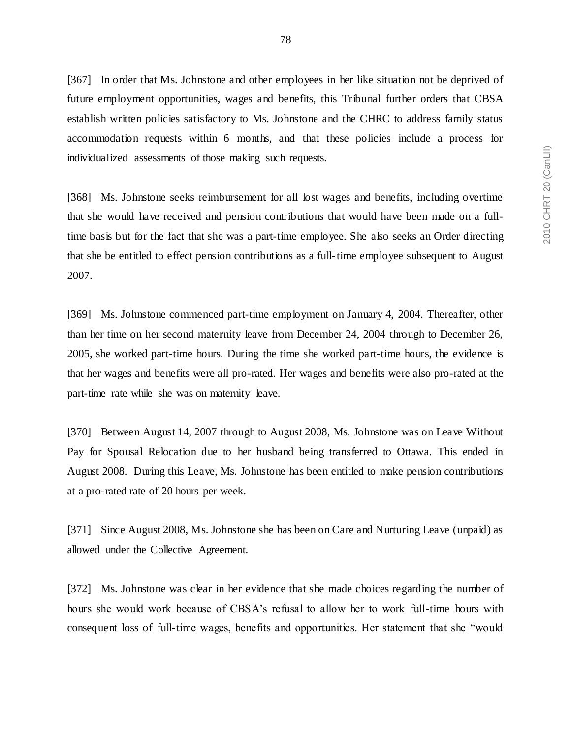[367] In order that Ms. Johnstone and other employees in her like situation not be deprived of future employment opportunities, wages and benefits, this Tribunal further orders that CBSA establish written policies satisfactory to Ms. Johnstone and the CHRC to address family status accommodation requests within 6 months, and that these policies include a process for individualized assessments of those making such requests.

[368] Ms. Johnstone seeks reimbursement for all lost wages and benefits, including overtime that she would have received and pension contributions that would have been made on a full-time basis but for the fact that she was a part-time employee. She also seeks an Order directing that she be entitled to effect pension contributions as a full-time employee subsequent to August 2007.

[369] Ms. Johnstone commenced part-time employment on January 4, 2004. Thereafter, other than her time on her second maternity leave from December 24, 2004 through to December 26, 2005, she worked part-time hours. During the time she worked part-time hours, the evidence is that her wages and benefits were all pro-rated. Her wages and benefits were also pro-rated at the part-time rate while she was on maternity leave.

[370] Between August 14, 2007 through to August 2008, Ms. Johnstone was on Leave Without Pay for Spousal Relocation due to her husband being transferred to Ottawa. This ended in August 2008. During this Leave, Ms. Johnstone has been entitled to make pension contributions at a pro-rated rate of 20 hours per week.

[371] Since August 2008, Ms. Johnstone she has been on Care and Nurturing Leave (unpaid) as allowed under the Collective Agreement.

[372] Ms. Johnstone was clear in her evidence that she made choices regarding the number of hours she would work because of CBSA's refusal to allow her to work full-time hours with consequent loss of full-time wages, benefits and opportunities. Her statement that she "would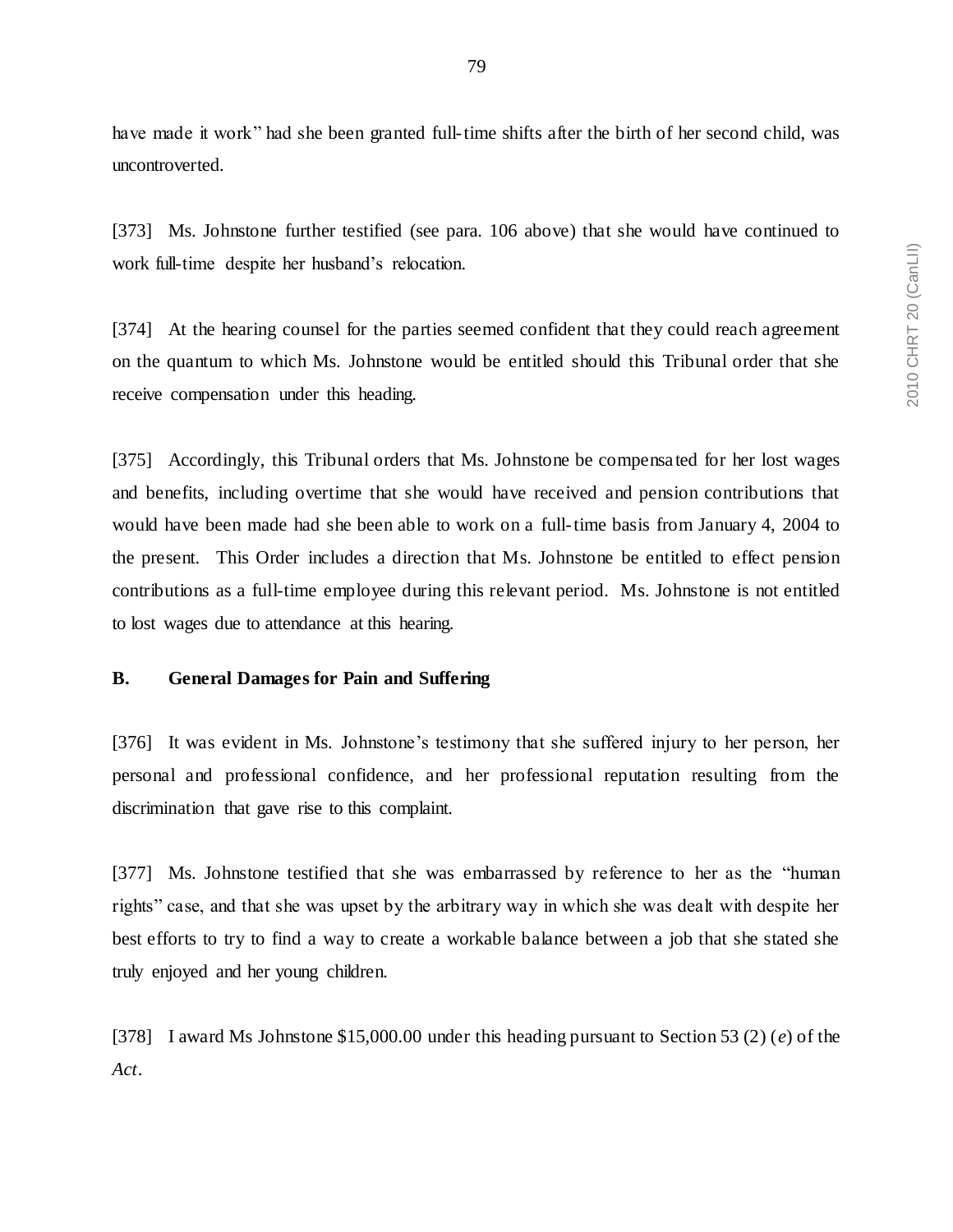have made it work" had she been granted full-time shifts after the birth of her second child, was uncontroverted.

[373] Ms. Johnstone further testified (see para. 106 above) that she would have continued to work full-time despite her husband's relocation.

[374] At the hearing counsel for the parties seemed confident that they could reach agreement on the quantum to which Ms. Johnstone would be entitled should this Tribunal order that she receive compensation under this heading.

[375] Accordingly, this Tribunal orders that Ms. Johnstone be compensated for her lost wages and benefits, including overtime that she would have received and pension contributions that would have been made had she been able to work on a full-time basis from January 4, 2004 to the present. This Order includes a direction that Ms. Johnstone be entitled to effect pension contributions as a full-time employee during this relevant period. Ms. Johnstone is not entitled to lost wages due to attendance at this hearing.

### B. General Damages for Pain and Suffering

[376] It was evident in Ms. Johnstone's testimony that she suffered injury to her person, her personal and professional confidence, and her professional reputation resulting from the discrimination that gave rise to this complaint.

[377] Ms. Johnstone testified that she was embarrassed by reference to her as the "human rights" case, and that she was upset by the arbitrary way in which she was dealt with despite her best efforts to try to find a way to create a workable balance between a job that she stated she truly enjoyed and her young children.

[378] I award Ms Johnstone $15,000.00 under this heading pursuant to Section 53 (2) (*e*) of the *Act*.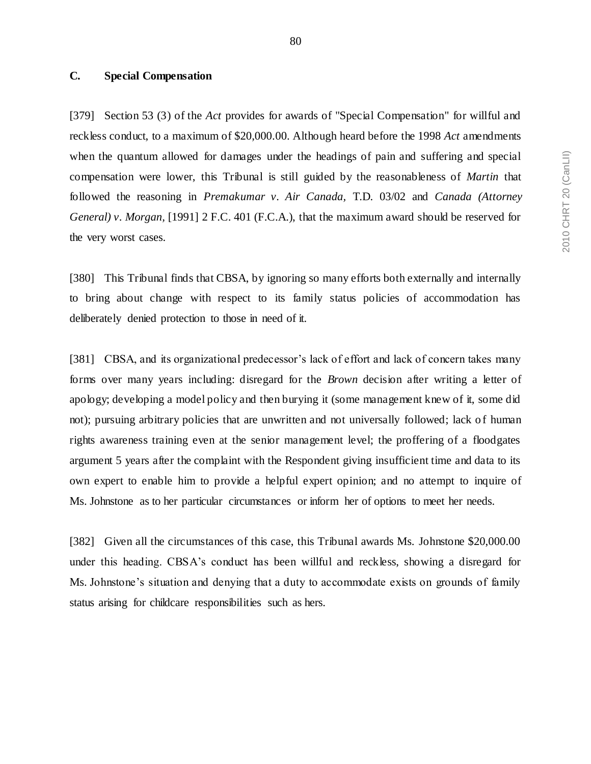### C. Special Compensation

[379] Section 53 (3) of the *Act* provides for awards of "Special Compensation" for willful and reckless conduct, to a maximum of $20,000.00. Although heard before the 1998 *Act* amendments when the quantum allowed for damages under the headings of pain and suffering and special compensation were lower, this Tribunal is still guided by the reasonableness of *Martin* that followed the reasoning in *Premakumar v. Air Canada*, T.D. 03/02 and *Canada (Attorney General) v. Morgan*, [1991] 2 F.C. 401 (F.C.A.), that the maximum award should be reserved for the very worst cases.

[380] This Tribunal finds that CBSA, by ignoring so many efforts both externally and internally to bring about change with respect to its family status policies of accommodation has deliberately denied protection to those in need of it.

[381] CBSA, and its organizational predecessor's lack of effort and lack of concern takes many forms over many years including: disregard for the *Brown* decision after writing a letter of apology; developing a model policy and then burying it (some management knew of it, some did not); pursuing arbitrary policies that are unwritten and not universally followed; lack of human rights awareness training even at the senior management level; the proffering of a floodgates argument 5 years after the complaint with the Respondent giving insufficient time and data to its own expert to enable him to provide a helpful expert opinion; and no attempt to inquire of Ms. Johnstone as to her particular circumstances or inform her of options to meet her needs.

[382] Given all the circumstances of this case, this Tribunal awards Ms. Johnstone $20,000.00 under this heading. CBSA's conduct has been willful and reckless, showing a disregard for Ms. Johnstone's situation and denying that a duty to accommodate exists on grounds of family status arising for childcare responsibilities such as hers.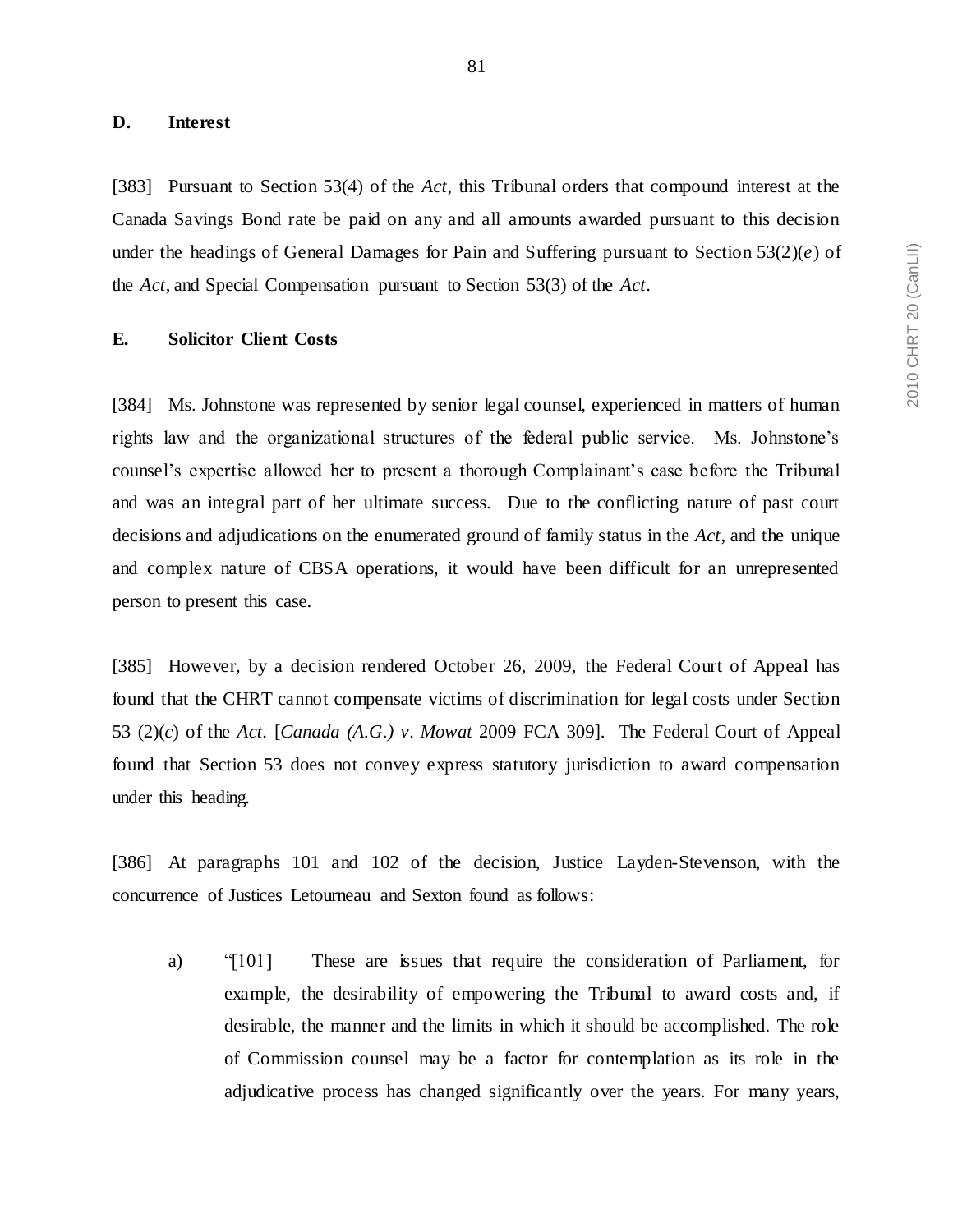### D. Interest

[383] Pursuant to Section 53(4) of the *Act*, this Tribunal orders that compound interest at the Canada Savings Bond rate be paid on any and all amounts awarded pursuant to this decision under the headings of General Damages for Pain and Suffering pursuant to Section 53(2)(*e*) of the *Act*, and Special Compensation pursuant to Section 53(3) of the *Act*.

### E. Solicitor Client Costs

[384] Ms. Johnstone was represented by senior legal counsel, experienced in matters of human rights law and the organizational structures of the federal public service. Ms. Johnstone's counsel's expertise allowed her to present a thorough Complainant's case before the Tribunal and was an integral part of her ultimate success. Due to the conflicting nature of past court decisions and adjudications on the enumerated ground of family status in the *Act*, and the unique and complex nature of CBSA operations, it would have been difficult for an unrepresented person to present this case.

[385] However, by a decision rendered October 26, 2009, the Federal Court of Appeal has found that the CHRT cannot compensate victims of discrimination for legal costs under Section 53 (2)(*c*) of the *Act*. [*Canada (A.G.) v. Mowat* 2009 FCA 309]. The Federal Court of Appeal found that Section 53 does not convey express statutory jurisdiction to award compensation under this heading.

[386] At paragraphs 101 and 102 of the decision, Justice Layden-Stevenson, with the concurrence of Justices Letourneau and Sexton found as follows:

a) "[101] These are issues that require the consideration of Parliament, for example, the desirability of empowering the Tribunal to award costs and, if desirable, the manner and the limits in which it should be accomplished. The role of Commission counsel may be a factor for contemplation as its role in the adjudicative process has changed significantly over the years. For many years,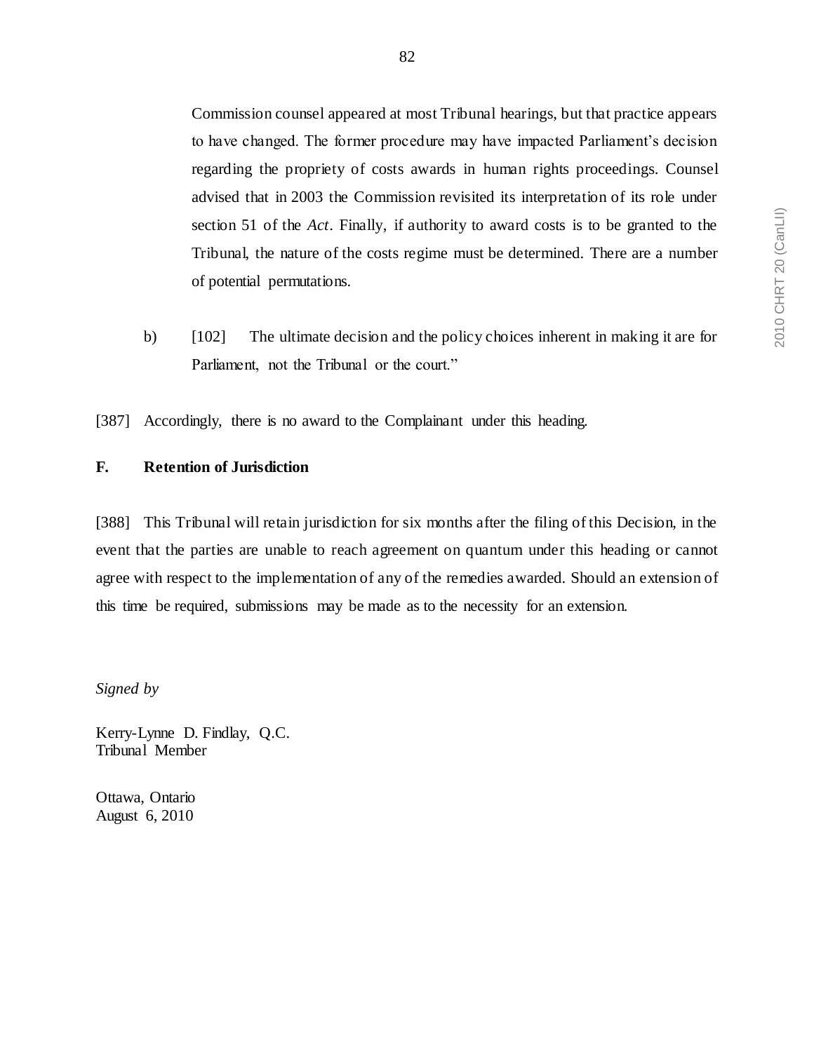> Commission counsel appeared at most Tribunal hearings, but that practice appears to have changed. The former procedure may have impacted Parliament's decision regarding the propriety of costs awards in human rights proceedings. Counsel advised that in 2003 the Commission revisited its interpretation of its role under section 51 of the *Act*. Finally, if authority to award costs is to be granted to the Tribunal, the nature of the costs regime must be determined. There are a number of potential permutations.
>
> b) [102] The ultimate decision and the policy choices inherent in making it are for Parliament, not the Tribunal or the court."

[387] Accordingly, there is no award to the Complainant under this heading.

**F. Retention of Jurisdiction**

[388] This Tribunal will retain jurisdiction for six months after the filing of this Decision, in the event that the parties are unable to reach agreement on quantum under this heading or cannot agree with respect to the implementation of any of the remedies awarded. Should an extension of this time be required, submissions may be made as to the necessity for an extension.

*Signed by*

Kerry-Lynne D. Findlay, Q.C.
Tribunal Member

Ottawa, Ontario
August 6, 2010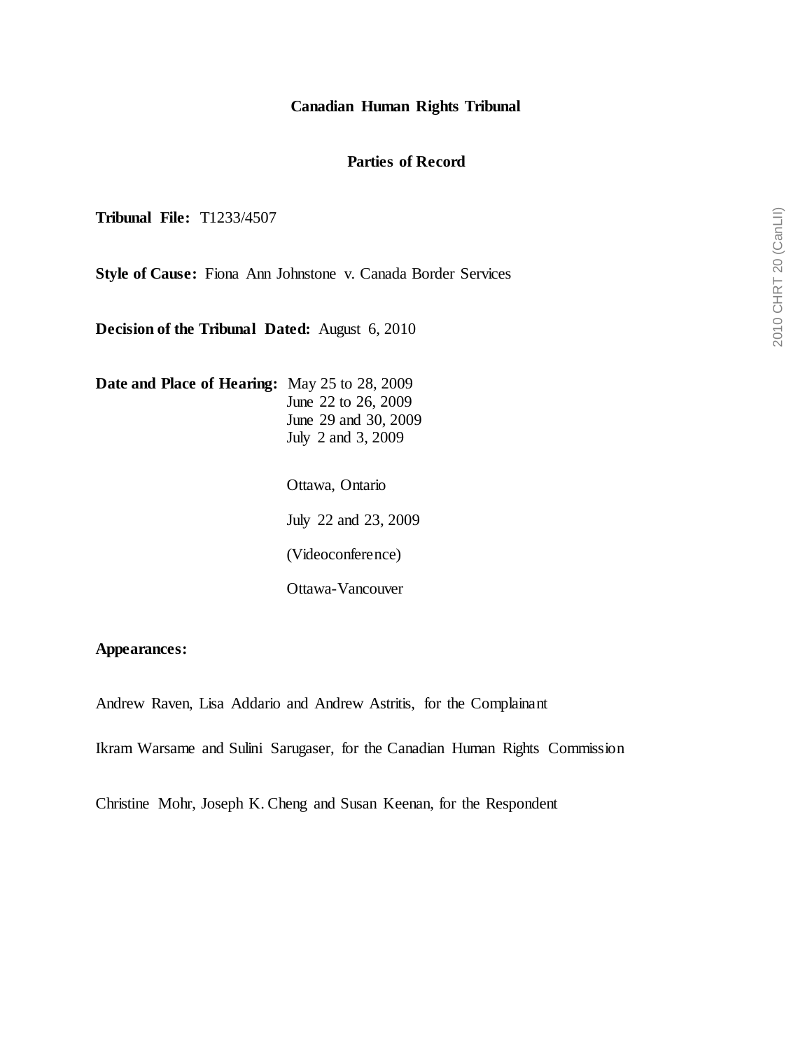**Canadian Human Rights Tribunal**

**Parties of Record**

**Tribunal File:** T1233/4507

**Style of Cause:** Fiona Ann Johnstone v. Canada Border Services

**Decision of the Tribunal Dated:** August 6, 2010

**Date and Place of Hearing:** May 25 to 28, 2009
June 22 to 26, 2009
June 29 and 30, 2009
July 2 and 3, 2009

Ottawa, Ontario

July 22 and 23, 2009

(Videoconference)

Ottawa-Vancouver

**Appearances:**

Andrew Raven, Lisa Addario and Andrew Astritis, for the Complainant

Ikram Warsame and Sulini Sarugaser, for the Canadian Human Rights Commission

Christine Mohr, Joseph K. Cheng and Susan Keenan, for the Respondent